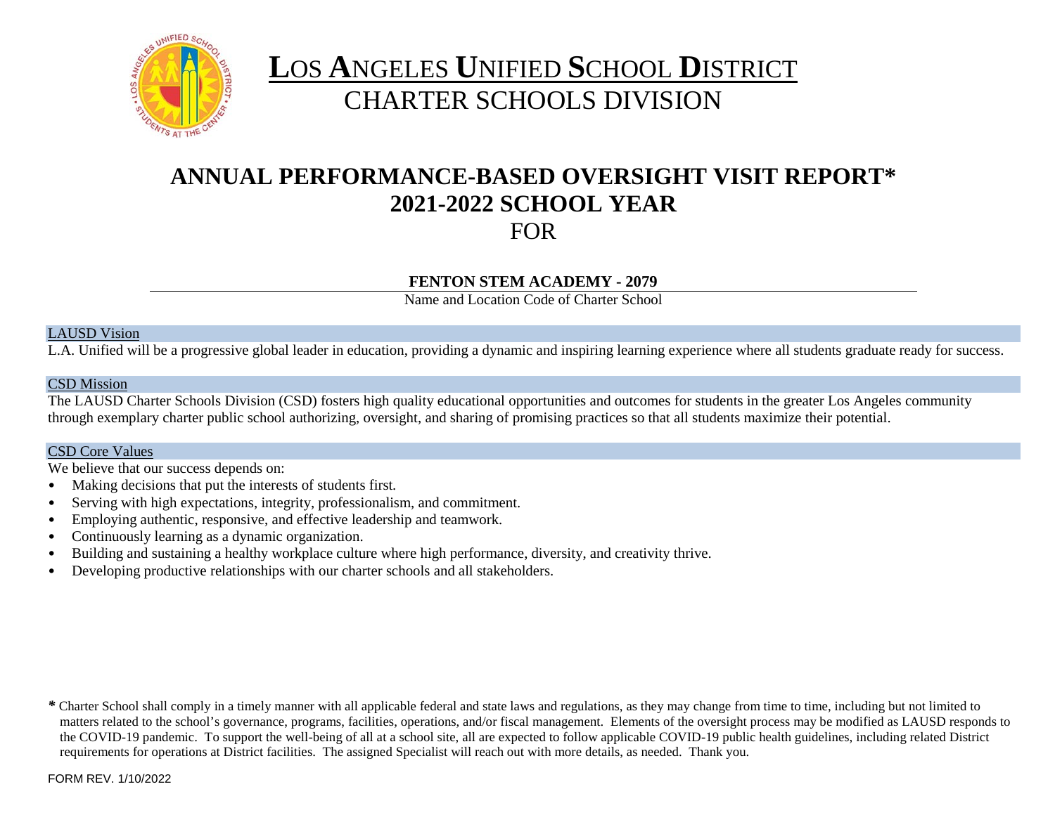# LOS ANGELES UNIFIED SCHOOL DISTRICT

## CHARTER SCHOOLS DIVISION

# ANNUAL PERFORMANCE-BASED OVERSIGHT VISIT REPORT*
# 2021-2022 SCHOOL YEAR

FOR

**FENTON STEM ACADEMY - 2079**

Name and Location Code of Charter School

### LAUSD Vision

L.A. Unified will be a progressive global leader in education, providing a dynamic and inspiring learning experience where all students graduate ready for success.

### CSD Mission

The LAUSD Charter Schools Division (CSD) fosters high quality educational opportunities and outcomes for students in the greater Los Angeles community through exemplary charter public school authorizing, oversight, and sharing of promising practices so that all students maximize their potential.

### CSD Core Values

We believe that our success depends on:

- Making decisions that put the interests of students first.
- Serving with high expectations, integrity, professionalism, and commitment.
- Employing authentic, responsive, and effective leadership and teamwork.
- Continuously learning as a dynamic organization.
- Building and sustaining a healthy workplace culture where high performance, diversity, and creativity thrive.
- Developing productive relationships with our charter schools and all stakeholders.

* Charter School shall comply in a timely manner with all applicable federal and state laws and regulations, as they may change from time to time, including but not limited to matters related to the school's governance, programs, facilities, operations, and/or fiscal management. Elements of the oversight process may be modified as LAUSD responds to the COVID-19 pandemic. To support the well-being of all at a school site, all are expected to follow applicable COVID-19 public health guidelines, including related District requirements for operations at District facilities. The assigned Specialist will reach out with more details, as needed. Thank you.

FORM REV. 1/10/2022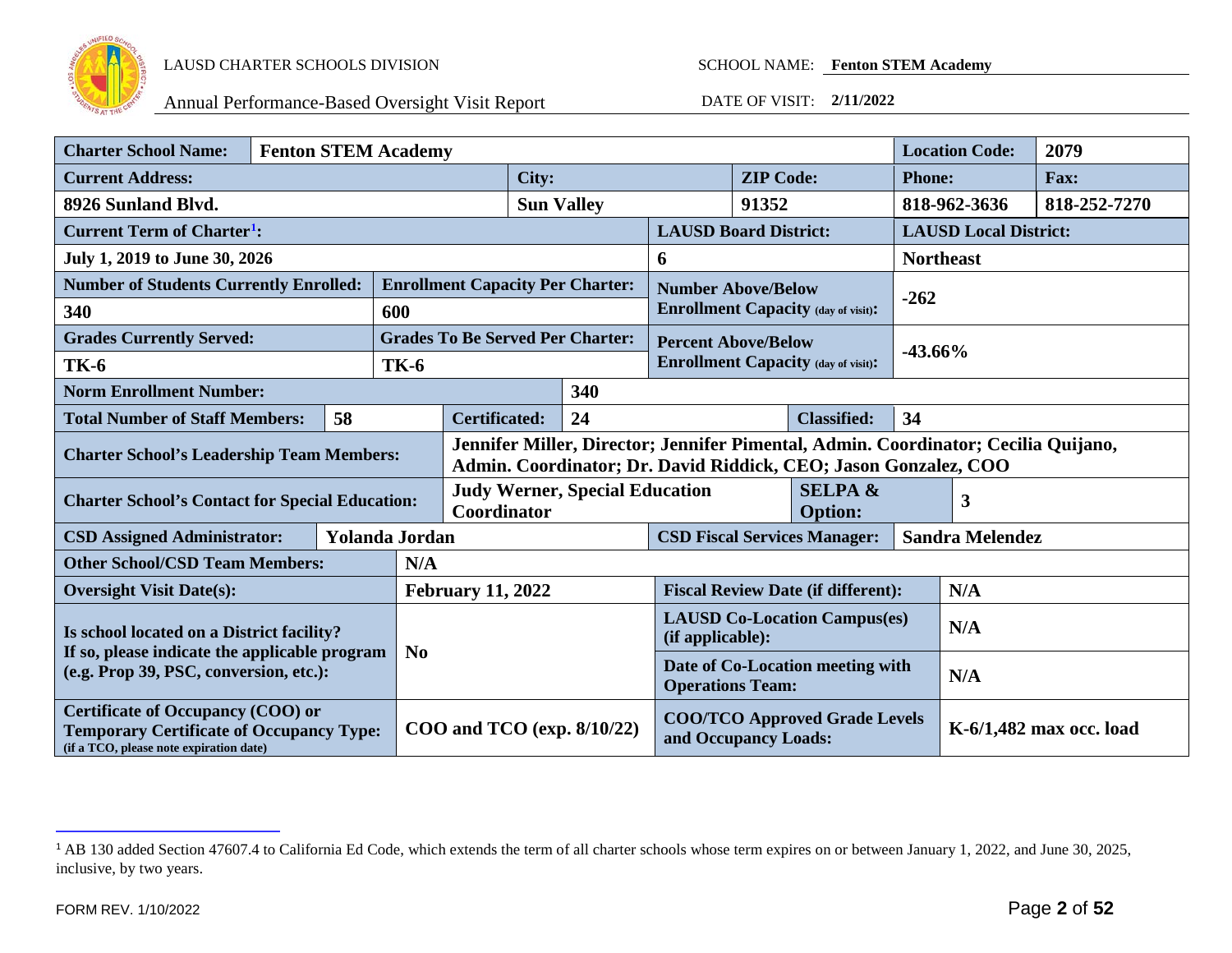| Charter School Name: | Fenton STEM Academy | | | Location Code: | 2079 |
|---|---|---|---|---|---|
| Current Address: | City: | ZIP Code: | | Phone: | Fax: |
| 8926 Sunland Blvd. | Sun Valley | 91352 | | 818-962-3636 | 818-252-7270 |
| Current Term of Charter[1]: | | LAUSD Board District: | | LAUSD Local District: | |
| July 1, 2019 to June 30, 2026 | | 6 | | Northeast | |
| Number of Students Currently Enrolled: | Enrollment Capacity Per Charter: | Number Above/Below Enrollment Capacity (day of visit): | | -262 | |
| 340 | 600 | | | | |
| Grades Currently Served: | Grades To Be Served Per Charter: | Percent Above/Below Enrollment Capacity (day of visit): | | -43.66% | |
| TK-6 | TK-6 | | | | |
| Norm Enrollment Number: | 340 | | | | |
| Total Number of Staff Members: | 58 | Certificated: | 24 | Classified: | 34 |
| Charter School's Leadership Team Members: | Jennifer Miller, Director; Jennifer Pimental, Admin. Coordinator; Cecilia Quijano, Admin. Coordinator; Dr. David Riddick, CEO; Jason Gonzalez, COO | | | | |
| Charter School's Contact for Special Education: | Judy Werner, Special Education Coordinator | | | SELPA & Option: | 3 |
| CSD Assigned Administrator: | Yolanda Jordan | CSD Fiscal Services Manager: | | Sandra Melendez | |
| Other School/CSD Team Members: | N/A | | | | |
| Oversight Visit Date(s): | February 11, 2022 | Fiscal Review Date (if different): | | N/A | |
| Is school located on a District facility? If so, please indicate the applicable program (e.g. Prop 39, PSC, conversion, etc.): | No | LAUSD Co-Location Campus(es) (if applicable): | | N/A | |
| | | Date of Co-Location meeting with Operations Team: | | N/A | |
| Certificate of Occupancy (COO) or Temporary Certificate of Occupancy Type: (if a TCO, please note expiration date) | COO and TCO (exp. 8/10/22) | COO/TCO Approved Grade Levels and Occupancy Loads: | | K-6/1,482 max occ. load | |

[1] AB 130 added Section 47607.4 to California Ed Code, which extends the term of all charter schools whose term expires on or between January 1, 2022, and June 30, 2025, inclusive, by two years.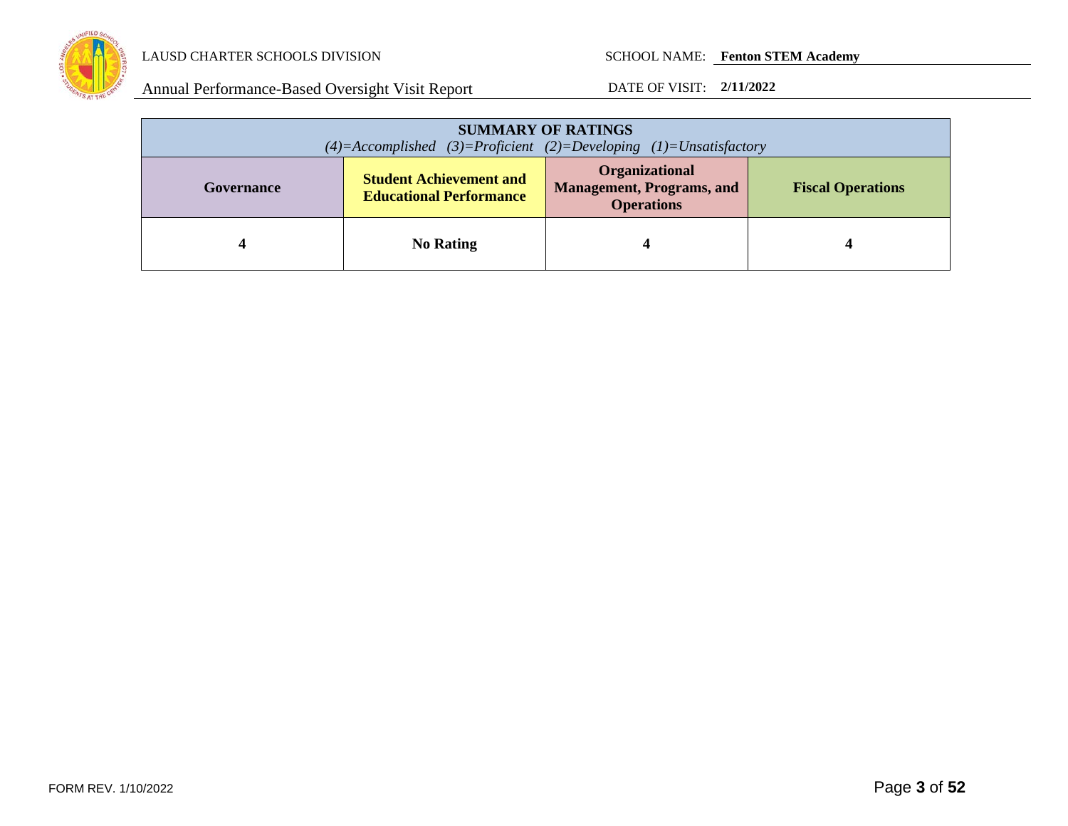| SUMMARY OF RATINGS<br>*(4)=Accomplished (3)=Proficient (2)=Developing (1)=Unsatisfactory* | | | |
|---|---|---|---|
| **Governance** | **Student Achievement and Educational Performance** | **Organizational Management, Programs, and Operations** | **Fiscal Operations** |
| **4** | **No Rating** | **4** | **4** |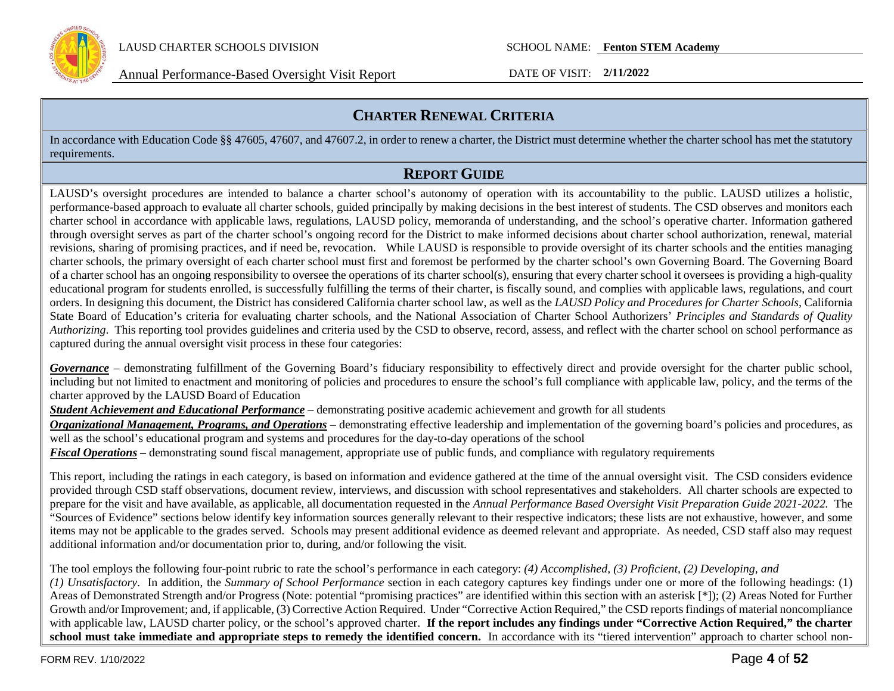## CHARTER RENEWAL CRITERIA

In accordance with Education Code §§ 47605, 47607, and 47607.2, in order to renew a charter, the District must determine whether the charter school has met the statutory requirements.

## REPORT GUIDE

LAUSD's oversight procedures are intended to balance a charter school's autonomy of operation with its accountability to the public. LAUSD utilizes a holistic, performance-based approach to evaluate all charter schools, guided principally by making decisions in the best interest of students. The CSD observes and monitors each charter school in accordance with applicable laws, regulations, LAUSD policy, memoranda of understanding, and the school's operative charter. Information gathered through oversight serves as part of the charter school's ongoing record for the District to make informed decisions about charter school authorization, renewal, material revisions, sharing of promising practices, and if need be, revocation. While LAUSD is responsible to provide oversight of its charter schools and the entities managing charter schools, the primary oversight of each charter school must first and foremost be performed by the charter school's own Governing Board. The Governing Board of a charter school has an ongoing responsibility to oversee the operations of its charter school(s), ensuring that every charter school it oversees is providing a high-quality educational program for students enrolled, is successfully fulfilling the terms of their charter, is fiscally sound, and complies with applicable laws, regulations, and court orders. In designing this document, the District has considered California charter school law, as well as the *LAUSD Policy and Procedures for Charter Schools*, California State Board of Education's criteria for evaluating charter schools, and the National Association of Charter School Authorizers' *Principles and Standards of Quality Authorizing*. This reporting tool provides guidelines and criteria used by the CSD to observe, record, assess, and reflect with the charter school on school performance as captured during the annual oversight visit process in these four categories:

***Governance*** – demonstrating fulfillment of the Governing Board's fiduciary responsibility to effectively direct and provide oversight for the charter public school, including but not limited to enactment and monitoring of policies and procedures to ensure the school's full compliance with applicable law, policy, and the terms of the charter approved by the LAUSD Board of Education

***Student Achievement and Educational Performance*** – demonstrating positive academic achievement and growth for all students

***Organizational Management, Programs, and Operations*** – demonstrating effective leadership and implementation of the governing board's policies and procedures, as well as the school's educational program and systems and procedures for the day-to-day operations of the school

***Fiscal Operations*** – demonstrating sound fiscal management, appropriate use of public funds, and compliance with regulatory requirements

This report, including the ratings in each category, is based on information and evidence gathered at the time of the annual oversight visit. The CSD considers evidence provided through CSD staff observations, document review, interviews, and discussion with school representatives and stakeholders. All charter schools are expected to prepare for the visit and have available, as applicable, all documentation requested in the *Annual Performance Based Oversight Visit Preparation Guide 2021-2022.* The "Sources of Evidence" sections below identify key information sources generally relevant to their respective indicators; these lists are not exhaustive, however, and some items may not be applicable to the grades served. Schools may present additional evidence as deemed relevant and appropriate. As needed, CSD staff also may request additional information and/or documentation prior to, during, and/or following the visit.

The tool employs the following four-point rubric to rate the school's performance in each category: *(4) Accomplished, (3) Proficient, (2) Developing, and (1) Unsatisfactory*. In addition, the *Summary of School Performance* section in each category captures key findings under one or more of the following headings: (1) Areas of Demonstrated Strength and/or Progress (Note: potential "promising practices" are identified within this section with an asterisk [*]); (2) Areas Noted for Further Growth and/or Improvement; and, if applicable, (3) Corrective Action Required. Under "Corrective Action Required," the CSD reports findings of material noncompliance with applicable law, LAUSD charter policy, or the school's approved charter. **If the report includes any findings under "Corrective Action Required," the charter school must take immediate and appropriate steps to remedy the identified concern.** In accordance with its "tiered intervention" approach to charter school non-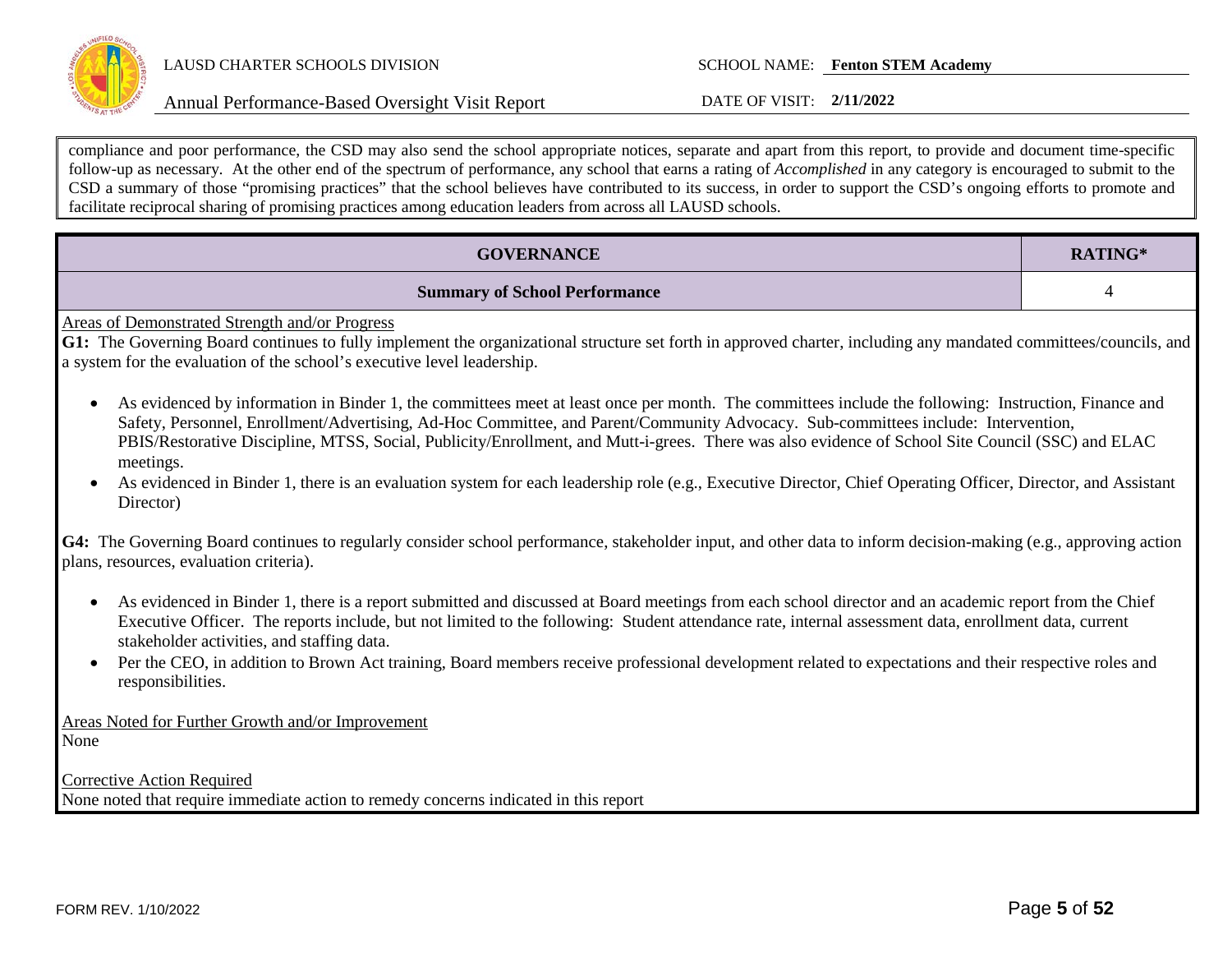compliance and poor performance, the CSD may also send the school appropriate notices, separate and apart from this report, to provide and document time-specific follow-up as necessary. At the other end of the spectrum of performance, any school that earns a rating of *Accomplished* in any category is encouraged to submit to the CSD a summary of those "promising practices" that the school believes have contributed to its success, in order to support the CSD's ongoing efforts to promote and facilitate reciprocal sharing of promising practices among education leaders from across all LAUSD schools.

| GOVERNANCE | RATING* |
|---|---|
| **Summary of School Performance** | 4 |

Areas of Demonstrated Strength and/or Progress

**G1:** The Governing Board continues to fully implement the organizational structure set forth in approved charter, including any mandated committees/councils, and a system for the evaluation of the school's executive level leadership.

- As evidenced by information in Binder 1, the committees meet at least once per month. The committees include the following: Instruction, Finance and Safety, Personnel, Enrollment/Advertising, Ad-Hoc Committee, and Parent/Community Advocacy. Sub-committees include: Intervention, PBIS/Restorative Discipline, MTSS, Social, Publicity/Enrollment, and Mutt-i-grees. There was also evidence of School Site Council (SSC) and ELAC meetings.
- As evidenced in Binder 1, there is an evaluation system for each leadership role (e.g., Executive Director, Chief Operating Officer, Director, and Assistant Director)

**G4:** The Governing Board continues to regularly consider school performance, stakeholder input, and other data to inform decision-making (e.g., approving action plans, resources, evaluation criteria).

- As evidenced in Binder 1, there is a report submitted and discussed at Board meetings from each school director and an academic report from the Chief Executive Officer. The reports include, but not limited to the following: Student attendance rate, internal assessment data, enrollment data, current stakeholder activities, and staffing data.
- Per the CEO, in addition to Brown Act training, Board members receive professional development related to expectations and their respective roles and responsibilities.

Areas Noted for Further Growth and/or Improvement

None

Corrective Action Required

None noted that require immediate action to remedy concerns indicated in this report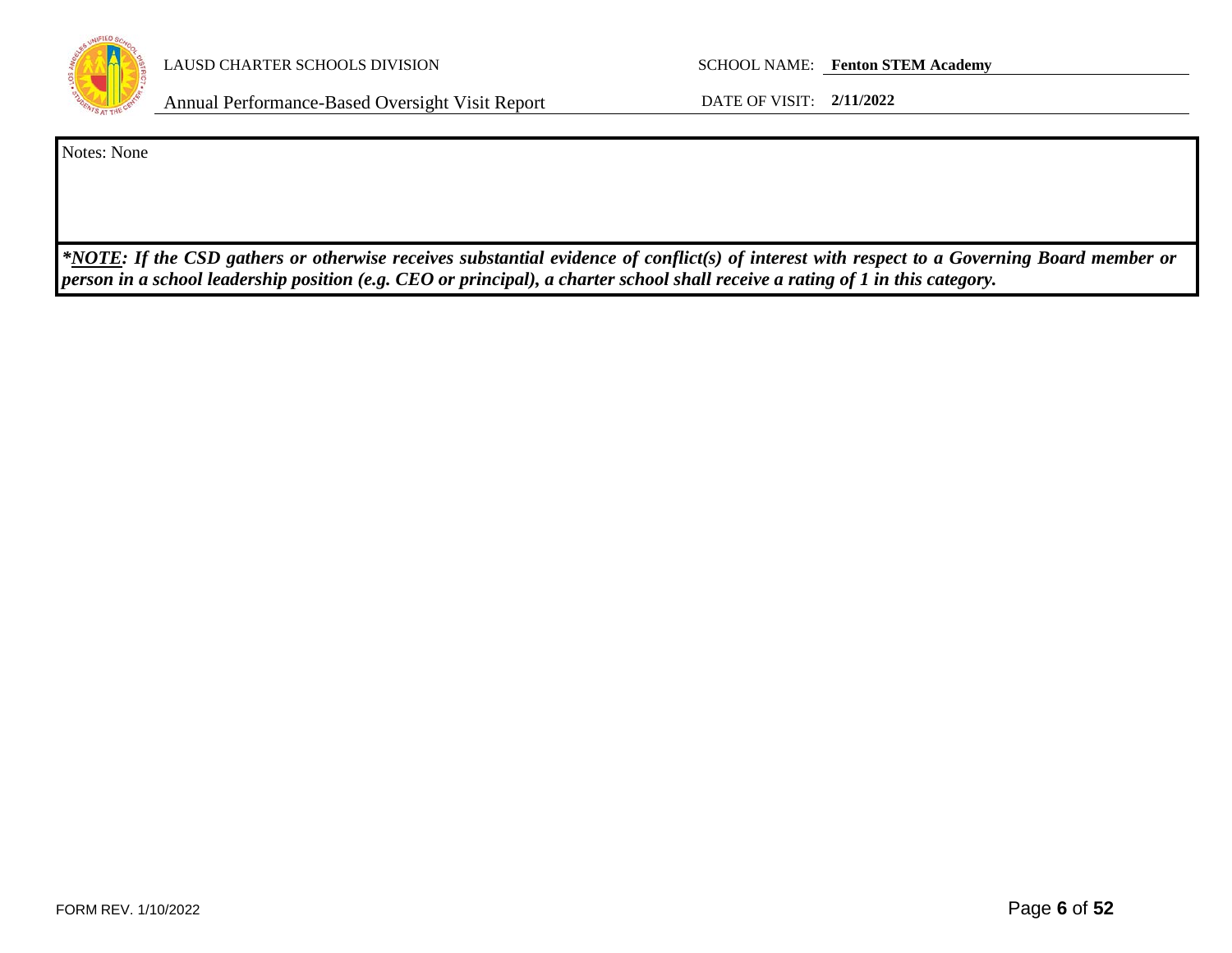Notes: None

***<u>NOTE</u>: If the CSD gathers or otherwise receives substantial evidence of conflict(s) of interest with respect to a Governing Board member or person in a school leadership position (e.g. CEO or principal), a charter school shall receive a rating of 1 in this category.***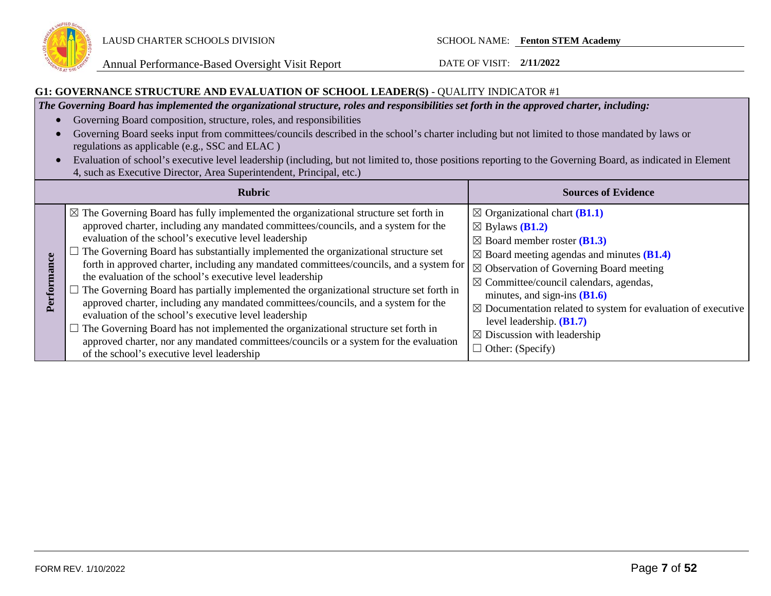LAUSD CHARTER SCHOOLS DIVISION

Annual Performance-Based Oversight Visit Report

SCHOOL NAME: **Fenton STEM Academy**

DATE OF VISIT: **2/11/2022**

## G1: GOVERNANCE STRUCTURE AND EVALUATION OF SCHOOL LEADER(S) - QUALITY INDICATOR #1

***The Governing Board has implemented the organizational structure, roles and responsibilities set forth in the approved charter, including:***

- Governing Board composition, structure, roles, and responsibilities
- Governing Board seeks input from committees/councils described in the school's charter including but not limited to those mandated by laws or regulations as applicable (e.g., SSC and ELAC )
- Evaluation of school's executive level leadership (including, but not limited to, those positions reporting to the Governing Board, as indicated in Element 4, such as Executive Director, Area Superintendent, Principal, etc.)

| | Rubric | Sources of Evidence |
|---|---|---|
| **Performance** | ☒ The Governing Board has fully implemented the organizational structure set forth in approved charter, including any mandated committees/councils, and a system for the evaluation of the school's executive level leadership<br>☐ The Governing Board has substantially implemented the organizational structure set forth in approved charter, including any mandated committees/councils, and a system for the evaluation of the school's executive level leadership<br>☐ The Governing Board has partially implemented the organizational structure set forth in approved charter, including any mandated committees/councils, and a system for the evaluation of the school's executive level leadership<br>☐ The Governing Board has not implemented the organizational structure set forth in approved charter, nor any mandated committees/councils or a system for the evaluation of the school's executive level leadership | ☒ Organizational chart **(B1.1)**<br>☒ Bylaws **(B1.2)**<br>☒ Board member roster **(B1.3)**<br>☒ Board meeting agendas and minutes **(B1.4)**<br>☒ Observation of Governing Board meeting<br>☒ Committee/council calendars, agendas, minutes, and sign-ins **(B1.6)**<br>☒ Documentation related to system for evaluation of executive level leadership. **(B1.7)**<br>☒ Discussion with leadership<br>☐ Other: (Specify) |

FORM REV. 1/10/2022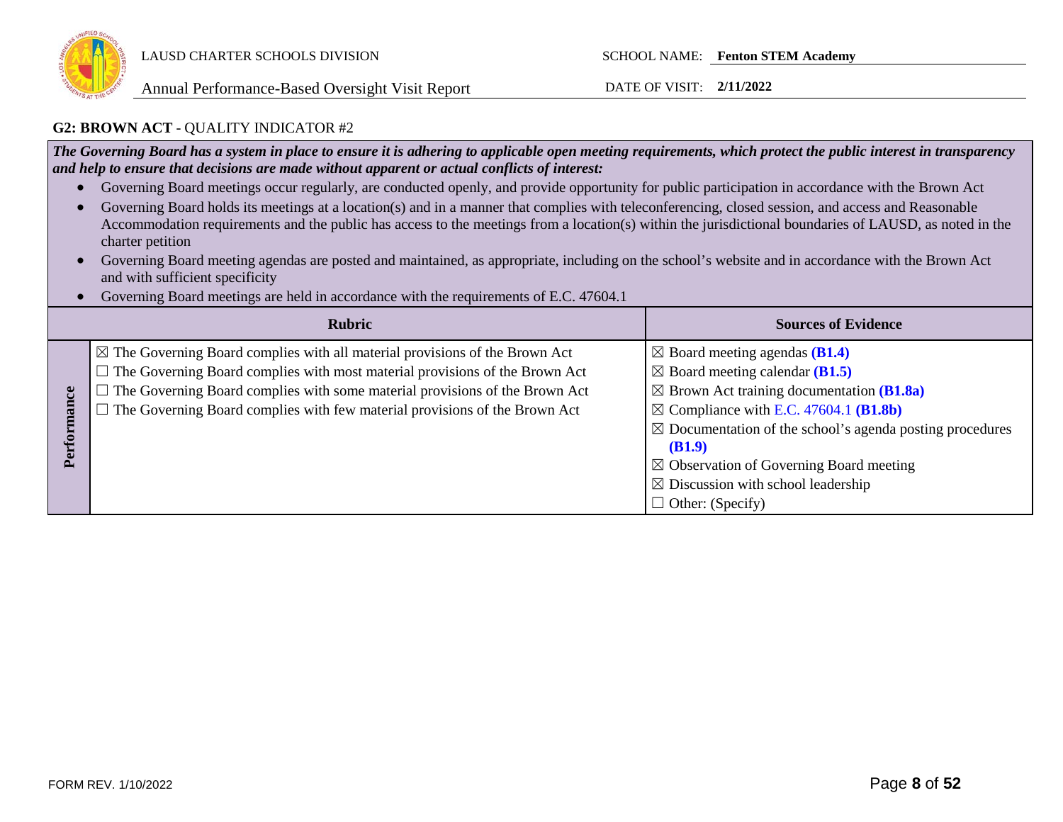### G2: BROWN ACT - QUALITY INDICATOR #2

***The Governing Board has a system in place to ensure it is adhering to applicable open meeting requirements, which protect the public interest in transparency and help to ensure that decisions are made without apparent or actual conflicts of interest:***

- Governing Board meetings occur regularly, are conducted openly, and provide opportunity for public participation in accordance with the Brown Act
- Governing Board holds its meetings at a location(s) and in a manner that complies with teleconferencing, closed session, and access and Reasonable Accommodation requirements and the public has access to the meetings from a location(s) within the jurisdictional boundaries of LAUSD, as noted in the charter petition
- Governing Board meeting agendas are posted and maintained, as appropriate, including on the school's website and in accordance with the Brown Act and with sufficient specificity
- Governing Board meetings are held in accordance with the requirements of E.C. 47604.1

| | Rubric | Sources of Evidence |
|---|---|---|
| **Performance** | ☒ The Governing Board complies with all material provisions of the Brown Act<br>☐ The Governing Board complies with most material provisions of the Brown Act<br>☐ The Governing Board complies with some material provisions of the Brown Act<br>☐ The Governing Board complies with few material provisions of the Brown Act | ☒ Board meeting agendas **(B1.4)**<br>☒ Board meeting calendar **(B1.5)**<br>☒ Brown Act training documentation **(B1.8a)**<br>☒ Compliance with E.C. 47604.1 **(B1.8b)**<br>☒ Documentation of the school's agenda posting procedures **(B1.9)**<br>☒ Observation of Governing Board meeting<br>☒ Discussion with school leadership<br>☐ Other: (Specify) |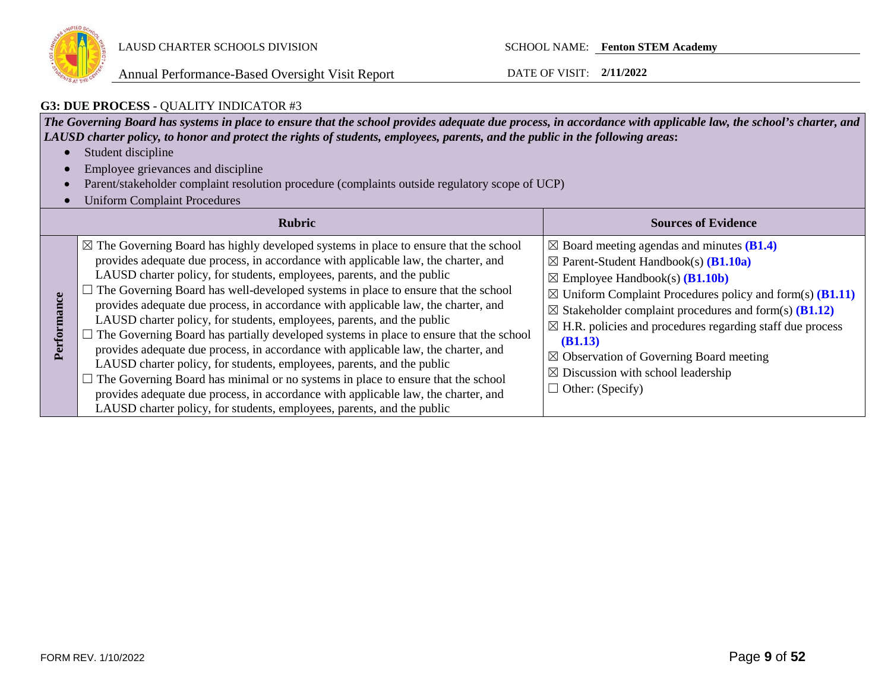### G3: DUE PROCESS - QUALITY INDICATOR #3

***The Governing Board has systems in place to ensure that the school provides adequate due process, in accordance with applicable law, the school's charter, and LAUSD charter policy, to honor and protect the rights of students, employees, parents, and the public in the following areas*:**

- Student discipline
- Employee grievances and discipline
- Parent/stakeholder complaint resolution procedure (complaints outside regulatory scope of UCP)
- Uniform Complaint Procedures

| | Rubric | Sources of Evidence |
|---|---|---|
| **Performance** | ☒ The Governing Board has highly developed systems in place to ensure that the school provides adequate due process, in accordance with applicable law, the charter, and LAUSD charter policy, for students, employees, parents, and the public<br>☐ The Governing Board has well-developed systems in place to ensure that the school provides adequate due process, in accordance with applicable law, the charter, and LAUSD charter policy, for students, employees, parents, and the public<br>☐ The Governing Board has partially developed systems in place to ensure that the school provides adequate due process, in accordance with applicable law, the charter, and LAUSD charter policy, for students, employees, parents, and the public<br>☐ The Governing Board has minimal or no systems in place to ensure that the school provides adequate due process, in accordance with applicable law, the charter, and LAUSD charter policy, for students, employees, parents, and the public | ☒ Board meeting agendas and minutes **(B1.4)**<br>☒ Parent-Student Handbook(s) **(B1.10a)**<br>☒ Employee Handbook(s) **(B1.10b)**<br>☒ Uniform Complaint Procedures policy and form(s) **(B1.11)**<br>☒ Stakeholder complaint procedures and form(s) **(B1.12)**<br>☒ H.R. policies and procedures regarding staff due process **(B1.13)**<br>☒ Observation of Governing Board meeting<br>☒ Discussion with school leadership<br>☐ Other: (Specify) |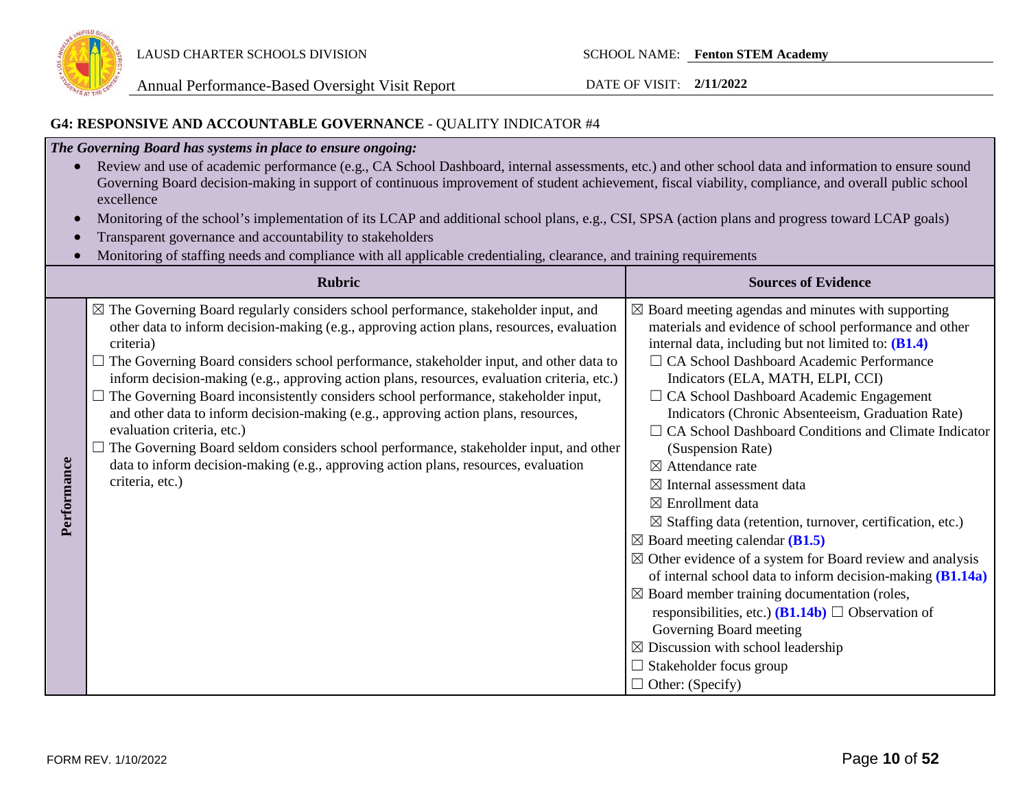### G4: RESPONSIVE AND ACCOUNTABLE GOVERNANCE - QUALITY INDICATOR #4

***The Governing Board has systems in place to ensure ongoing:***

- Review and use of academic performance (e.g., CA School Dashboard, internal assessments, etc.) and other school data and information to ensure sound Governing Board decision-making in support of continuous improvement of student achievement, fiscal viability, compliance, and overall public school excellence
- Monitoring of the school's implementation of its LCAP and additional school plans, e.g., CSI, SPSA (action plans and progress toward LCAP goals)
- Transparent governance and accountability to stakeholders
- Monitoring of staffing needs and compliance with all applicable credentialing, clearance, and training requirements

| | Rubric | Sources of Evidence |
|---|---|---|
| **Performance** | ☒ The Governing Board regularly considers school performance, stakeholder input, and other data to inform decision-making (e.g., approving action plans, resources, evaluation criteria)<br>☐ The Governing Board considers school performance, stakeholder input, and other data to inform decision-making (e.g., approving action plans, resources, evaluation criteria, etc.)<br>☐ The Governing Board inconsistently considers school performance, stakeholder input, and other data to inform decision-making (e.g., approving action plans, resources, evaluation criteria, etc.)<br>☐ The Governing Board seldom considers school performance, stakeholder input, and other data to inform decision-making (e.g., approving action plans, resources, evaluation criteria, etc.) | ☒ Board meeting agendas and minutes with supporting materials and evidence of school performance and other internal data, including but not limited to: **(B1.4)**<br>☐ CA School Dashboard Academic Performance Indicators (ELA, MATH, ELPI, CCI)<br>☐ CA School Dashboard Academic Engagement Indicators (Chronic Absenteeism, Graduation Rate)<br>☐ CA School Dashboard Conditions and Climate Indicator (Suspension Rate)<br>☒ Attendance rate<br>☒ Internal assessment data<br>☒ Enrollment data<br>☒ Staffing data (retention, turnover, certification, etc.)<br>☒ Board meeting calendar **(B1.5)**<br>☒ Other evidence of a system for Board review and analysis of internal school data to inform decision-making **(B1.14a)**<br>☒ Board member training documentation (roles, responsibilities, etc.) **(B1.14b)** ☐ Observation of Governing Board meeting<br>☒ Discussion with school leadership<br>☐ Stakeholder focus group<br>☐ Other: (Specify) |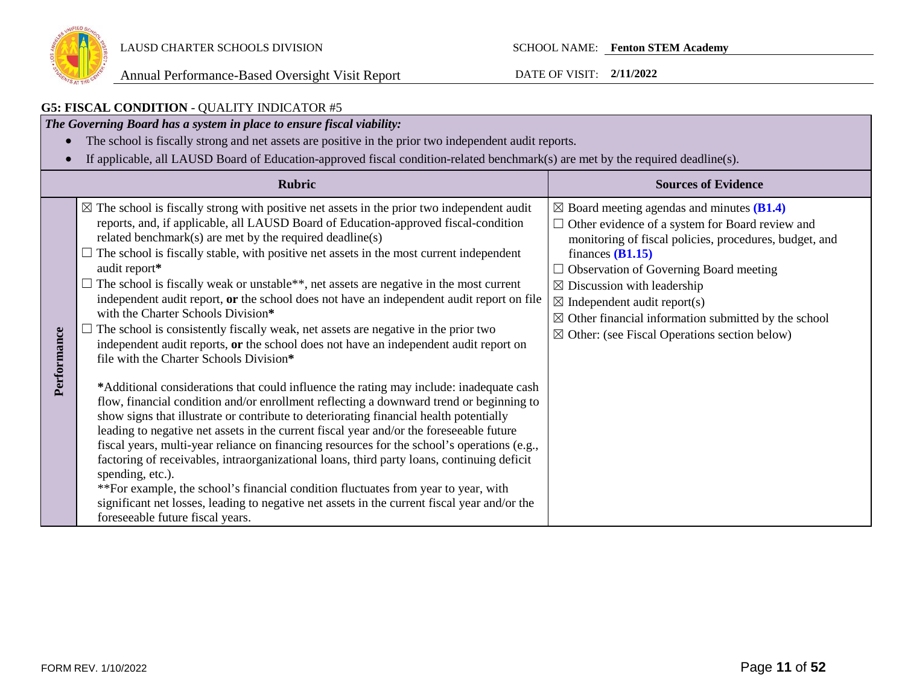### G5: FISCAL CONDITION - QUALITY INDICATOR #5

***The Governing Board has a system in place to ensure fiscal viability:***

- The school is fiscally strong and net assets are positive in the prior two independent audit reports.
- If applicable, all LAUSD Board of Education-approved fiscal condition-related benchmark(s) are met by the required deadline(s).

| | Rubric | Sources of Evidence |
|---|---|---|
| **Performance** | ☒ The school is fiscally strong with positive net assets in the prior two independent audit reports, and, if applicable, all LAUSD Board of Education-approved fiscal-condition related benchmark(s) are met by the required deadline(s)<br>☐ The school is fiscally stable, with positive net assets in the most current independent audit report**\***<br>☐ The school is fiscally weak or unstable\*\*, net assets are negative in the most current independent audit report, **or** the school does not have an independent audit report on file with the Charter Schools Division**\***<br>☐ The school is consistently fiscally weak, net assets are negative in the prior two independent audit reports, **or** the school does not have an independent audit report on file with the Charter Schools Division**\***<br><br>**\***Additional considerations that could influence the rating may include: inadequate cash flow, financial condition and/or enrollment reflecting a downward trend or beginning to show signs that illustrate or contribute to deteriorating financial health potentially leading to negative net assets in the current fiscal year and/or the foreseeable future fiscal years, multi-year reliance on financing resources for the school's operations (e.g., factoring of receivables, intraorganizational loans, third party loans, continuing deficit spending, etc.).<br>\*\*For example, the school's financial condition fluctuates from year to year, with significant net losses, leading to negative net assets in the current fiscal year and/or the foreseeable future fiscal years. | ☒ Board meeting agendas and minutes **(B1.4)**<br>☐ Other evidence of a system for Board review and monitoring of fiscal policies, procedures, budget, and finances **(B1.15)**<br>☐ Observation of Governing Board meeting<br>☒ Discussion with leadership<br>☒ Independent audit report(s)<br>☒ Other financial information submitted by the school<br>☒ Other: (see Fiscal Operations section below) |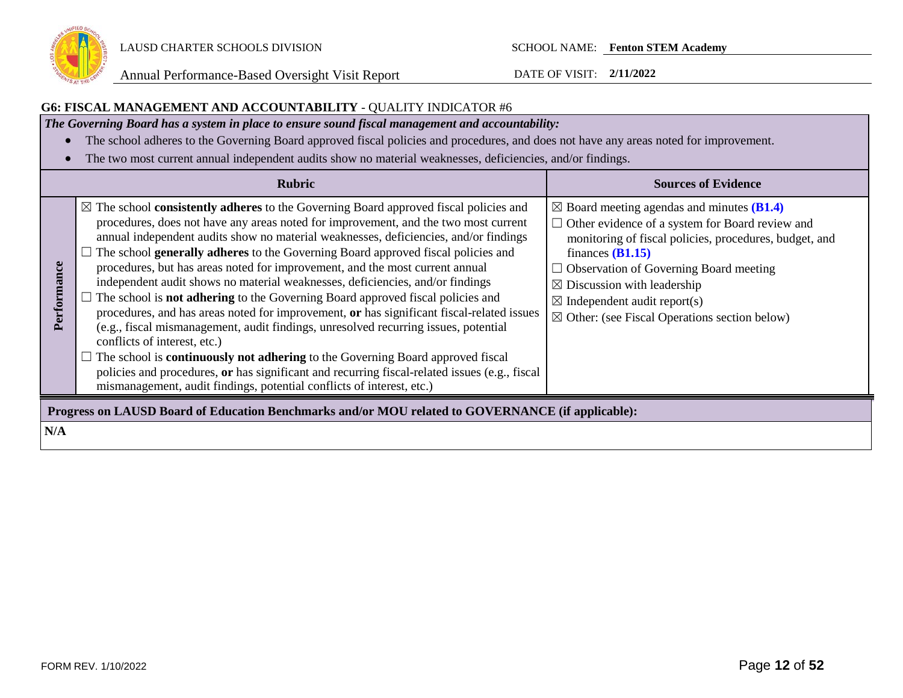LAUSD CHARTER SCHOOLS DIVISION

Annual Performance-Based Oversight Visit Report

SCHOOL NAME: **Fenton STEM Academy**

DATE OF VISIT: **2/11/2022**

## G6: FISCAL MANAGEMENT AND ACCOUNTABILITY - QUALITY INDICATOR #6

***The Governing Board has a system in place to ensure sound fiscal management and accountability:***

- The school adheres to the Governing Board approved fiscal policies and procedures, and does not have any areas noted for improvement.
- The two most current annual independent audits show no material weaknesses, deficiencies, and/or findings.

| | Rubric | Sources of Evidence |
|---|---|---|
| **Performance** | ☒ The school **consistently adheres** to the Governing Board approved fiscal policies and procedures, does not have any areas noted for improvement, and the two most current annual independent audits show no material weaknesses, deficiencies, and/or findings<br>☐ The school **generally adheres** to the Governing Board approved fiscal policies and procedures, but has areas noted for improvement, and the most current annual independent audit shows no material weaknesses, deficiencies, and/or findings<br>☐ The school is **not adhering** to the Governing Board approved fiscal policies and procedures, and has areas noted for improvement, **or** has significant fiscal-related issues (e.g., fiscal mismanagement, audit findings, unresolved recurring issues, potential conflicts of interest, etc.)<br>☐ The school is **continuously not adhering** to the Governing Board approved fiscal policies and procedures, **or** has significant and recurring fiscal-related issues (e.g., fiscal mismanagement, audit findings, potential conflicts of interest, etc.) | ☒ Board meeting agendas and minutes **(B1.4)**<br>☐ Other evidence of a system for Board review and monitoring of fiscal policies, procedures, budget, and finances **(B1.15)**<br>☐ Observation of Governing Board meeting<br>☒ Discussion with leadership<br>☒ Independent audit report(s)<br>☒ Other: (see Fiscal Operations section below) |

**Progress on LAUSD Board of Education Benchmarks and/or MOU related to GOVERNANCE (if applicable):**

**N/A**

FORM REV. 1/10/2022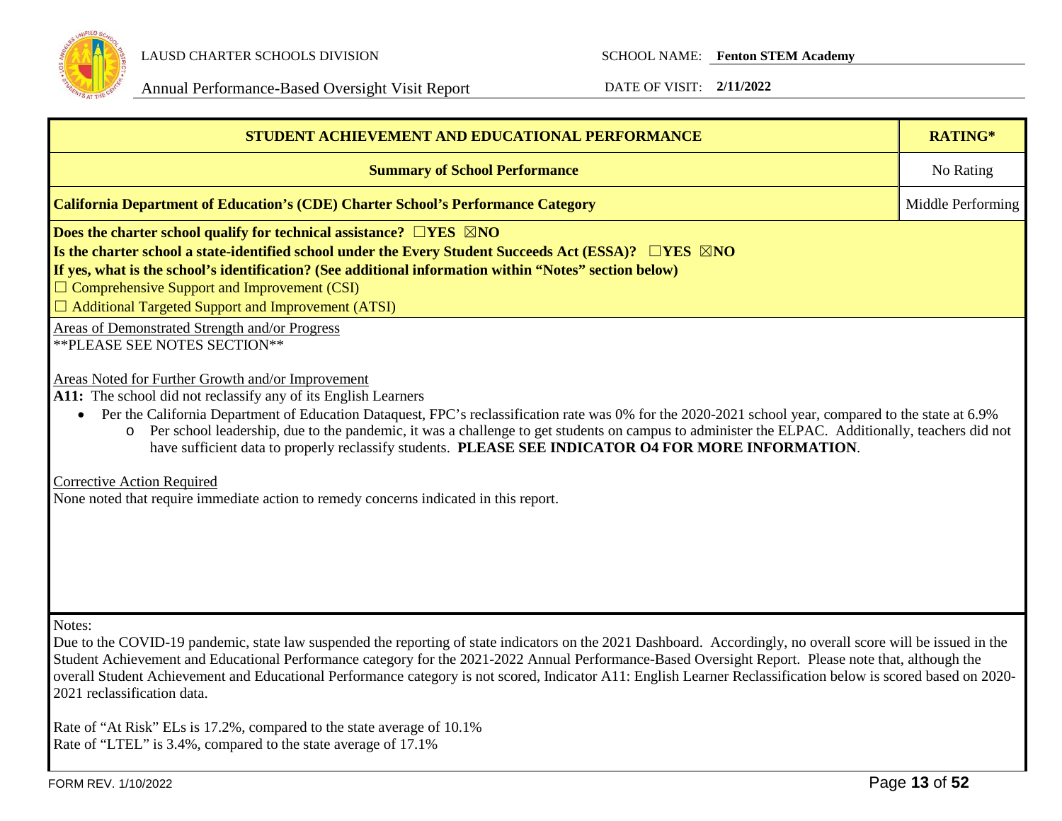LAUSD CHARTER SCHOOLS DIVISION

Annual Performance-Based Oversight Visit Report

SCHOOL NAME: **Fenton STEM Academy**

DATE OF VISIT: **2/11/2022**

| STUDENT ACHIEVEMENT AND EDUCATIONAL PERFORMANCE | RATING* |
|---|---|
| **Summary of School Performance** | No Rating |
| **California Department of Education's (CDE) Charter School's Performance Category** | Middle Performing |

**Does the charter school qualify for technical assistance?** ☐**YES** ☒**NO**

**Is the charter school a state-identified school under the Every Student Succeeds Act (ESSA)?** ☐**YES** ☒**NO**

**If yes, what is the school's identification? (See additional information within "Notes" section below)**

☐ Comprehensive Support and Improvement (CSI)

☐ Additional Targeted Support and Improvement (ATSI)

Areas of Demonstrated Strength and/or Progress

**PLEASE SEE NOTES SECTION**

Areas Noted for Further Growth and/or Improvement

**A11:** The school did not reclassify any of its English Learners

- Per the California Department of Education Dataquest, FPC's reclassification rate was 0% for the 2020-2021 school year, compared to the state at 6.9%
  - Per school leadership, due to the pandemic, it was a challenge to get students on campus to administer the ELPAC. Additionally, teachers did not have sufficient data to properly reclassify students. **PLEASE SEE INDICATOR O4 FOR MORE INFORMATION**.

Corrective Action Required

None noted that require immediate action to remedy concerns indicated in this report.

Notes:

Due to the COVID-19 pandemic, state law suspended the reporting of state indicators on the 2021 Dashboard. Accordingly, no overall score will be issued in the Student Achievement and Educational Performance category for the 2021-2022 Annual Performance-Based Oversight Report. Please note that, although the overall Student Achievement and Educational Performance category is not scored, Indicator A11: English Learner Reclassification below is scored based on 2020-2021 reclassification data.

Rate of "At Risk" ELs is 17.2%, compared to the state average of 10.1%

Rate of "LTEL" is 3.4%, compared to the state average of 17.1%

FORM REV. 1/10/2022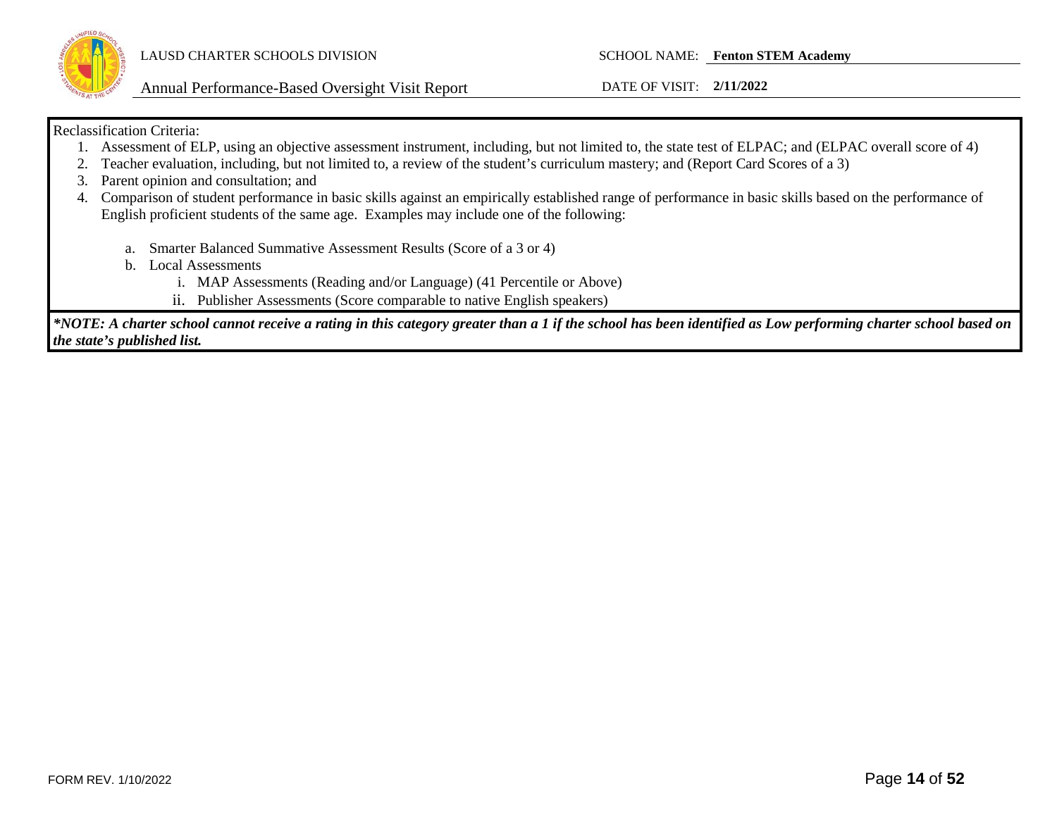Reclassification Criteria:

1. Assessment of ELP, using an objective assessment instrument, including, but not limited to, the state test of ELPAC; and (ELPAC overall score of 4)
2. Teacher evaluation, including, but not limited to, a review of the student's curriculum mastery; and (Report Card Scores of a 3)
3. Parent opinion and consultation; and
4. Comparison of student performance in basic skills against an empirically established range of performance in basic skills based on the performance of English proficient students of the same age. Examples may include one of the following:

    a. Smarter Balanced Summative Assessment Results (Score of a 3 or 4)
    b. Local Assessments
        i. MAP Assessments (Reading and/or Language) (41 Percentile or Above)
        ii. Publisher Assessments (Score comparable to native English speakers)

***NOTE: A charter school cannot receive a rating in this category greater than a 1 if the school has been identified as Low performing charter school based on the state's published list.***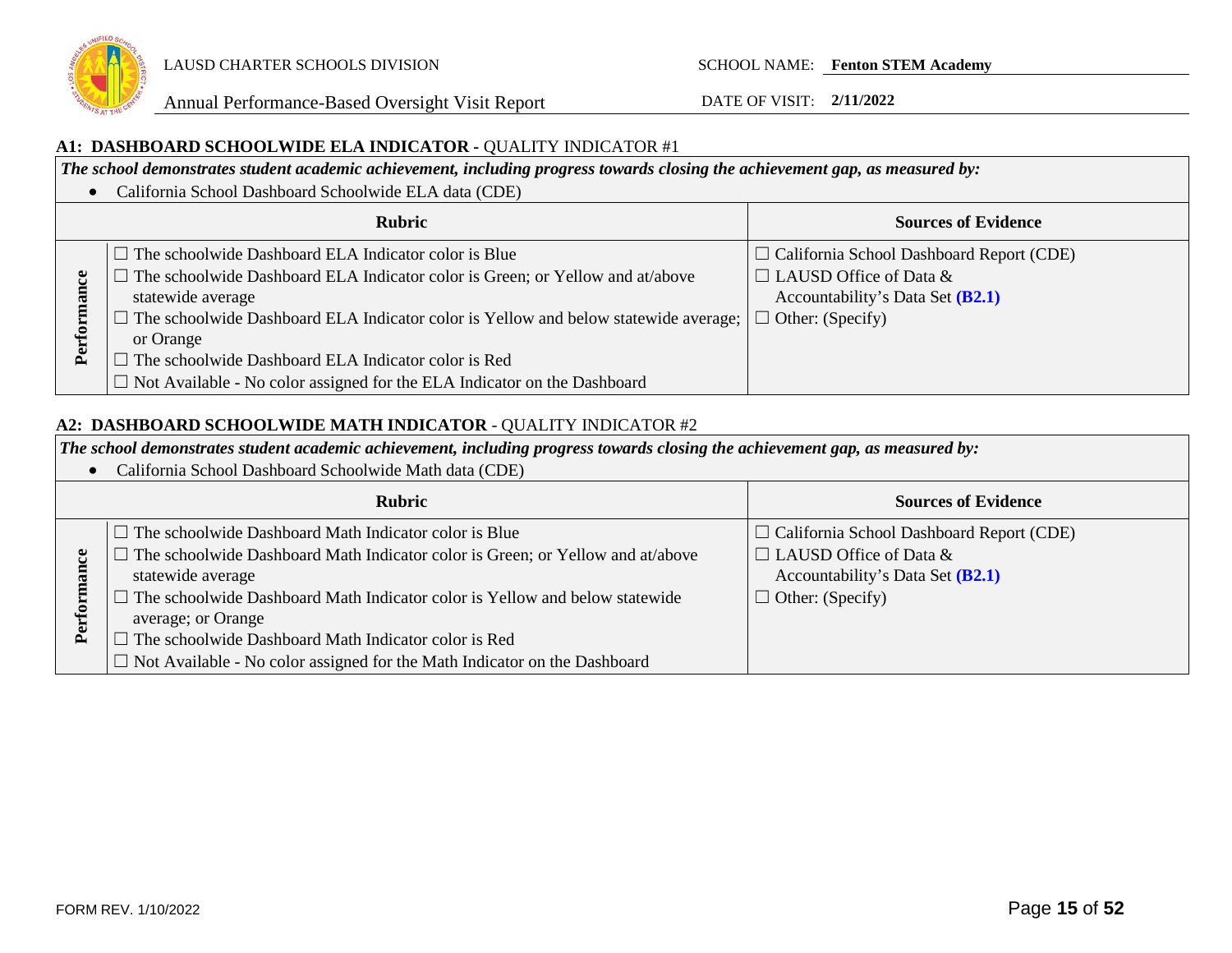### A1: DASHBOARD SCHOOLWIDE ELA INDICATOR - QUALITY INDICATOR #1

***The school demonstrates student academic achievement, including progress towards closing the achievement gap, as measured by:***

- California School Dashboard Schoolwide ELA data (CDE)

| | Rubric | Sources of Evidence |
|---|---|---|
| **Performance** | ☐ The schoolwide Dashboard ELA Indicator color is Blue<br>☐ The schoolwide Dashboard ELA Indicator color is Green; or Yellow and at/above statewide average<br>☐ The schoolwide Dashboard ELA Indicator color is Yellow and below statewide average; or Orange<br>☐ The schoolwide Dashboard ELA Indicator color is Red<br>☐ Not Available - No color assigned for the ELA Indicator on the Dashboard | ☐ California School Dashboard Report (CDE)<br>☐ LAUSD Office of Data & Accountability's Data Set **(B2.1)**<br>☐ Other: (Specify) |

### A2: DASHBOARD SCHOOLWIDE MATH INDICATOR - QUALITY INDICATOR #2

***The school demonstrates student academic achievement, including progress towards closing the achievement gap, as measured by:***

- California School Dashboard Schoolwide Math data (CDE)

| | Rubric | Sources of Evidence |
|---|---|---|
| **Performance** | ☐ The schoolwide Dashboard Math Indicator color is Blue<br>☐ The schoolwide Dashboard Math Indicator color is Green; or Yellow and at/above statewide average<br>☐ The schoolwide Dashboard Math Indicator color is Yellow and below statewide average; or Orange<br>☐ The schoolwide Dashboard Math Indicator color is Red<br>☐ Not Available - No color assigned for the Math Indicator on the Dashboard | ☐ California School Dashboard Report (CDE)<br>☐ LAUSD Office of Data & Accountability's Data Set **(B2.1)**<br>☐ Other: (Specify) |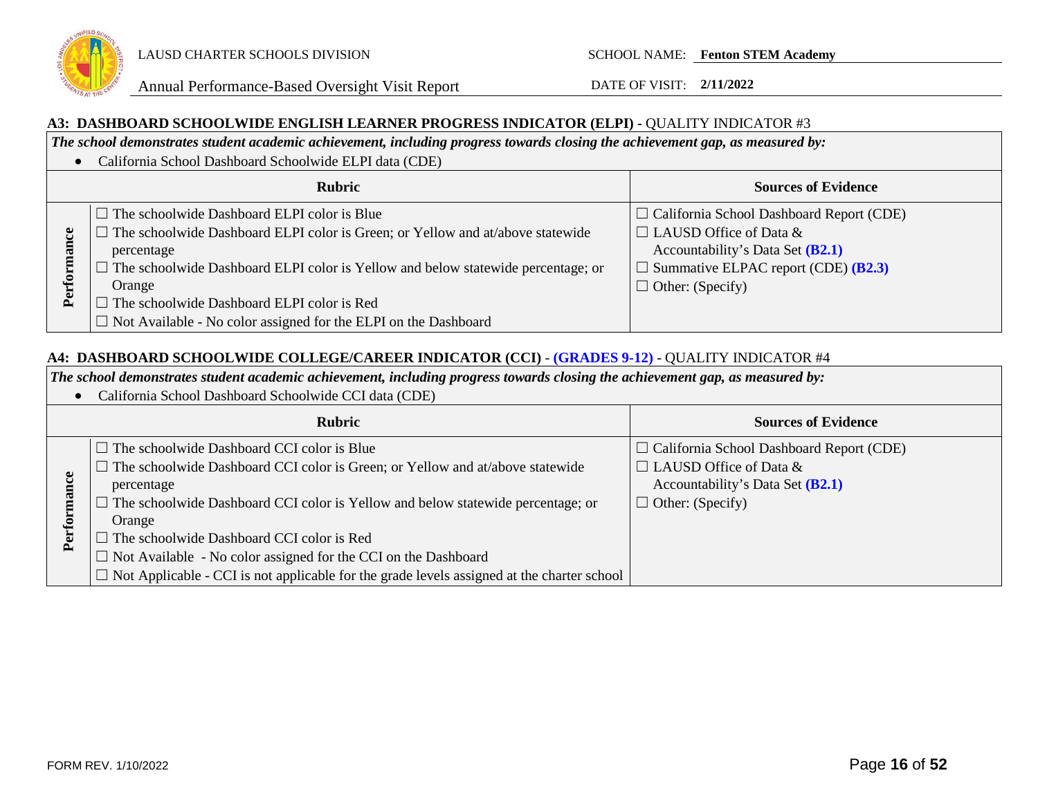### A3: DASHBOARD SCHOOLWIDE ENGLISH LEARNER PROGRESS INDICATOR (ELPI) - QUALITY INDICATOR #3

***The school demonstrates student academic achievement, including progress towards closing the achievement gap, as measured by:***

- California School Dashboard Schoolwide ELPI data (CDE)

| | Rubric | Sources of Evidence |
|---|---|---|
| **Performance** | ☐ The schoolwide Dashboard ELPI color is Blue<br>☐ The schoolwide Dashboard ELPI color is Green; or Yellow and at/above statewide percentage<br>☐ The schoolwide Dashboard ELPI color is Yellow and below statewide percentage; or Orange<br>☐ The schoolwide Dashboard ELPI color is Red<br>☐ Not Available - No color assigned for the ELPI on the Dashboard | ☐ California School Dashboard Report (CDE)<br>☐ LAUSD Office of Data & Accountability's Data Set **(B2.1)**<br>☐ Summative ELPAC report (CDE) **(B2.3)**<br>☐ Other: (Specify) |

### A4: DASHBOARD SCHOOLWIDE COLLEGE/CAREER INDICATOR (CCI) - (GRADES 9-12) - QUALITY INDICATOR #4

***The school demonstrates student academic achievement, including progress towards closing the achievement gap, as measured by:***

- California School Dashboard Schoolwide CCI data (CDE)

| | Rubric | Sources of Evidence |
|---|---|---|
| **Performance** | ☐ The schoolwide Dashboard CCI color is Blue<br>☐ The schoolwide Dashboard CCI color is Green; or Yellow and at/above statewide percentage<br>☐ The schoolwide Dashboard CCI color is Yellow and below statewide percentage; or Orange<br>☐ The schoolwide Dashboard CCI color is Red<br>☐ Not Available - No color assigned for the CCI on the Dashboard<br>☐ Not Applicable - CCI is not applicable for the grade levels assigned at the charter school | ☐ California School Dashboard Report (CDE)<br>☐ LAUSD Office of Data & Accountability's Data Set **(B2.1)**<br>☐ Other: (Specify) |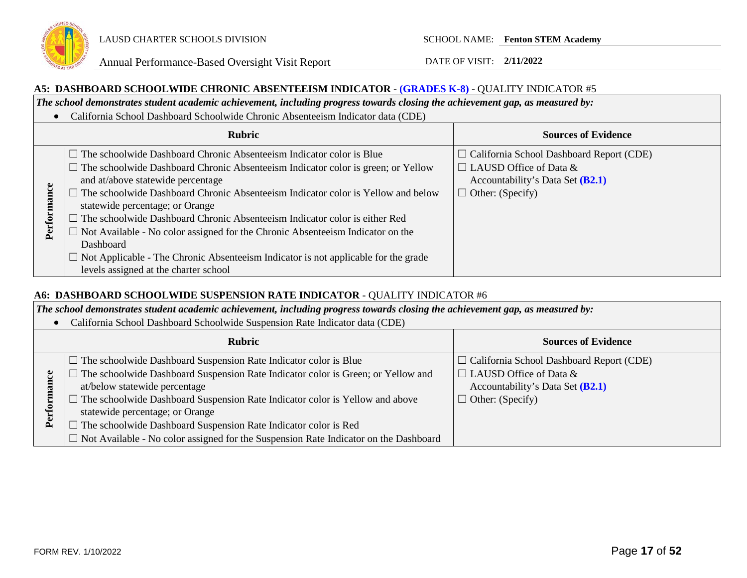LAUSD CHARTER SCHOOLS DIVISION

Annual Performance-Based Oversight Visit Report

SCHOOL NAME: **Fenton STEM Academy**

DATE OF VISIT: **2/11/2022**

### A5: DASHBOARD SCHOOLWIDE CHRONIC ABSENTEEISM INDICATOR - (GRADES K-8) - QUALITY INDICATOR #5

***The school demonstrates student academic achievement, including progress towards closing the achievement gap, as measured by:***

- California School Dashboard Schoolwide Chronic Absenteeism Indicator data (CDE)

| | Rubric | Sources of Evidence |
|---|---|---|
| **Performance** | ☐ The schoolwide Dashboard Chronic Absenteeism Indicator color is Blue<br>☐ The schoolwide Dashboard Chronic Absenteeism Indicator color is green; or Yellow and at/above statewide percentage<br>☐ The schoolwide Dashboard Chronic Absenteeism Indicator color is Yellow and below statewide percentage; or Orange<br>☐ The schoolwide Dashboard Chronic Absenteeism Indicator color is either Red<br>☐ Not Available - No color assigned for the Chronic Absenteeism Indicator on the Dashboard<br>☐ Not Applicable - The Chronic Absenteeism Indicator is not applicable for the grade levels assigned at the charter school | ☐ California School Dashboard Report (CDE)<br>☐ LAUSD Office of Data & Accountability's Data Set **(B2.1)**<br>☐ Other: (Specify) |

### A6: DASHBOARD SCHOOLWIDE SUSPENSION RATE INDICATOR - QUALITY INDICATOR #6

***The school demonstrates student academic achievement, including progress towards closing the achievement gap, as measured by:***

- California School Dashboard Schoolwide Suspension Rate Indicator data (CDE)

| | Rubric | Sources of Evidence |
|---|---|---|
| **Performance** | ☐ The schoolwide Dashboard Suspension Rate Indicator color is Blue<br>☐ The schoolwide Dashboard Suspension Rate Indicator color is Green; or Yellow and at/below statewide percentage<br>☐ The schoolwide Dashboard Suspension Rate Indicator color is Yellow and above statewide percentage; or Orange<br>☐ The schoolwide Dashboard Suspension Rate Indicator color is Red<br>☐ Not Available - No color assigned for the Suspension Rate Indicator on the Dashboard | ☐ California School Dashboard Report (CDE)<br>☐ LAUSD Office of Data & Accountability's Data Set **(B2.1)**<br>☐ Other: (Specify) |

FORM REV. 1/10/2022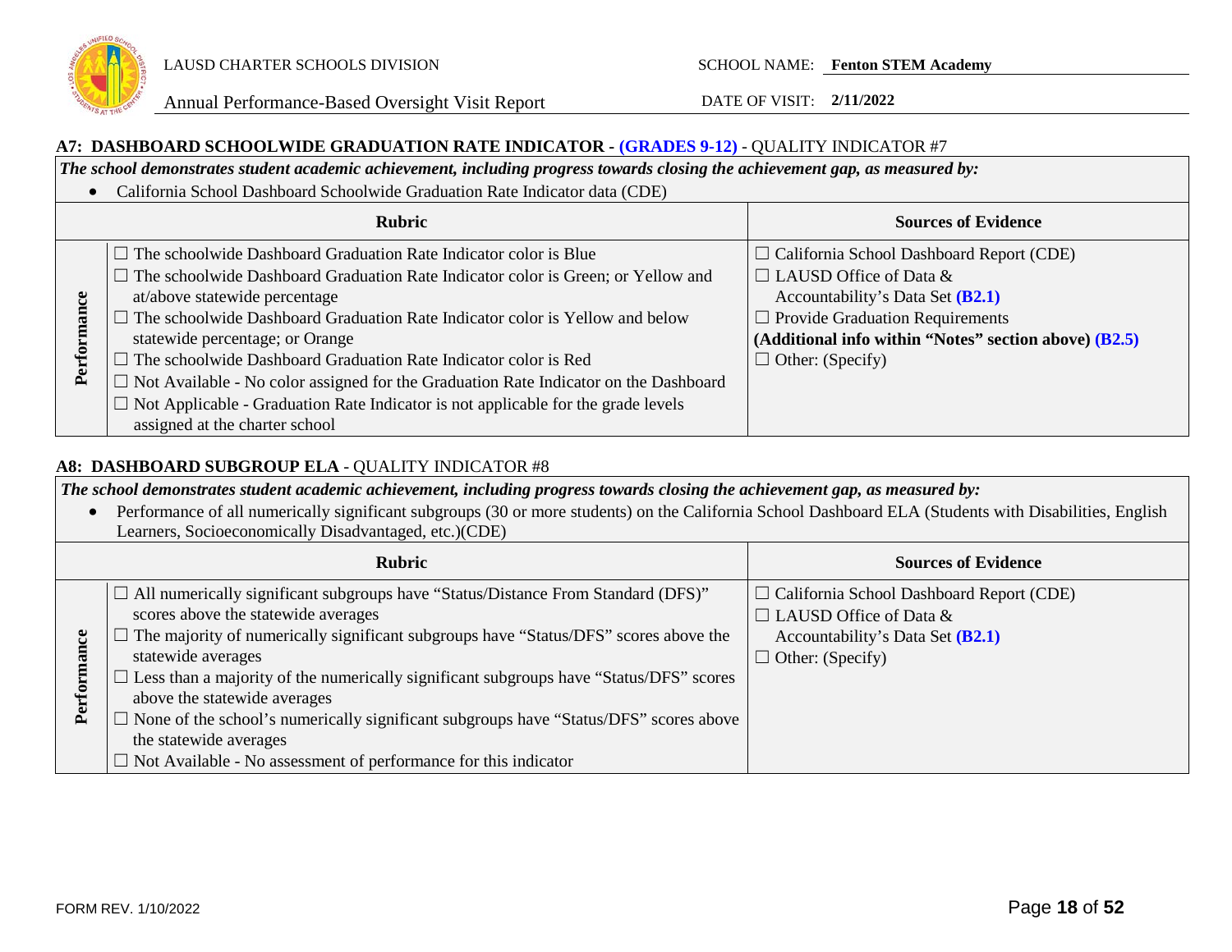### A7: DASHBOARD SCHOOLWIDE GRADUATION RATE INDICATOR - (GRADES 9-12) - QUALITY INDICATOR #7

***The school demonstrates student academic achievement, including progress towards closing the achievement gap, as measured by:***

- California School Dashboard Schoolwide Graduation Rate Indicator data (CDE)

| | Rubric | Sources of Evidence |
|---|---|---|
| **Performance** | ☐ The schoolwide Dashboard Graduation Rate Indicator color is Blue<br>☐ The schoolwide Dashboard Graduation Rate Indicator color is Green; or Yellow and at/above statewide percentage<br>☐ The schoolwide Dashboard Graduation Rate Indicator color is Yellow and below statewide percentage; or Orange<br>☐ The schoolwide Dashboard Graduation Rate Indicator color is Red<br>☐ Not Available - No color assigned for the Graduation Rate Indicator on the Dashboard<br>☐ Not Applicable - Graduation Rate Indicator is not applicable for the grade levels assigned at the charter school | ☐ California School Dashboard Report (CDE)<br>☐ LAUSD Office of Data & Accountability's Data Set **(B2.1)**<br>☐ Provide Graduation Requirements **(Additional info within "Notes" section above) (B2.5)**<br>☐ Other: (Specify) |

### A8: DASHBOARD SUBGROUP ELA - QUALITY INDICATOR #8

***The school demonstrates student academic achievement, including progress towards closing the achievement gap, as measured by:***

- Performance of all numerically significant subgroups (30 or more students) on the California School Dashboard ELA (Students with Disabilities, English Learners, Socioeconomically Disadvantaged, etc.)(CDE)

| | Rubric | Sources of Evidence |
|---|---|---|
| **Performance** | ☐ All numerically significant subgroups have "Status/Distance From Standard (DFS)" scores above the statewide averages<br>☐ The majority of numerically significant subgroups have "Status/DFS" scores above the statewide averages<br>☐ Less than a majority of the numerically significant subgroups have "Status/DFS" scores above the statewide averages<br>☐ None of the school's numerically significant subgroups have "Status/DFS" scores above the statewide averages<br>☐ Not Available - No assessment of performance for this indicator | ☐ California School Dashboard Report (CDE)<br>☐ LAUSD Office of Data & Accountability's Data Set **(B2.1)**<br>☐ Other: (Specify) |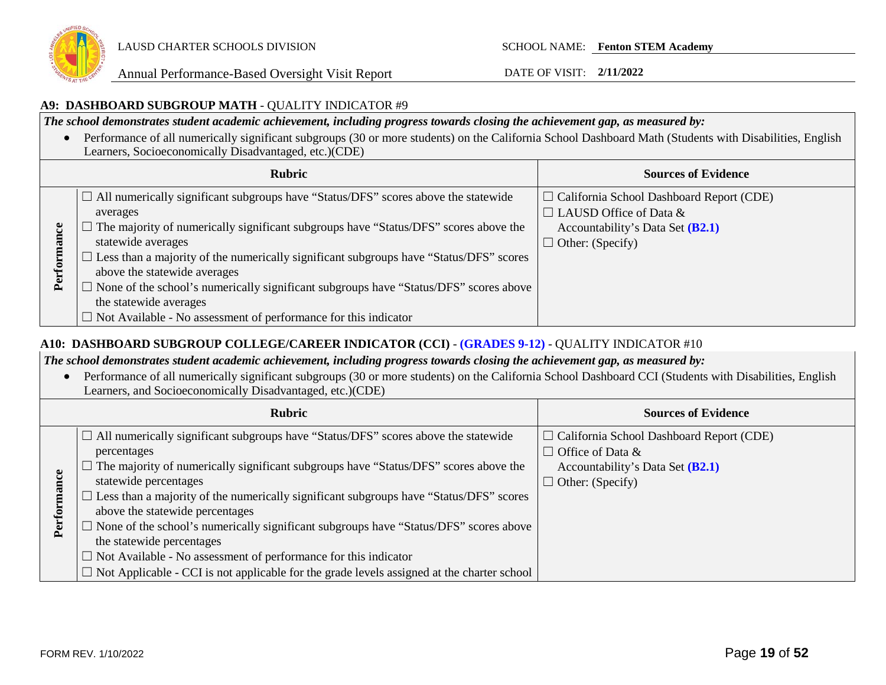### A9: DASHBOARD SUBGROUP MATH - QUALITY INDICATOR #9

***The school demonstrates student academic achievement, including progress towards closing the achievement gap, as measured by:***

- Performance of all numerically significant subgroups (30 or more students) on the California School Dashboard Math (Students with Disabilities, English Learners, Socioeconomically Disadvantaged, etc.)(CDE)

| | Rubric | Sources of Evidence |
|---|---|---|
| **Performance** | ☐ All numerically significant subgroups have "Status/DFS" scores above the statewide averages<br>☐ The majority of numerically significant subgroups have "Status/DFS" scores above the statewide averages<br>☐ Less than a majority of the numerically significant subgroups have "Status/DFS" scores above the statewide averages<br>☐ None of the school's numerically significant subgroups have "Status/DFS" scores above the statewide averages<br>☐ Not Available - No assessment of performance for this indicator | ☐ California School Dashboard Report (CDE)<br>☐ LAUSD Office of Data & Accountability's Data Set **(B2.1)**<br>☐ Other: (Specify) |

### A10: DASHBOARD SUBGROUP COLLEGE/CAREER INDICATOR (CCI) - (GRADES 9-12) - QUALITY INDICATOR #10

***The school demonstrates student academic achievement, including progress towards closing the achievement gap, as measured by:***

- Performance of all numerically significant subgroups (30 or more students) on the California School Dashboard CCI (Students with Disabilities, English Learners, and Socioeconomically Disadvantaged, etc.)(CDE)

| | Rubric | Sources of Evidence |
|---|---|---|
| **Performance** | ☐ All numerically significant subgroups have "Status/DFS" scores above the statewide percentages<br>☐ The majority of numerically significant subgroups have "Status/DFS" scores above the statewide percentages<br>☐ Less than a majority of the numerically significant subgroups have "Status/DFS" scores above the statewide percentages<br>☐ None of the school's numerically significant subgroups have "Status/DFS" scores above the statewide percentages<br>☐ Not Available - No assessment of performance for this indicator<br>☐ Not Applicable - CCI is not applicable for the grade levels assigned at the charter school | ☐ California School Dashboard Report (CDE)<br>☐ Office of Data & Accountability's Data Set **(B2.1)**<br>☐ Other: (Specify) |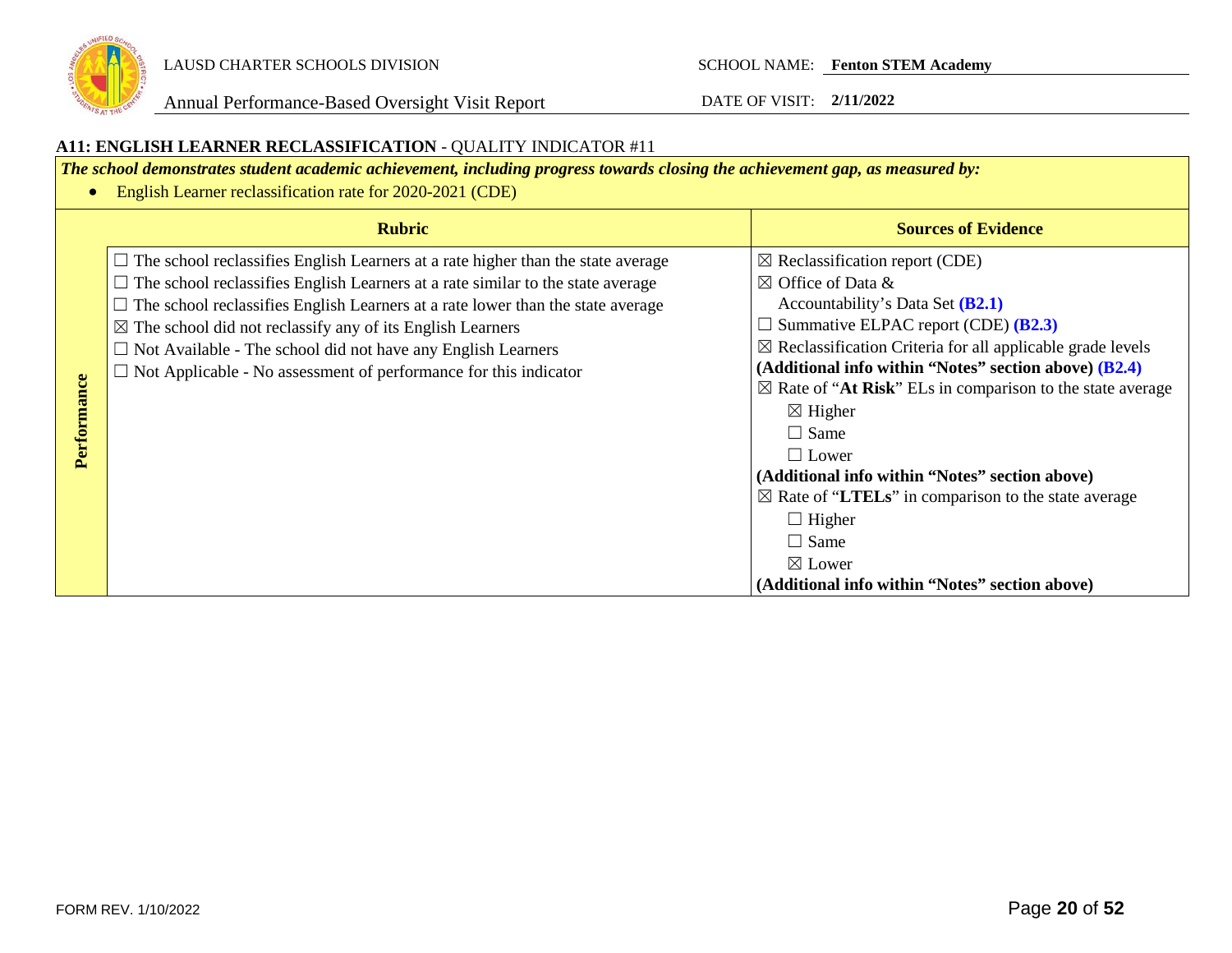LAUSD CHARTER SCHOOLS DIVISION

Annual Performance-Based Oversight Visit Report

SCHOOL NAME: **Fenton STEM Academy**

DATE OF VISIT: **2/11/2022**

### A11: ENGLISH LEARNER RECLASSIFICATION - QUALITY INDICATOR #11

***The school demonstrates student academic achievement, including progress towards closing the achievement gap, as measured by:***

- English Learner reclassification rate for 2020-2021 (CDE)

| | Rubric | Sources of Evidence |
|---|---|---|
| **Performance** | ☐ The school reclassifies English Learners at a rate higher than the state average<br>☐ The school reclassifies English Learners at a rate similar to the state average<br>☐ The school reclassifies English Learners at a rate lower than the state average<br>☒ The school did not reclassify any of its English Learners<br>☐ Not Available - The school did not have any English Learners<br>☐ Not Applicable - No assessment of performance for this indicator | ☒ Reclassification report (CDE)<br>☒ Office of Data & Accountability's Data Set **(B2.1)**<br>☐ Summative ELPAC report (CDE) **(B2.3)**<br>☒ Reclassification Criteria for all applicable grade levels **(Additional info within "Notes" section above) (B2.4)**<br>☒ Rate of "**At Risk**" ELs in comparison to the state average<br>☒ Higher<br>☐ Same<br>☐ Lower<br>**(Additional info within "Notes" section above)**<br>☒ Rate of "**LTELs**" in comparison to the state average<br>☐ Higher<br>☐ Same<br>☒ Lower<br>**(Additional info within "Notes" section above)** |

FORM REV. 1/10/2022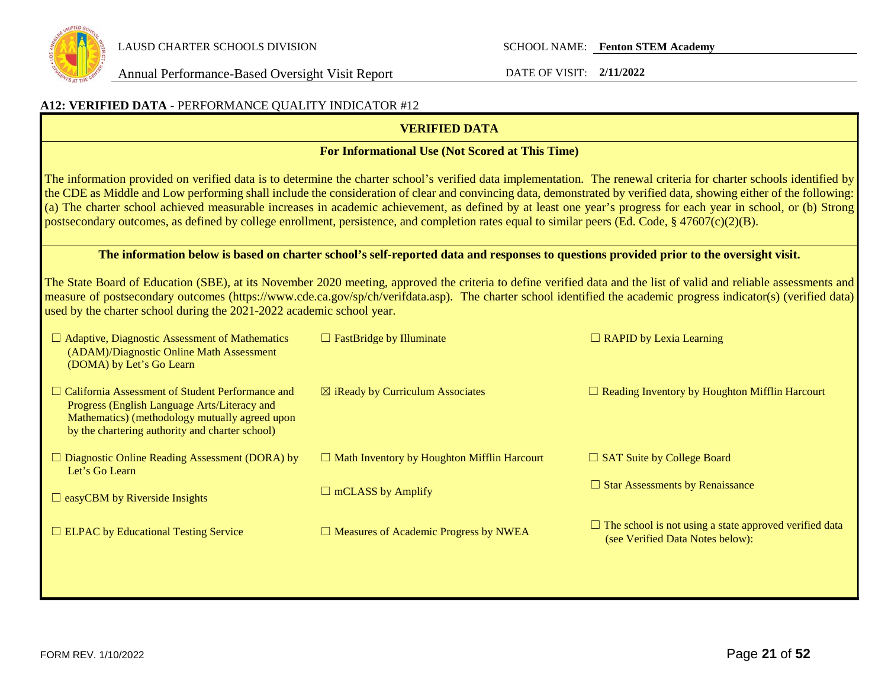## A12: VERIFIED DATA - PERFORMANCE QUALITY INDICATOR #12

**VERIFIED DATA**

**For Informational Use (Not Scored at This Time)**

The information provided on verified data is to determine the charter school's verified data implementation. The renewal criteria for charter schools identified by the CDE as Middle and Low performing shall include the consideration of clear and convincing data, demonstrated by verified data, showing either of the following: (a) The charter school achieved measurable increases in academic achievement, as defined by at least one year's progress for each year in school, or (b) Strong postsecondary outcomes, as defined by college enrollment, persistence, and completion rates equal to similar peers (Ed. Code, § 47607(c)(2)(B).

**The information below is based on charter school's self-reported data and responses to questions provided prior to the oversight visit.**

The State Board of Education (SBE), at its November 2020 meeting, approved the criteria to define verified data and the list of valid and reliable assessments and measure of postsecondary outcomes (https://www.cde.ca.gov/sp/ch/verifdata.asp). The charter school identified the academic progress indicator(s) (verified data) used by the charter school during the 2021-2022 academic school year.

| | | |
|---|---|---|
| ☐ Adaptive, Diagnostic Assessment of Mathematics (ADAM)/Diagnostic Online Math Assessment (DOMA) by Let's Go Learn | ☐ FastBridge by Illuminate | ☐ RAPID by Lexia Learning |
| ☐ California Assessment of Student Performance and Progress (English Language Arts/Literacy and Mathematics) (methodology mutually agreed upon by the chartering authority and charter school) | ☒ iReady by Curriculum Associates | ☐ Reading Inventory by Houghton Mifflin Harcourt |
| ☐ Diagnostic Online Reading Assessment (DORA) by Let's Go Learn | ☐ Math Inventory by Houghton Mifflin Harcourt | ☐ SAT Suite by College Board |
| ☐ easyCBM by Riverside Insights | ☐ mCLASS by Amplify | ☐ Star Assessments by Renaissance |
| ☐ ELPAC by Educational Testing Service | ☐ Measures of Academic Progress by NWEA | ☐ The school is not using a state approved verified data (see Verified Data Notes below): |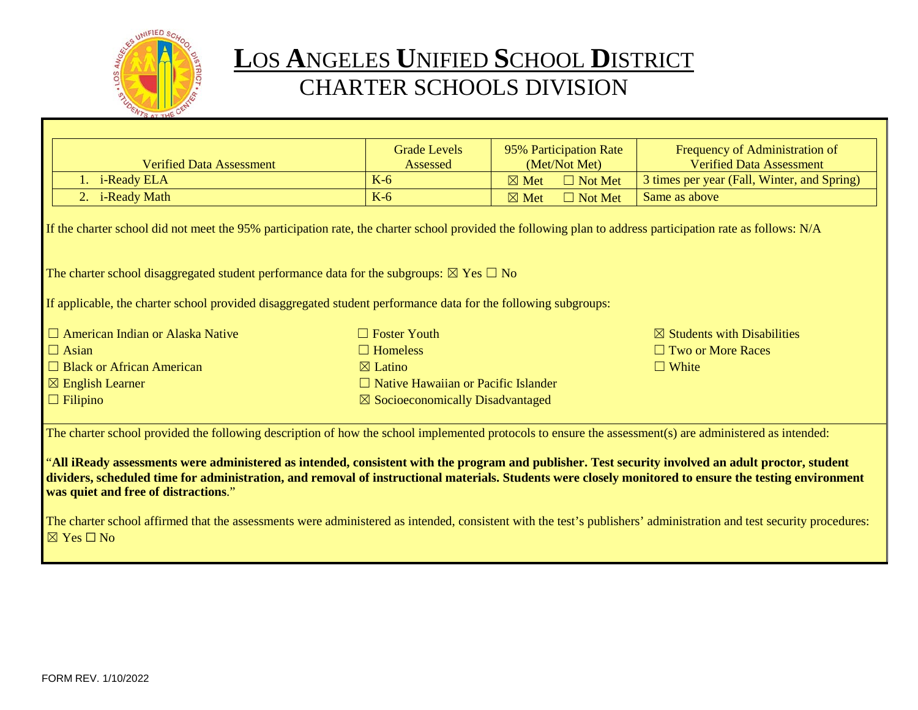# Los Angeles Unified School District

## CHARTER SCHOOLS DIVISION

| Verified Data Assessment | Grade Levels Assessed | 95% Participation Rate (Met/Not Met) | Frequency of Administration of Verified Data Assessment |
|---|---|---|---|
| 1. i-Ready ELA | K-6 | ☒ Met ☐ Not Met | 3 times per year (Fall, Winter, and Spring) |
| 2. i-Ready Math | K-6 | ☒ Met ☐ Not Met | Same as above |

If the charter school did not meet the 95% participation rate, the charter school provided the following plan to address participation rate as follows: N/A

The charter school disaggregated student performance data for the subgroups: ☒ Yes ☐ No

If applicable, the charter school provided disaggregated student performance data for the following subgroups:

☐ American Indian or Alaska Native
☐ Asian
☐ Black or African American
☒ English Learner
☐ Filipino
☐ Foster Youth
☐ Homeless
☒ Latino
☐ Native Hawaiian or Pacific Islander
☒ Socioeconomically Disadvantaged
☒ Students with Disabilities
☐ Two or More Races
☐ White

The charter school provided the following description of how the school implemented protocols to ensure the assessment(s) are administered as intended:

"**All iReady assessments were administered as intended, consistent with the program and publisher. Test security involved an adult proctor, student dividers, scheduled time for administration, and removal of instructional materials. Students were closely monitored to ensure the testing environment was quiet and free of distractions**."

The charter school affirmed that the assessments were administered as intended, consistent with the test's publishers' administration and test security procedures: ☒ Yes ☐ No

FORM REV. 1/10/2022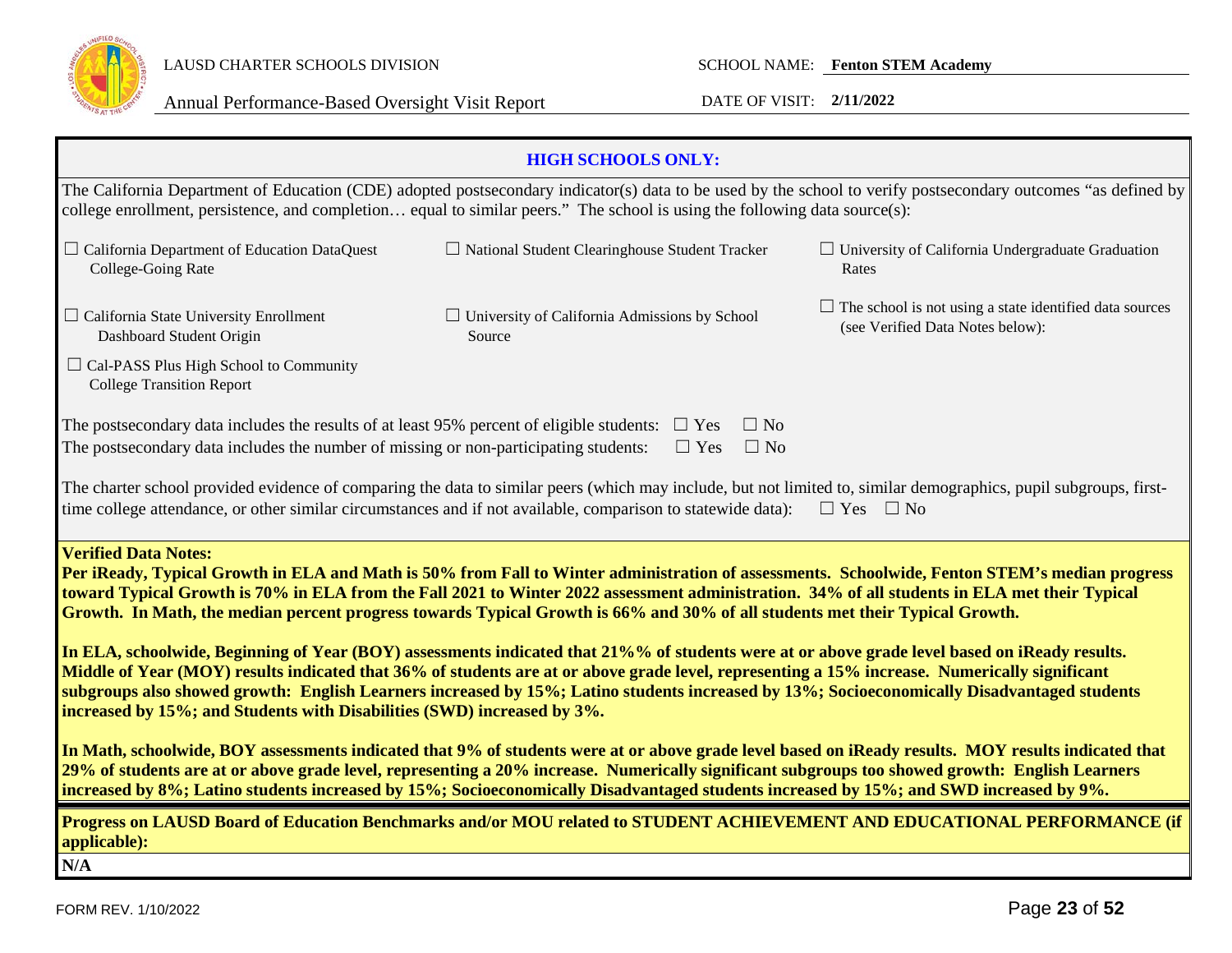LAUSD CHARTER SCHOOLS DIVISION

SCHOOL NAME: **Fenton STEM Academy**

Annual Performance-Based Oversight Visit Report

DATE OF VISIT: **2/11/2022**

## HIGH SCHOOLS ONLY:

The California Department of Education (CDE) adopted postsecondary indicator(s) data to be used by the school to verify postsecondary outcomes "as defined by college enrollment, persistence, and completion… equal to similar peers." The school is using the following data source(s):

- ☐ California Department of Education DataQuest College-Going Rate
- ☐ National Student Clearinghouse Student Tracker
- ☐ University of California Undergraduate Graduation Rates
- ☐ California State University Enrollment Dashboard Student Origin
- ☐ University of California Admissions by School Source
- ☐ The school is not using a state identified data sources (see Verified Data Notes below):
- ☐ Cal-PASS Plus High School to Community College Transition Report

The postsecondary data includes the results of at least 95% percent of eligible students: ☐ Yes ☐ No

The postsecondary data includes the number of missing or non-participating students: ☐ Yes ☐ No

The charter school provided evidence of comparing the data to similar peers (which may include, but not limited to, similar demographics, pupil subgroups, first-time college attendance, or other similar circumstances and if not available, comparison to statewide data): ☐ Yes ☐ No

**Verified Data Notes:**

**Per iReady, Typical Growth in ELA and Math is 50% from Fall to Winter administration of assessments. Schoolwide, Fenton STEM's median progress toward Typical Growth is 70% in ELA from the Fall 2021 to Winter 2022 assessment administration. 34% of all students in ELA met their Typical Growth. In Math, the median percent progress towards Typical Growth is 66% and 30% of all students met their Typical Growth.**

**In ELA, schoolwide, Beginning of Year (BOY) assessments indicated that 21%% of students were at or above grade level based on iReady results. Middle of Year (MOY) results indicated that 36% of students are at or above grade level, representing a 15% increase. Numerically significant subgroups also showed growth: English Learners increased by 15%; Latino students increased by 13%; Socioeconomically Disadvantaged students increased by 15%; and Students with Disabilities (SWD) increased by 3%.**

**In Math, schoolwide, BOY assessments indicated that 9% of students were at or above grade level based on iReady results. MOY results indicated that 29% of students are at or above grade level, representing a 20% increase. Numerically significant subgroups too showed growth: English Learners increased by 8%; Latino students increased by 15%; Socioeconomically Disadvantaged students increased by 15%; and SWD increased by 9%.**

**Progress on LAUSD Board of Education Benchmarks and/or MOU related to STUDENT ACHIEVEMENT AND EDUCATIONAL PERFORMANCE (if applicable):**

**N/A**

FORM REV. 1/10/2022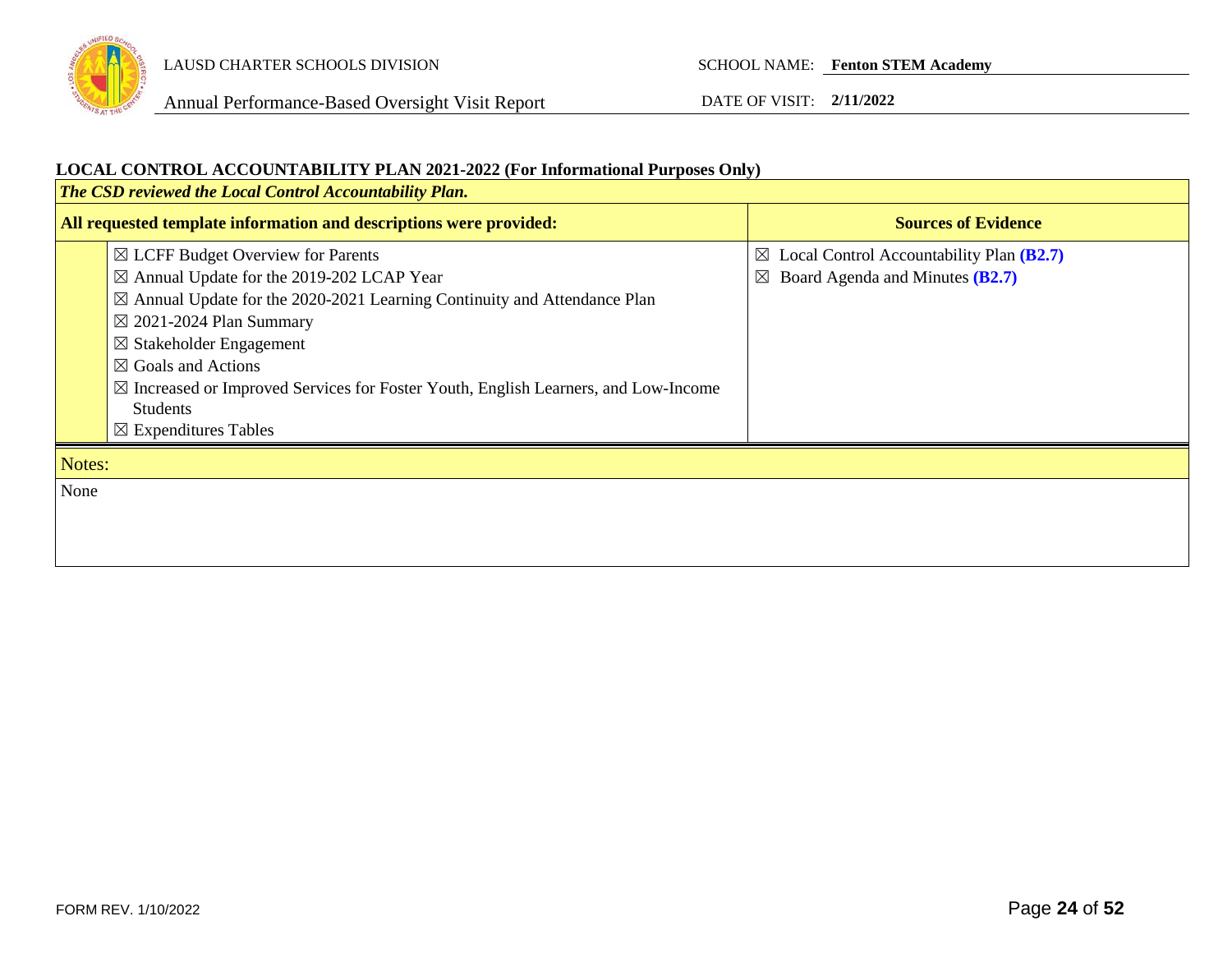## LOCAL CONTROL ACCOUNTABILITY PLAN 2021-2022 (For Informational Purposes Only)

| ***The CSD reviewed the Local Control Accountability Plan.*** | | |
|---|---|---|
| **All requested template information and descriptions were provided:** | | **Sources of Evidence** |
| | ☒ LCFF Budget Overview for Parents<br>☒ Annual Update for the 2019-202 LCAP Year<br>☒ Annual Update for the 2020-2021 Learning Continuity and Attendance Plan<br>☒ 2021-2024 Plan Summary<br>☒ Stakeholder Engagement<br>☒ Goals and Actions<br>☒ Increased or Improved Services for Foster Youth, English Learners, and Low-Income Students<br>☒ Expenditures Tables | ☒ Local Control Accountability Plan **(B2.7)**<br>☒ Board Agenda and Minutes **(B2.7)** |

| Notes: |
|---|
| None |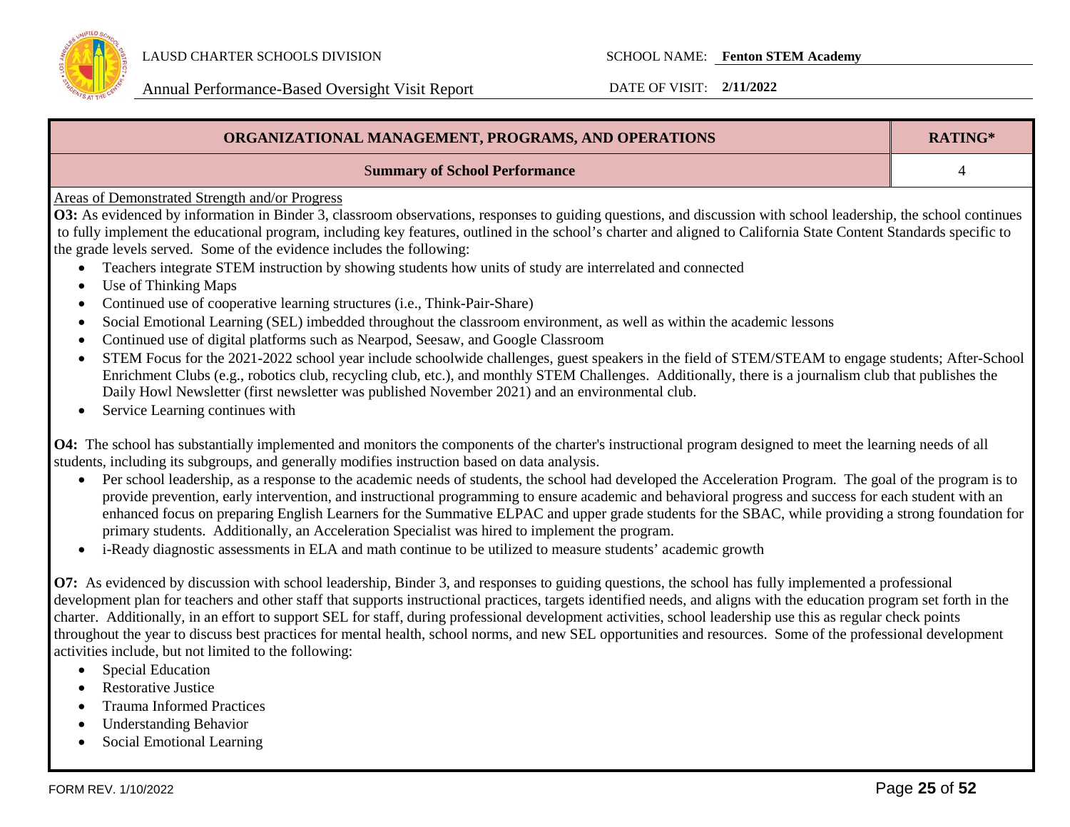| ORGANIZATIONAL MANAGEMENT, PROGRAMS, AND OPERATIONS | RATING* |
|---|---|
| Summary of School Performance | 4 |

Areas of Demonstrated Strength and/or Progress

**O3:** As evidenced by information in Binder 3, classroom observations, responses to guiding questions, and discussion with school leadership, the school continues to fully implement the educational program, including key features, outlined in the school's charter and aligned to California State Content Standards specific to the grade levels served. Some of the evidence includes the following:

- Teachers integrate STEM instruction by showing students how units of study are interrelated and connected
- Use of Thinking Maps
- Continued use of cooperative learning structures (i.e., Think-Pair-Share)
- Social Emotional Learning (SEL) imbedded throughout the classroom environment, as well as within the academic lessons
- Continued use of digital platforms such as Nearpod, Seesaw, and Google Classroom
- STEM Focus for the 2021-2022 school year include schoolwide challenges, guest speakers in the field of STEM/STEAM to engage students; After-School Enrichment Clubs (e.g., robotics club, recycling club, etc.), and monthly STEM Challenges. Additionally, there is a journalism club that publishes the Daily Howl Newsletter (first newsletter was published November 2021) and an environmental club.
- Service Learning continues with

**O4:** The school has substantially implemented and monitors the components of the charter's instructional program designed to meet the learning needs of all students, including its subgroups, and generally modifies instruction based on data analysis.

- Per school leadership, as a response to the academic needs of students, the school had developed the Acceleration Program. The goal of the program is to provide prevention, early intervention, and instructional programming to ensure academic and behavioral progress and success for each student with an enhanced focus on preparing English Learners for the Summative ELPAC and upper grade students for the SBAC, while providing a strong foundation for primary students. Additionally, an Acceleration Specialist was hired to implement the program.
- i-Ready diagnostic assessments in ELA and math continue to be utilized to measure students' academic growth

**O7:** As evidenced by discussion with school leadership, Binder 3, and responses to guiding questions, the school has fully implemented a professional development plan for teachers and other staff that supports instructional practices, targets identified needs, and aligns with the education program set forth in the charter. Additionally, in an effort to support SEL for staff, during professional development activities, school leadership use this as regular check points throughout the year to discuss best practices for mental health, school norms, and new SEL opportunities and resources. Some of the professional development activities include, but not limited to the following:

- Special Education
- Restorative Justice
- Trauma Informed Practices
- Understanding Behavior
- Social Emotional Learning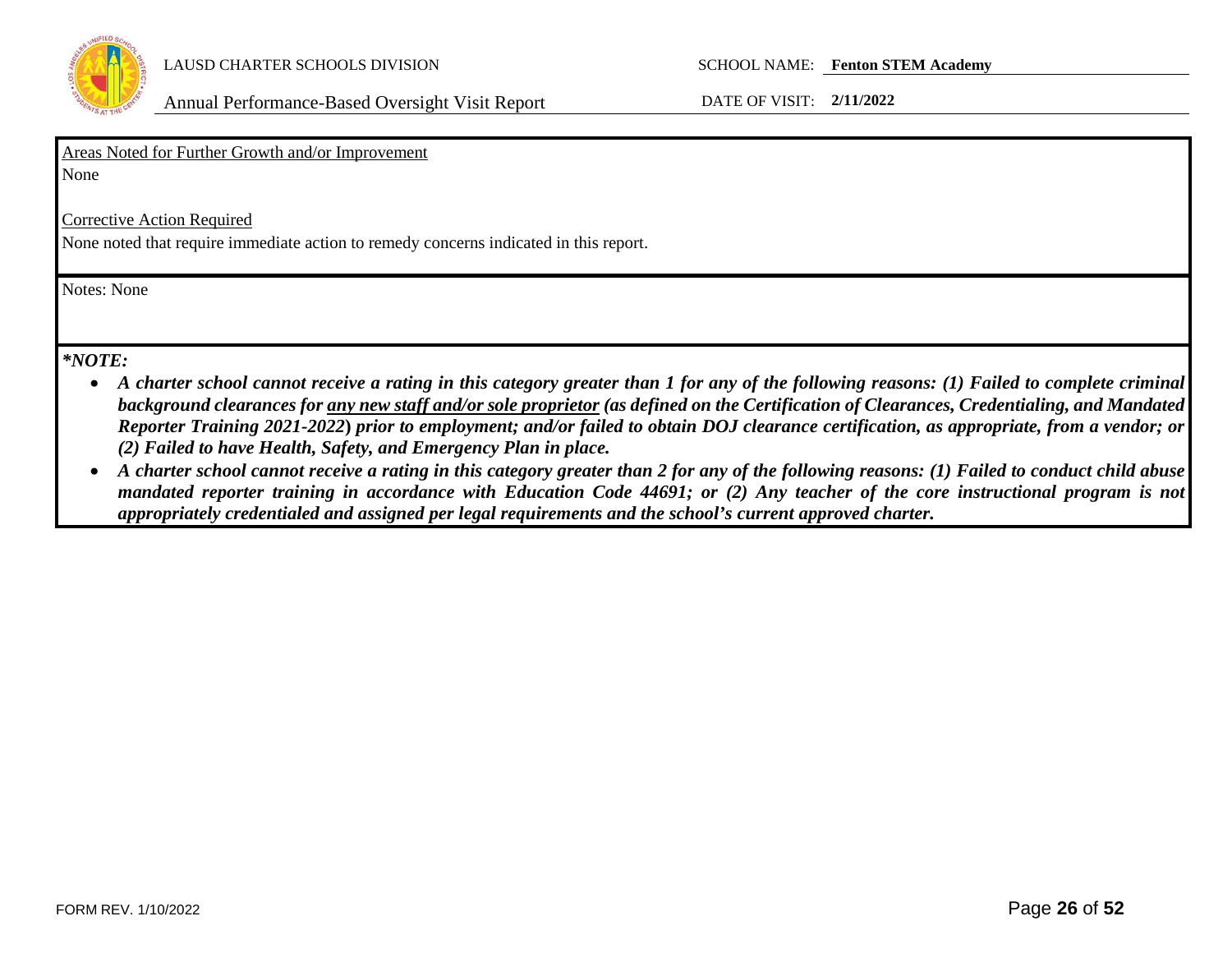Areas Noted for Further Growth and/or Improvement

None

Corrective Action Required

None noted that require immediate action to remedy concerns indicated in this report.

Notes: None

***NOTE:***

- ***A charter school cannot receive a rating in this category greater than 1 for any of the following reasons: (1) Failed to complete criminal background clearances for <u>any new staff and/or sole proprietor</u> (as defined on the Certification of Clearances, Credentialing, and Mandated Reporter Training 2021-2022) prior to employment; and/or failed to obtain DOJ clearance certification, as appropriate, from a vendor; or (2) Failed to have Health, Safety, and Emergency Plan in place.***
- ***A charter school cannot receive a rating in this category greater than 2 for any of the following reasons: (1) Failed to conduct child abuse mandated reporter training in accordance with Education Code 44691; or (2) Any teacher of the core instructional program is not appropriately credentialed and assigned per legal requirements and the school's current approved charter.***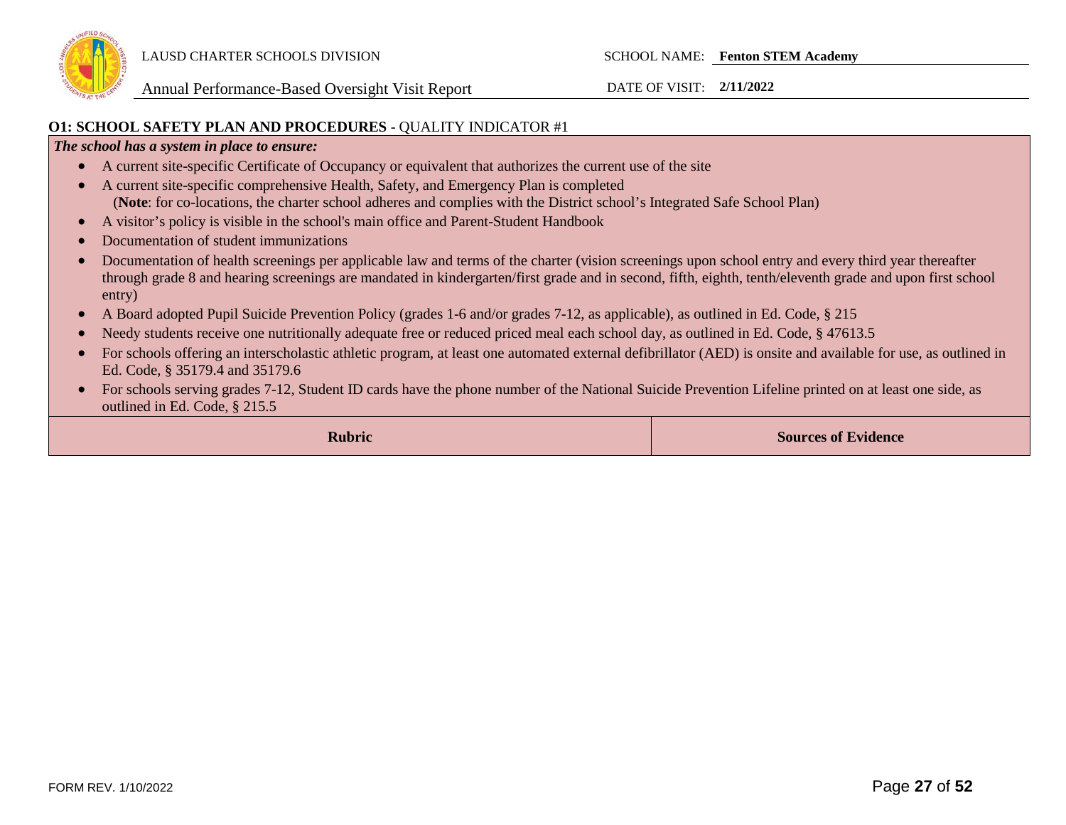**O1: SCHOOL SAFETY PLAN AND PROCEDURES** - QUALITY INDICATOR #1

***The school has a system in place to ensure:***

- A current site-specific Certificate of Occupancy or equivalent that authorizes the current use of the site
- A current site-specific comprehensive Health, Safety, and Emergency Plan is completed
  (**Note**: for co-locations, the charter school adheres and complies with the District school's Integrated Safe School Plan)
- A visitor's policy is visible in the school's main office and Parent-Student Handbook
- Documentation of student immunizations
- Documentation of health screenings per applicable law and terms of the charter (vision screenings upon school entry and every third year thereafter through grade 8 and hearing screenings are mandated in kindergarten/first grade and in second, fifth, eighth, tenth/eleventh grade and upon first school entry)
- A Board adopted Pupil Suicide Prevention Policy (grades 1-6 and/or grades 7-12, as applicable), as outlined in Ed. Code, § 215
- Needy students receive one nutritionally adequate free or reduced priced meal each school day, as outlined in Ed. Code, § 47613.5
- For schools offering an interscholastic athletic program, at least one automated external defibrillator (AED) is onsite and available for use, as outlined in Ed. Code, § 35179.4 and 35179.6
- For schools serving grades 7-12, Student ID cards have the phone number of the National Suicide Prevention Lifeline printed on at least one side, as outlined in Ed. Code, § 215.5

| Rubric | Sources of Evidence |
| --- | --- |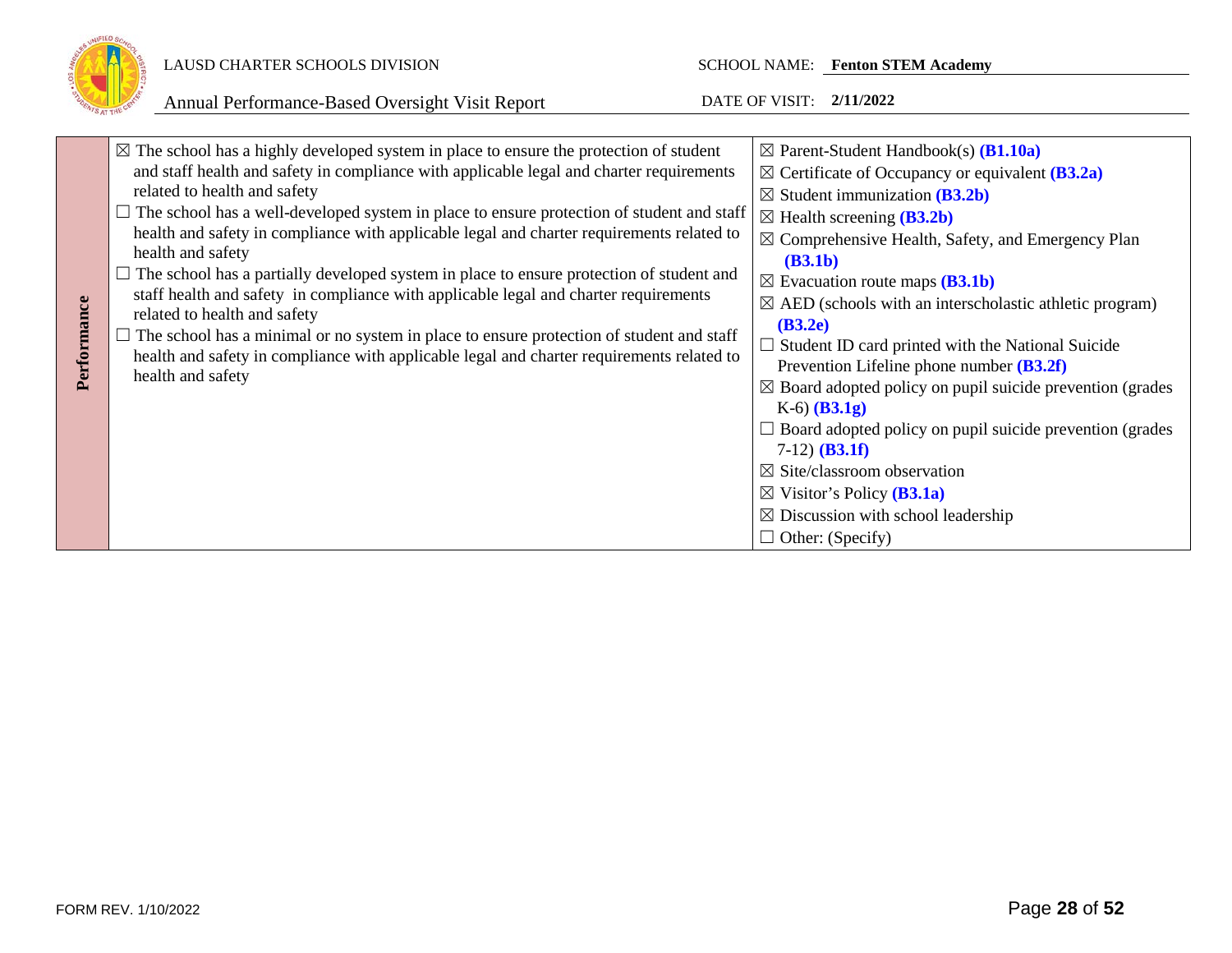| Performance | | |
|---|---|---|
| **Performance** | ☒ The school has a highly developed system in place to ensure the protection of student and staff health and safety in compliance with applicable legal and charter requirements related to health and safety<br>☐ The school has a well-developed system in place to ensure protection of student and staff health and safety in compliance with applicable legal and charter requirements related to health and safety<br>☐ The school has a partially developed system in place to ensure protection of student and staff health and safety in compliance with applicable legal and charter requirements related to health and safety<br>☐ The school has a minimal or no system in place to ensure protection of student and staff health and safety in compliance with applicable legal and charter requirements related to health and safety | ☒ Parent-Student Handbook(s) **(B1.10a)**<br>☒ Certificate of Occupancy or equivalent **(B3.2a)**<br>☒ Student immunization **(B3.2b)**<br>☒ Health screening **(B3.2b)**<br>☒ Comprehensive Health, Safety, and Emergency Plan **(B3.1b)**<br>☒ Evacuation route maps **(B3.1b)**<br>☒ AED (schools with an interscholastic athletic program) **(B3.2e)**<br>☐ Student ID card printed with the National Suicide Prevention Lifeline phone number **(B3.2f)**<br>☒ Board adopted policy on pupil suicide prevention (grades K-6) **(B3.1g)**<br>☐ Board adopted policy on pupil suicide prevention (grades 7-12) **(B3.1f)**<br>☒ Site/classroom observation<br>☒ Visitor's Policy **(B3.1a)**<br>☒ Discussion with school leadership<br>☐ Other: (Specify) |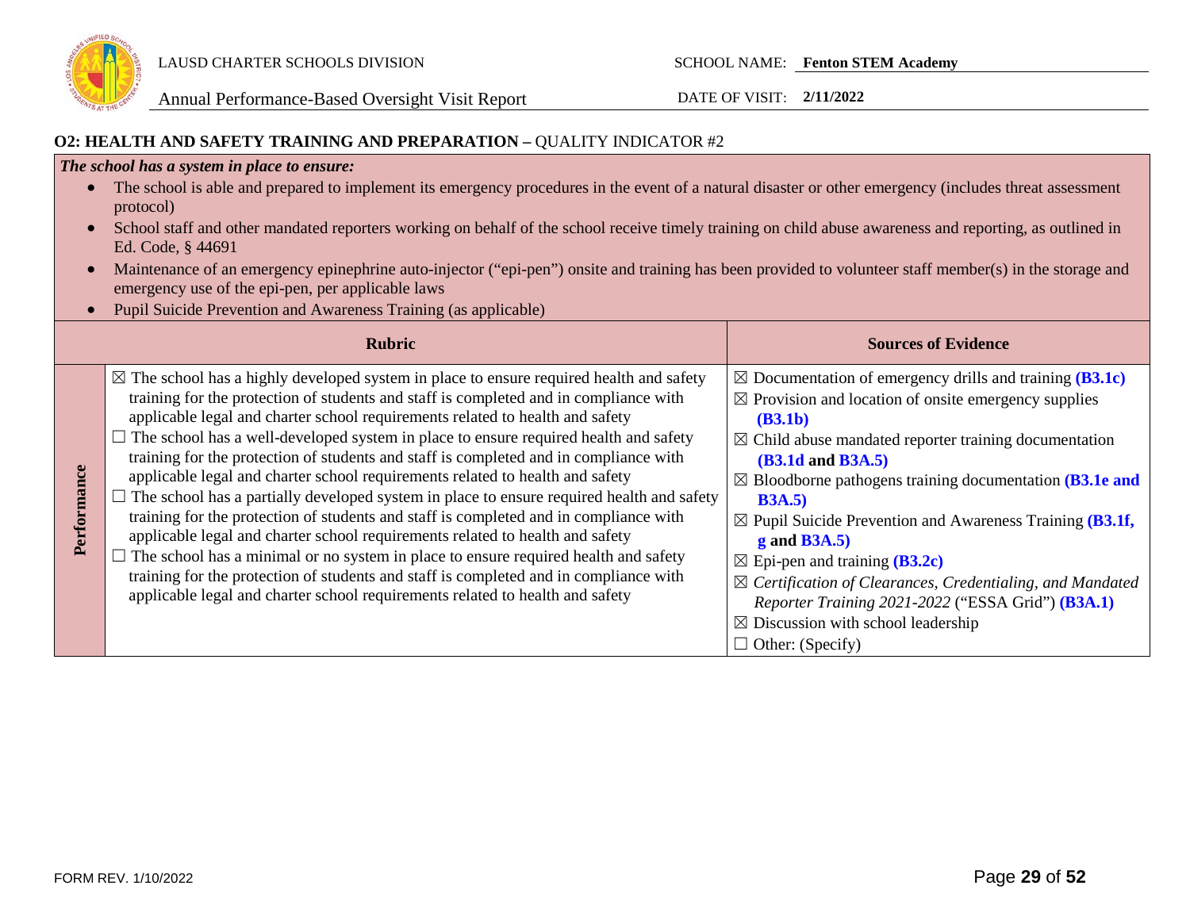### O2: HEALTH AND SAFETY TRAINING AND PREPARATION – QUALITY INDICATOR #2

***The school has a system in place to ensure:***

- The school is able and prepared to implement its emergency procedures in the event of a natural disaster or other emergency (includes threat assessment protocol)
- School staff and other mandated reporters working on behalf of the school receive timely training on child abuse awareness and reporting, as outlined in Ed. Code, § 44691
- Maintenance of an emergency epinephrine auto-injector ("epi-pen") onsite and training has been provided to volunteer staff member(s) in the storage and emergency use of the epi-pen, per applicable laws
- Pupil Suicide Prevention and Awareness Training (as applicable)

| | Rubric | Sources of Evidence |
|---|---|---|
| **Performance** | ☒ The school has a highly developed system in place to ensure required health and safety training for the protection of students and staff is completed and in compliance with applicable legal and charter school requirements related to health and safety<br>☐ The school has a well-developed system in place to ensure required health and safety training for the protection of students and staff is completed and in compliance with applicable legal and charter school requirements related to health and safety<br>☐ The school has a partially developed system in place to ensure required health and safety training for the protection of students and staff is completed and in compliance with applicable legal and charter school requirements related to health and safety<br>☐ The school has a minimal or no system in place to ensure required health and safety training for the protection of students and staff is completed and in compliance with applicable legal and charter school requirements related to health and safety | ☒ Documentation of emergency drills and training **(B3.1c)**<br>☒ Provision and location of onsite emergency supplies **(B3.1b)**<br>☒ Child abuse mandated reporter training documentation **(B3.1d and B3A.5)**<br>☒ Bloodborne pathogens training documentation **(B3.1e and B3A.5)**<br>☒ Pupil Suicide Prevention and Awareness Training **(B3.1f, g and B3A.5)**<br>☒ Epi-pen and training **(B3.2c)**<br>☒ *Certification of Clearances, Credentialing, and Mandated Reporter Training 2021-2022* ("ESSA Grid") **(B3A.1)**<br>☒ Discussion with school leadership<br>☐ Other: (Specify) |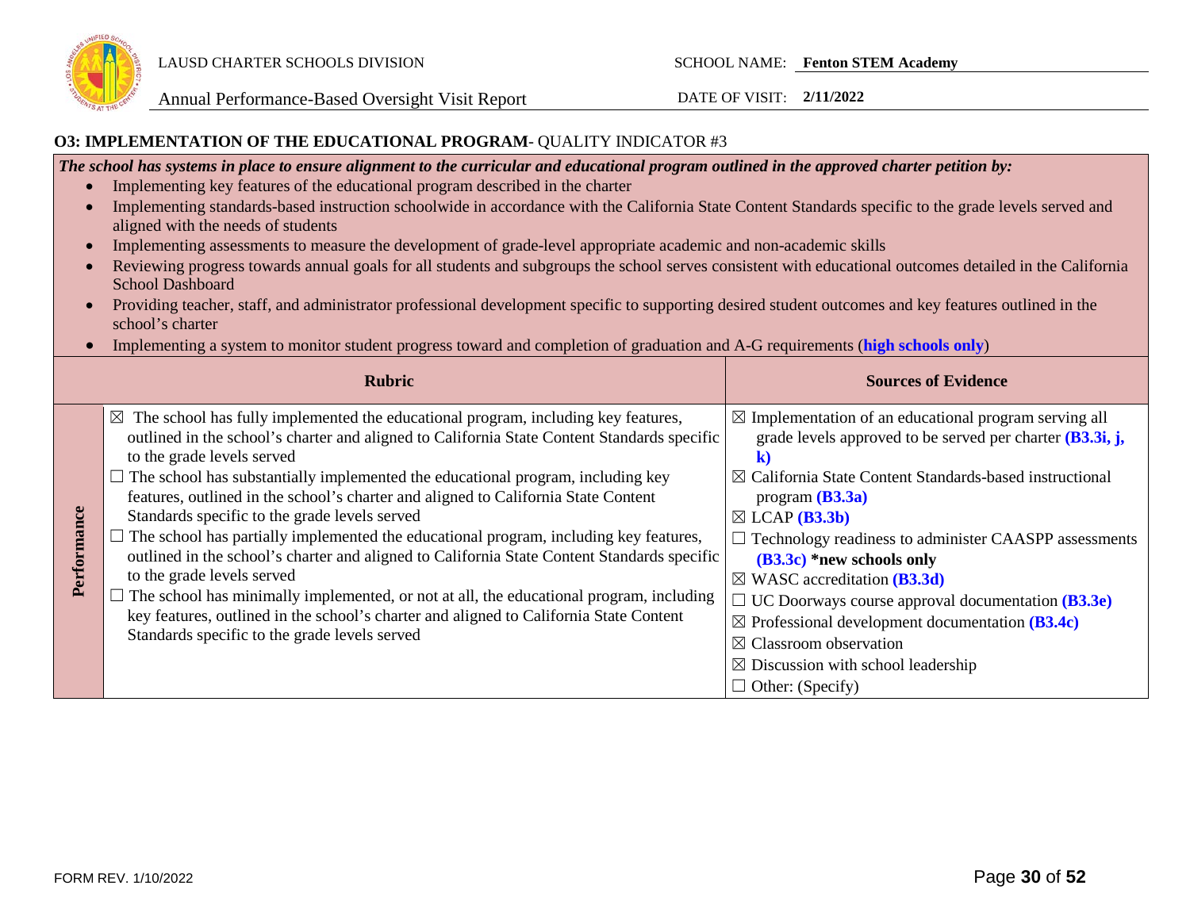## O3: IMPLEMENTATION OF THE EDUCATIONAL PROGRAM- QUALITY INDICATOR #3

***The school has systems in place to ensure alignment to the curricular and educational program outlined in the approved charter petition by:***

- Implementing key features of the educational program described in the charter
- Implementing standards-based instruction schoolwide in accordance with the California State Content Standards specific to the grade levels served and aligned with the needs of students
- Implementing assessments to measure the development of grade-level appropriate academic and non-academic skills
- Reviewing progress towards annual goals for all students and subgroups the school serves consistent with educational outcomes detailed in the California School Dashboard
- Providing teacher, staff, and administrator professional development specific to supporting desired student outcomes and key features outlined in the school's charter
- Implementing a system to monitor student progress toward and completion of graduation and A-G requirements (**high schools only**)

| | Rubric | Sources of Evidence |
|---|---|---|
| **Performance** | ☒ The school has fully implemented the educational program, including key features, outlined in the school's charter and aligned to California State Content Standards specific to the grade levels served<br>☐ The school has substantially implemented the educational program, including key features, outlined in the school's charter and aligned to California State Content Standards specific to the grade levels served<br>☐ The school has partially implemented the educational program, including key features, outlined in the school's charter and aligned to California State Content Standards specific to the grade levels served<br>☐ The school has minimally implemented, or not at all, the educational program, including key features, outlined in the school's charter and aligned to California State Content Standards specific to the grade levels served | ☒ Implementation of an educational program serving all grade levels approved to be served per charter **(B3.3i, j, k)**<br>☒ California State Content Standards-based instructional program **(B3.3a)**<br>☒ LCAP **(B3.3b)**<br>☐ Technology readiness to administer CAASPP assessments **(B3.3c)** **\*new schools only**<br>☒ WASC accreditation **(B3.3d)**<br>☐ UC Doorways course approval documentation **(B3.3e)**<br>☒ Professional development documentation **(B3.4c)**<br>☒ Classroom observation<br>☒ Discussion with school leadership<br>☐ Other: (Specify) |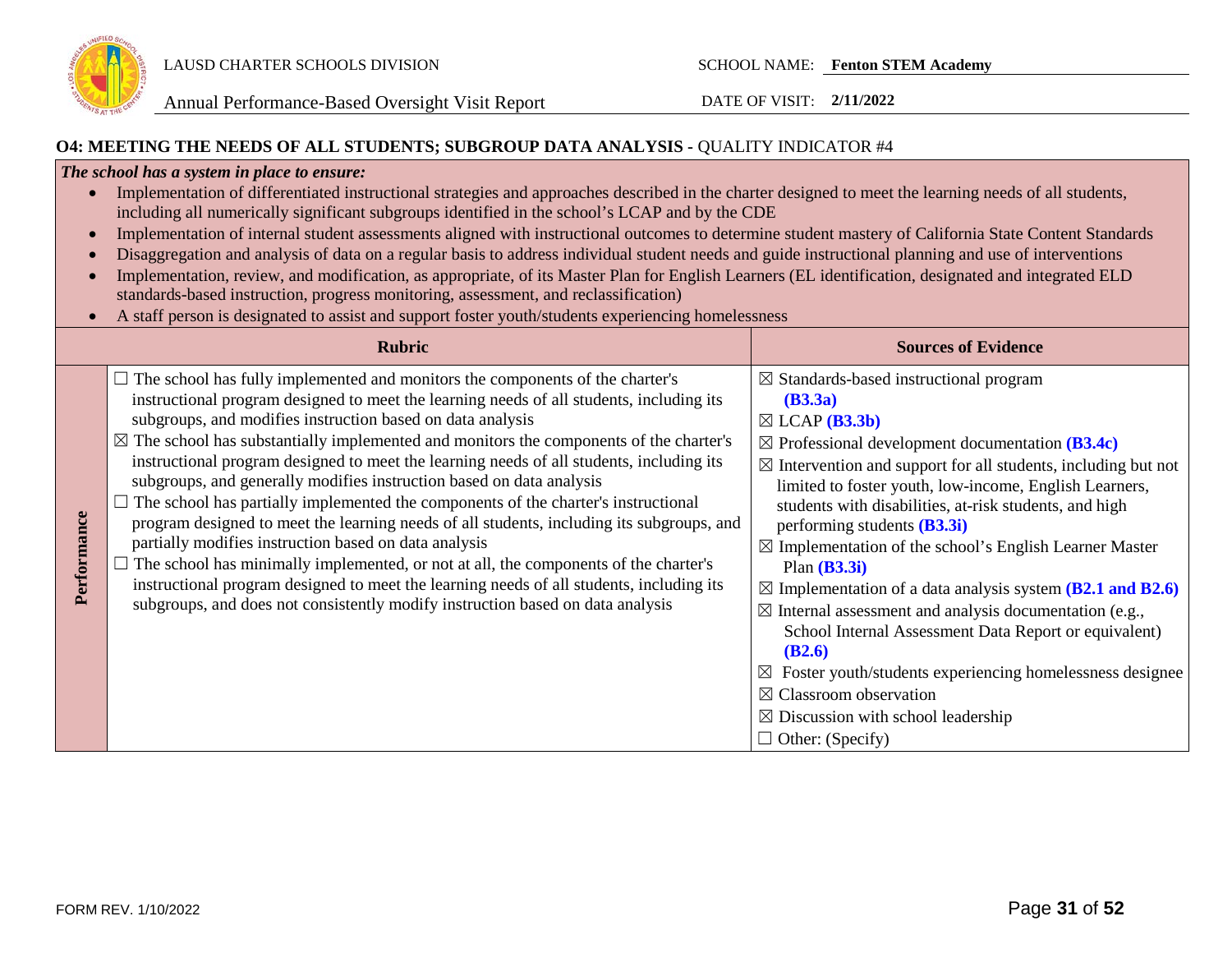## O4: MEETING THE NEEDS OF ALL STUDENTS; SUBGROUP DATA ANALYSIS - QUALITY INDICATOR #4

***The school has a system in place to ensure:***

- Implementation of differentiated instructional strategies and approaches described in the charter designed to meet the learning needs of all students, including all numerically significant subgroups identified in the school's LCAP and by the CDE
- Implementation of internal student assessments aligned with instructional outcomes to determine student mastery of California State Content Standards
- Disaggregation and analysis of data on a regular basis to address individual student needs and guide instructional planning and use of interventions
- Implementation, review, and modification, as appropriate, of its Master Plan for English Learners (EL identification, designated and integrated ELD standards-based instruction, progress monitoring, assessment, and reclassification)
- A staff person is designated to assist and support foster youth/students experiencing homelessness

| | Rubric | Sources of Evidence |
|---|---|---|
| **Performance** | ☐ The school has fully implemented and monitors the components of the charter's instructional program designed to meet the learning needs of all students, including its subgroups, and modifies instruction based on data analysis<br>☒ The school has substantially implemented and monitors the components of the charter's instructional program designed to meet the learning needs of all students, including its subgroups, and generally modifies instruction based on data analysis<br>☐ The school has partially implemented the components of the charter's instructional program designed to meet the learning needs of all students, including its subgroups, and partially modifies instruction based on data analysis<br>☐ The school has minimally implemented, or not at all, the components of the charter's instructional program designed to meet the learning needs of all students, including its subgroups, and does not consistently modify instruction based on data analysis | ☒ Standards-based instructional program **(B3.3a)**<br>☒ LCAP **(B3.3b)**<br>☒ Professional development documentation **(B3.4c)**<br>☒ Intervention and support for all students, including but not limited to foster youth, low-income, English Learners, students with disabilities, at-risk students, and high performing students **(B3.3i)**<br>☒ Implementation of the school's English Learner Master Plan **(B3.3i)**<br>☒ Implementation of a data analysis system **(B2.1 and B2.6)**<br>☒ Internal assessment and analysis documentation (e.g., School Internal Assessment Data Report or equivalent) **(B2.6)**<br>☒ Foster youth/students experiencing homelessness designee<br>☒ Classroom observation<br>☒ Discussion with school leadership<br>☐ Other: (Specify) |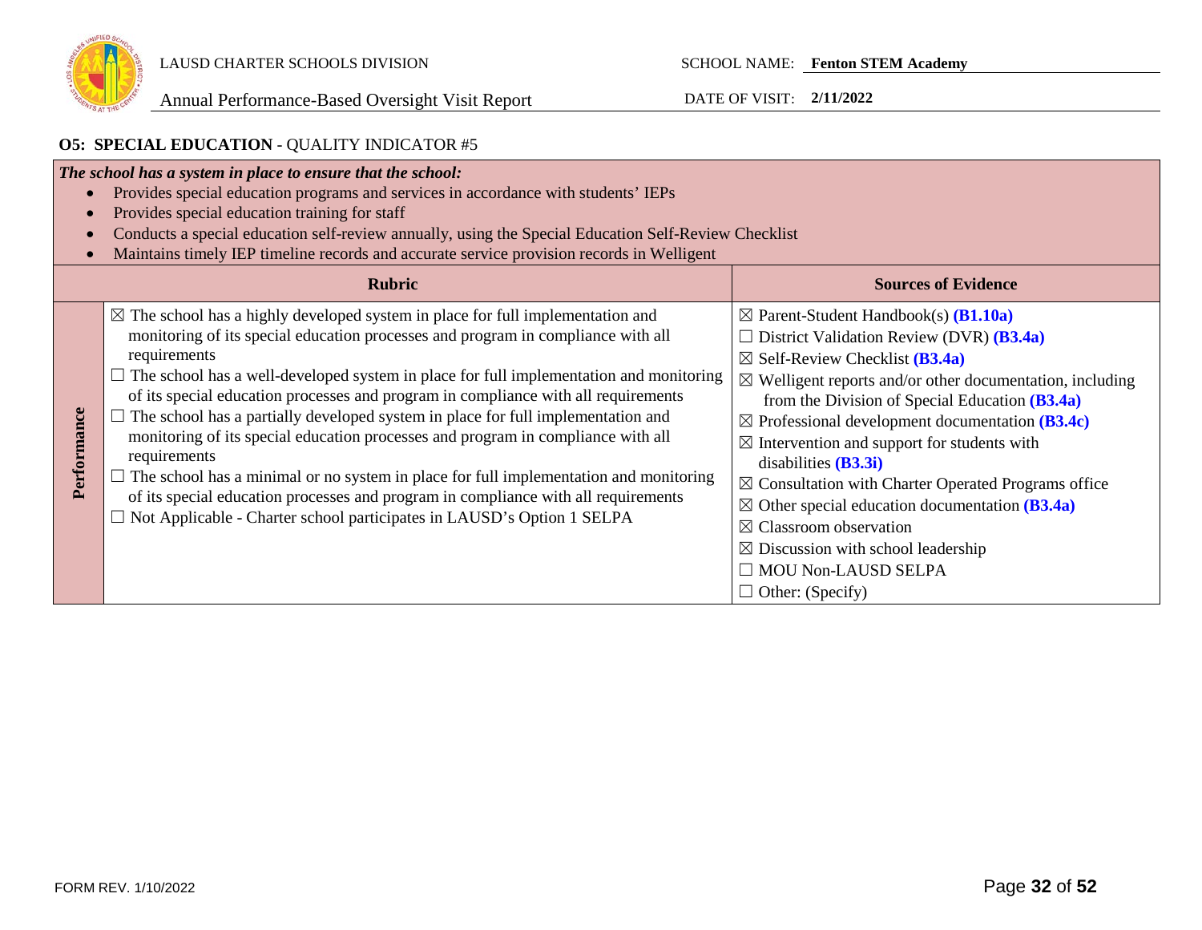LAUSD CHARTER SCHOOLS DIVISION

Annual Performance-Based Oversight Visit Report

SCHOOL NAME: **Fenton STEM Academy**

DATE OF VISIT: **2/11/2022**

**O5: SPECIAL EDUCATION** - QUALITY INDICATOR #5

***The school has a system in place to ensure that the school:***

- Provides special education programs and services in accordance with students' IEPs
- Provides special education training for staff
- Conducts a special education self-review annually, using the Special Education Self-Review Checklist
- Maintains timely IEP timeline records and accurate service provision records in Welligent

| | **Rubric** | **Sources of Evidence** |
|---|---|---|
| **Performance** | ☒ The school has a highly developed system in place for full implementation and monitoring of its special education processes and program in compliance with all requirements<br>☐ The school has a well-developed system in place for full implementation and monitoring of its special education processes and program in compliance with all requirements<br>☐ The school has a partially developed system in place for full implementation and monitoring of its special education processes and program in compliance with all requirements<br>☐ The school has a minimal or no system in place for full implementation and monitoring of its special education processes and program in compliance with all requirements<br>☐ Not Applicable - Charter school participates in LAUSD's Option 1 SELPA | ☒ Parent-Student Handbook(s) **(B1.10a)**<br>☐ District Validation Review (DVR) **(B3.4a)**<br>☒ Self-Review Checklist **(B3.4a)**<br>☒ Welligent reports and/or other documentation, including from the Division of Special Education **(B3.4a)**<br>☒ Professional development documentation **(B3.4c)**<br>☒ Intervention and support for students with disabilities **(B3.3i)**<br>☒ Consultation with Charter Operated Programs office<br>☒ Other special education documentation **(B3.4a)**<br>☒ Classroom observation<br>☒ Discussion with school leadership<br>☐ MOU Non-LAUSD SELPA<br>☐ Other: (Specify) |

FORM REV. 1/10/2022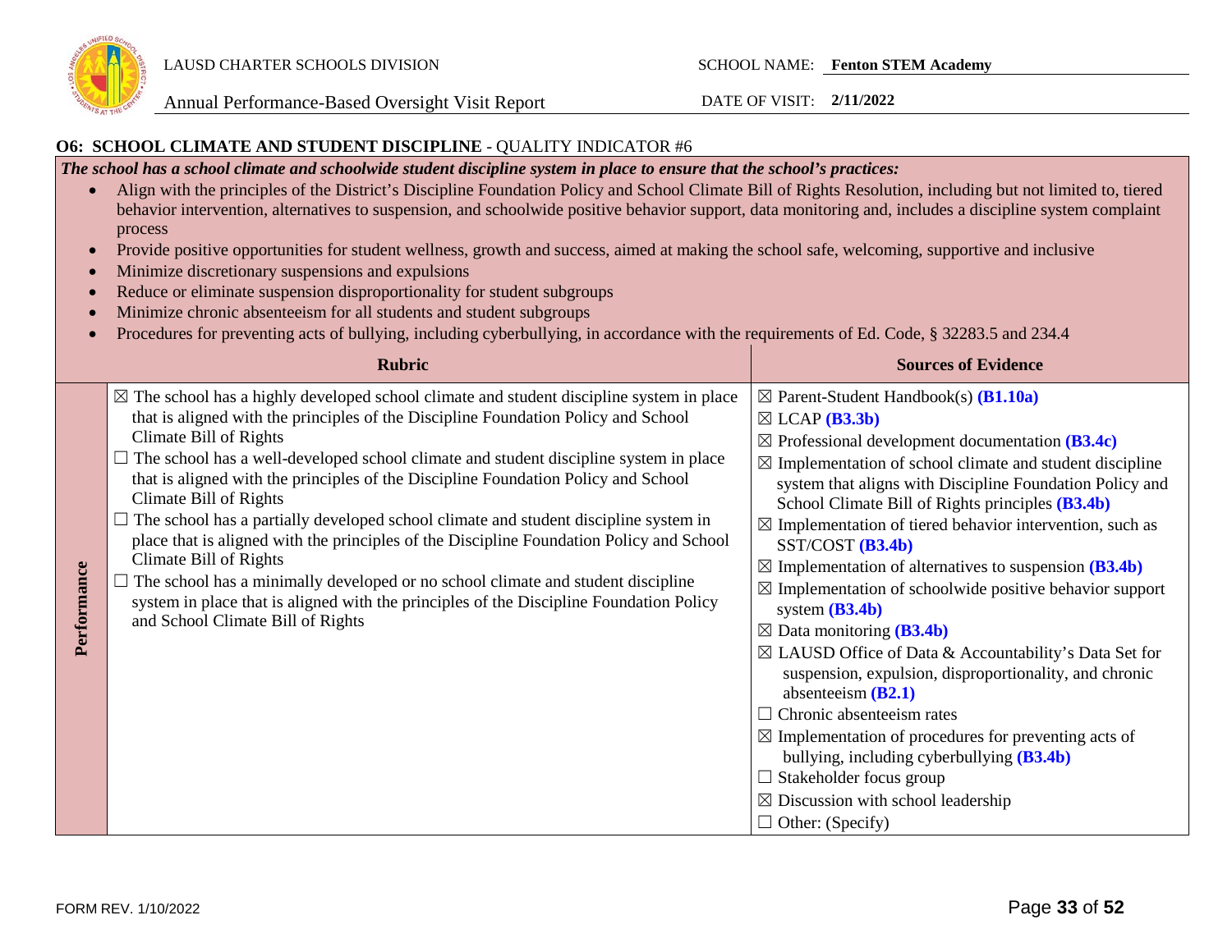### O6: SCHOOL CLIMATE AND STUDENT DISCIPLINE - QUALITY INDICATOR #6

***The school has a school climate and schoolwide student discipline system in place to ensure that the school's practices:***

- Align with the principles of the District's Discipline Foundation Policy and School Climate Bill of Rights Resolution, including but not limited to, tiered behavior intervention, alternatives to suspension, and schoolwide positive behavior support, data monitoring and, includes a discipline system complaint process
- Provide positive opportunities for student wellness, growth and success, aimed at making the school safe, welcoming, supportive and inclusive
- Minimize discretionary suspensions and expulsions
- Reduce or eliminate suspension disproportionality for student subgroups
- Minimize chronic absenteeism for all students and student subgroups
- Procedures for preventing acts of bullying, including cyberbullying, in accordance with the requirements of Ed. Code, § 32283.5 and 234.4

| | Rubric | Sources of Evidence |
|---|---|---|
| **Performance** | ☒ The school has a highly developed school climate and student discipline system in place that is aligned with the principles of the Discipline Foundation Policy and School Climate Bill of Rights<br>☐ The school has a well-developed school climate and student discipline system in place that is aligned with the principles of the Discipline Foundation Policy and School Climate Bill of Rights<br>☐ The school has a partially developed school climate and student discipline system in place that is aligned with the principles of the Discipline Foundation Policy and School Climate Bill of Rights<br>☐ The school has a minimally developed or no school climate and student discipline system in place that is aligned with the principles of the Discipline Foundation Policy and School Climate Bill of Rights | ☒ Parent-Student Handbook(s) **(B1.10a)**<br>☒ LCAP **(B3.3b)**<br>☒ Professional development documentation **(B3.4c)**<br>☒ Implementation of school climate and student discipline system that aligns with Discipline Foundation Policy and School Climate Bill of Rights principles **(B3.4b)**<br>☒ Implementation of tiered behavior intervention, such as SST/COST **(B3.4b)**<br>☒ Implementation of alternatives to suspension **(B3.4b)**<br>☒ Implementation of schoolwide positive behavior support system **(B3.4b)**<br>☒ Data monitoring **(B3.4b)**<br>☒ LAUSD Office of Data & Accountability's Data Set for suspension, expulsion, disproportionality, and chronic absenteeism **(B2.1)**<br>☐ Chronic absenteeism rates<br>☒ Implementation of procedures for preventing acts of bullying, including cyberbullying **(B3.4b)**<br>☐ Stakeholder focus group<br>☒ Discussion with school leadership<br>☐ Other: (Specify) |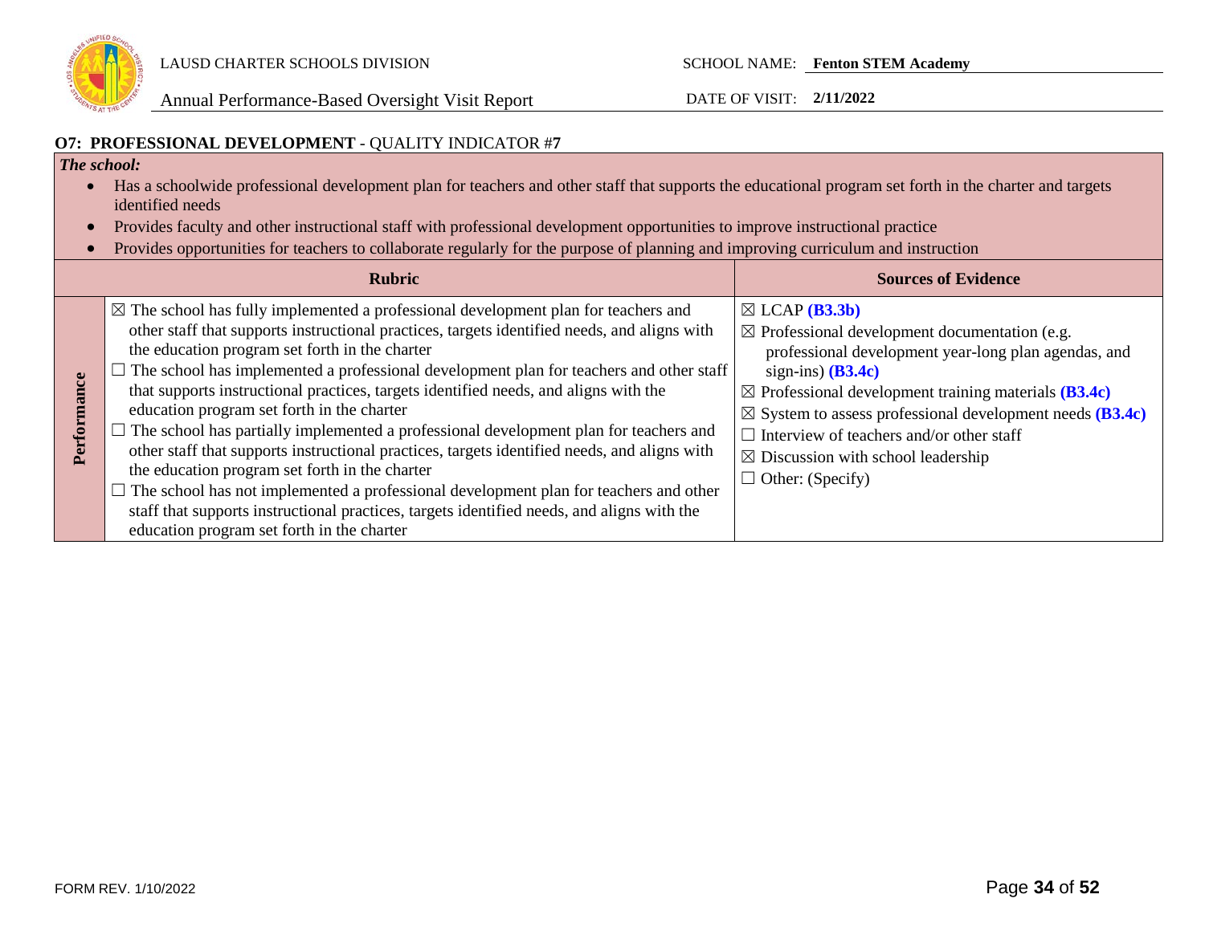## O7: PROFESSIONAL DEVELOPMENT - QUALITY INDICATOR #7

***The school:***

- Has a schoolwide professional development plan for teachers and other staff that supports the educational program set forth in the charter and targets identified needs
- Provides faculty and other instructional staff with professional development opportunities to improve instructional practice
- Provides opportunities for teachers to collaborate regularly for the purpose of planning and improving curriculum and instruction

| | Rubric | Sources of Evidence |
|---|---|---|
| **Performance** | ☒ The school has fully implemented a professional development plan for teachers and other staff that supports instructional practices, targets identified needs, and aligns with the education program set forth in the charter<br>☐ The school has implemented a professional development plan for teachers and other staff that supports instructional practices, targets identified needs, and aligns with the education program set forth in the charter<br>☐ The school has partially implemented a professional development plan for teachers and other staff that supports instructional practices, targets identified needs, and aligns with the education program set forth in the charter<br>☐ The school has not implemented a professional development plan for teachers and other staff that supports instructional practices, targets identified needs, and aligns with the education program set forth in the charter | ☒ LCAP **(B3.3b)**<br>☒ Professional development documentation (e.g. professional development year-long plan agendas, and sign-ins) **(B3.4c)**<br>☒ Professional development training materials **(B3.4c)**<br>☒ System to assess professional development needs **(B3.4c)**<br>☐ Interview of teachers and/or other staff<br>☒ Discussion with school leadership<br>☐ Other: (Specify) |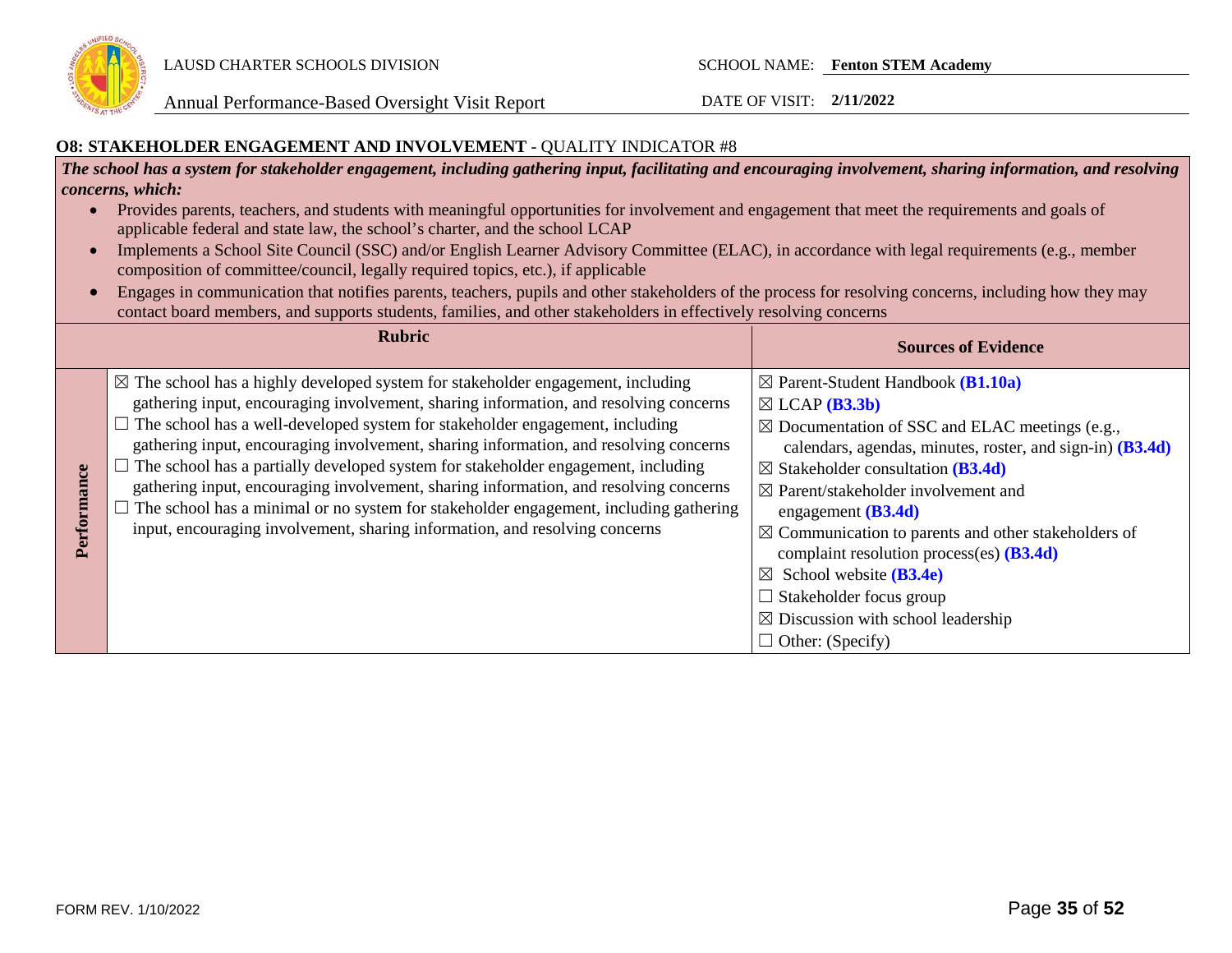LAUSD CHARTER SCHOOLS DIVISION

SCHOOL NAME: **Fenton STEM Academy**

Annual Performance-Based Oversight Visit Report

DATE OF VISIT: **2/11/2022**

**O8: STAKEHOLDER ENGAGEMENT AND INVOLVEMENT** - QUALITY INDICATOR #8

***The school has a system for stakeholder engagement, including gathering input, facilitating and encouraging involvement, sharing information, and resolving concerns, which:***

- Provides parents, teachers, and students with meaningful opportunities for involvement and engagement that meet the requirements and goals of applicable federal and state law, the school's charter, and the school LCAP
- Implements a School Site Council (SSC) and/or English Learner Advisory Committee (ELAC), in accordance with legal requirements (e.g., member composition of committee/council, legally required topics, etc.), if applicable
- Engages in communication that notifies parents, teachers, pupils and other stakeholders of the process for resolving concerns, including how they may contact board members, and supports students, families, and other stakeholders in effectively resolving concerns

| | Rubric | Sources of Evidence |
|---|---|---|
| **Performance** | ☒ The school has a highly developed system for stakeholder engagement, including gathering input, encouraging involvement, sharing information, and resolving concerns<br>☐ The school has a well-developed system for stakeholder engagement, including gathering input, encouraging involvement, sharing information, and resolving concerns<br>☐ The school has a partially developed system for stakeholder engagement, including gathering input, encouraging involvement, sharing information, and resolving concerns<br>☐ The school has a minimal or no system for stakeholder engagement, including gathering input, encouraging involvement, sharing information, and resolving concerns | ☒ Parent-Student Handbook **(B1.10a)**<br>☒ LCAP **(B3.3b)**<br>☒ Documentation of SSC and ELAC meetings (e.g., calendars, agendas, minutes, roster, and sign-in) **(B3.4d)**<br>☒ Stakeholder consultation **(B3.4d)**<br>☒ Parent/stakeholder involvement and engagement **(B3.4d)**<br>☒ Communication to parents and other stakeholders of complaint resolution process(es) **(B3.4d)**<br>☒ School website **(B3.4e)**<br>☐ Stakeholder focus group<br>☒ Discussion with school leadership<br>☐ Other: (Specify) |

FORM REV. 1/10/2022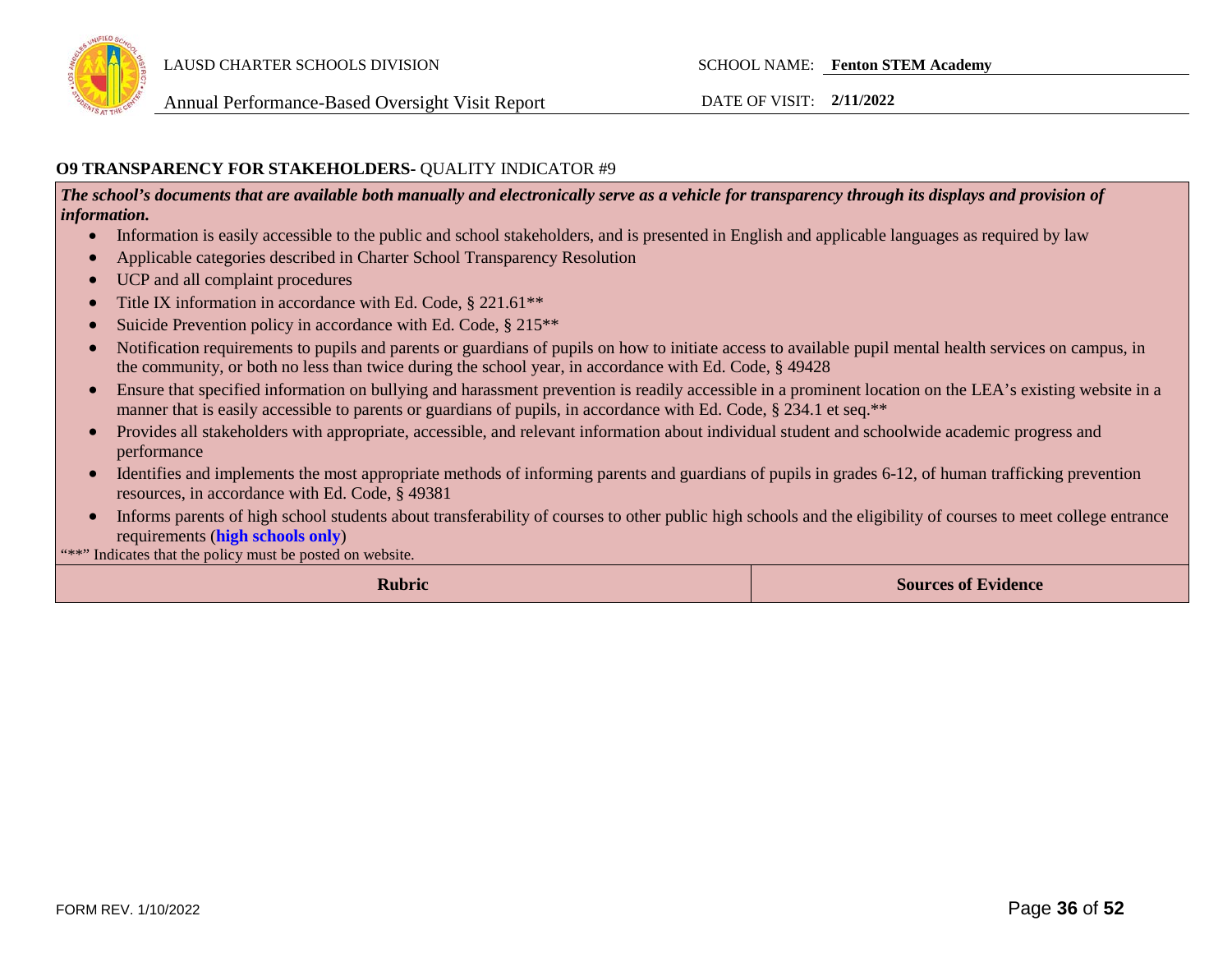**O9 TRANSPARENCY FOR STAKEHOLDERS-** QUALITY INDICATOR #9

***The school's documents that are available both manually and electronically serve as a vehicle for transparency through its displays and provision of information.***

- Information is easily accessible to the public and school stakeholders, and is presented in English and applicable languages as required by law
- Applicable categories described in Charter School Transparency Resolution
- UCP and all complaint procedures
- Title IX information in accordance with Ed. Code, § 221.61**
- Suicide Prevention policy in accordance with Ed. Code, § 215**
- Notification requirements to pupils and parents or guardians of pupils on how to initiate access to available pupil mental health services on campus, in the community, or both no less than twice during the school year, in accordance with Ed. Code, § 49428
- Ensure that specified information on bullying and harassment prevention is readily accessible in a prominent location on the LEA's existing website in a manner that is easily accessible to parents or guardians of pupils, in accordance with Ed. Code, § 234.1 et seq.**
- Provides all stakeholders with appropriate, accessible, and relevant information about individual student and schoolwide academic progress and performance
- Identifies and implements the most appropriate methods of informing parents and guardians of pupils in grades 6-12, of human trafficking prevention resources, in accordance with Ed. Code, § 49381
- Informs parents of high school students about transferability of courses to other public high schools and the eligibility of courses to meet college entrance requirements (**high schools only**)

"**" Indicates that the policy must be posted on website.

| Rubric | Sources of Evidence |
|---|---|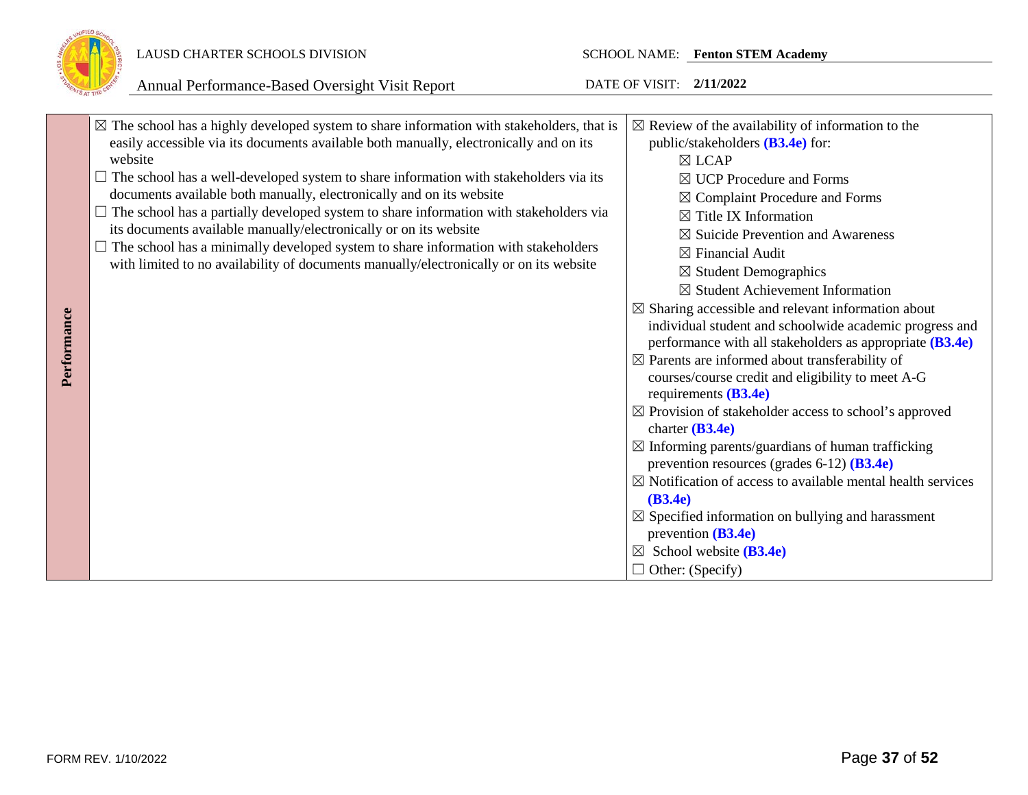| Performance | | |
|---|---|---|
| Performance | ☒ The school has a highly developed system to share information with stakeholders, that is easily accessible via its documents available both manually, electronically and on its website<br>☐ The school has a well-developed system to share information with stakeholders via its documents available both manually, electronically and on its website<br>☐ The school has a partially developed system to share information with stakeholders via its documents available manually/electronically or on its website<br>☐ The school has a minimally developed system to share information with stakeholders with limited to no availability of documents manually/electronically or on its website | ☒ Review of the availability of information to the public/stakeholders **(B3.4e)** for:<br>☒ LCAP<br>☒ UCP Procedure and Forms<br>☒ Complaint Procedure and Forms<br>☒ Title IX Information<br>☒ Suicide Prevention and Awareness<br>☒ Financial Audit<br>☒ Student Demographics<br>☒ Student Achievement Information<br>☒ Sharing accessible and relevant information about individual student and schoolwide academic progress and performance with all stakeholders as appropriate **(B3.4e)**<br>☒ Parents are informed about transferability of courses/course credit and eligibility to meet A-G requirements **(B3.4e)**<br>☒ Provision of stakeholder access to school's approved charter **(B3.4e)**<br>☒ Informing parents/guardians of human trafficking prevention resources (grades 6-12) **(B3.4e)**<br>☒ Notification of access to available mental health services **(B3.4e)**<br>☒ Specified information on bullying and harassment prevention **(B3.4e)**<br>☒ School website **(B3.4e)**<br>☐ Other: (Specify) |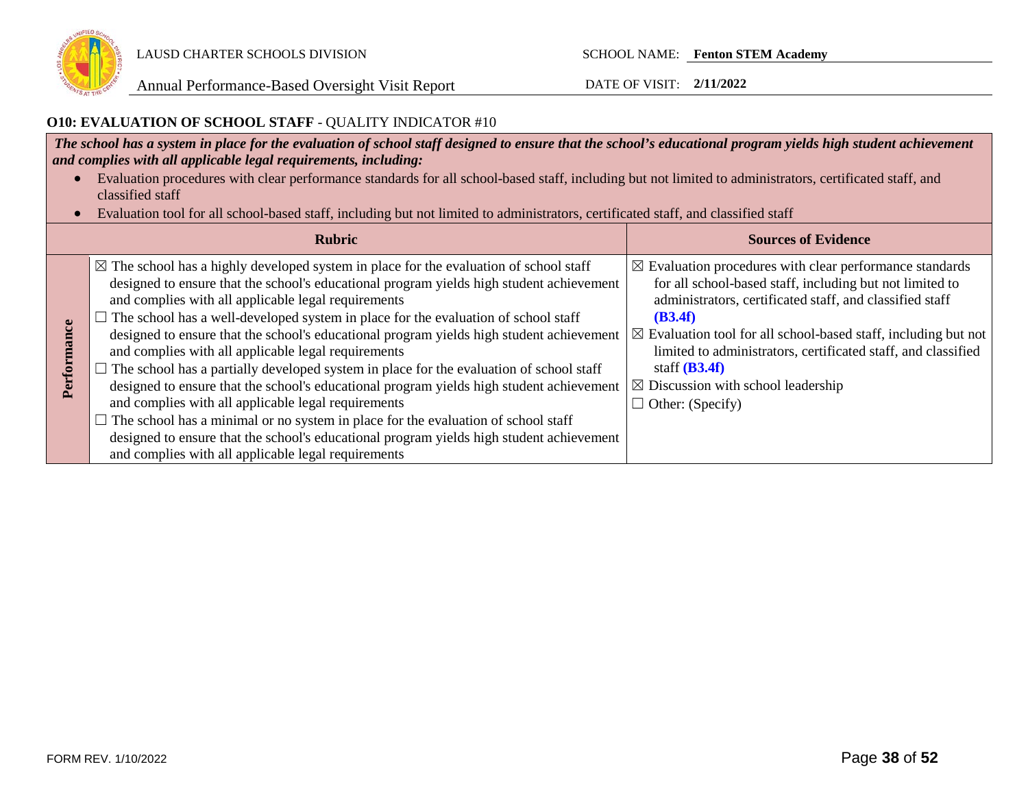## O10: EVALUATION OF SCHOOL STAFF - QUALITY INDICATOR #10

***The school has a system in place for the evaluation of school staff designed to ensure that the school's educational program yields high student achievement and complies with all applicable legal requirements, including:***

- Evaluation procedures with clear performance standards for all school-based staff, including but not limited to administrators, certificated staff, and classified staff
- Evaluation tool for all school-based staff, including but not limited to administrators, certificated staff, and classified staff

| | Rubric | Sources of Evidence |
|---|---|---|
| **Performance** | ☒ The school has a highly developed system in place for the evaluation of school staff designed to ensure that the school's educational program yields high student achievement and complies with all applicable legal requirements<br>☐ The school has a well-developed system in place for the evaluation of school staff designed to ensure that the school's educational program yields high student achievement and complies with all applicable legal requirements<br>☐ The school has a partially developed system in place for the evaluation of school staff designed to ensure that the school's educational program yields high student achievement and complies with all applicable legal requirements<br>☐ The school has a minimal or no system in place for the evaluation of school staff designed to ensure that the school's educational program yields high student achievement and complies with all applicable legal requirements | ☒ Evaluation procedures with clear performance standards for all school-based staff, including but not limited to administrators, certificated staff, and classified staff **(B3.4f)**<br>☒ Evaluation tool for all school-based staff, including but not limited to administrators, certificated staff, and classified staff **(B3.4f)**<br>☒ Discussion with school leadership<br>☐ Other: (Specify) |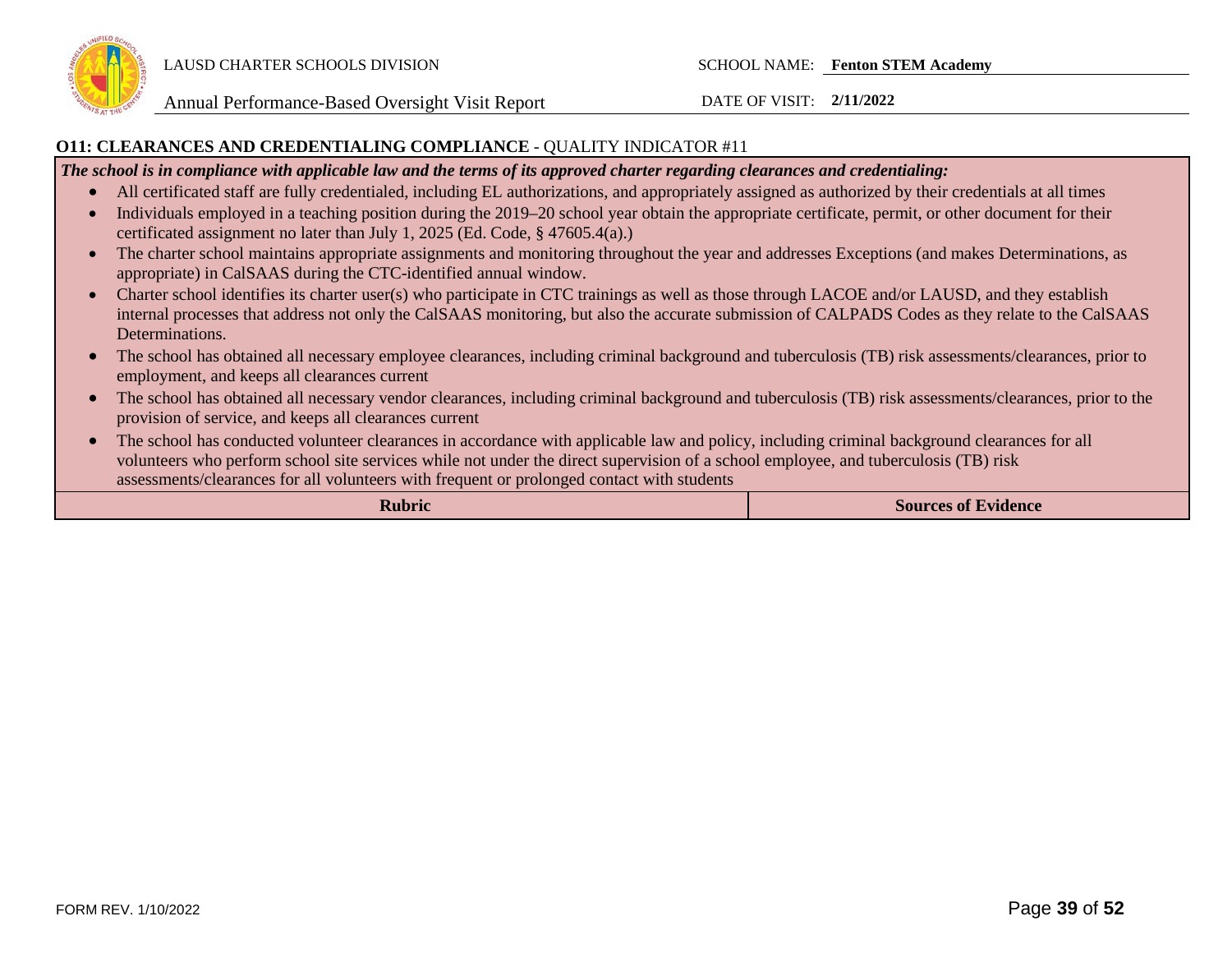### O11: CLEARANCES AND CREDENTIALING COMPLIANCE - QUALITY INDICATOR #11

***The school is in compliance with applicable law and the terms of its approved charter regarding clearances and credentialing:***

- All certificated staff are fully credentialed, including EL authorizations, and appropriately assigned as authorized by their credentials at all times
- Individuals employed in a teaching position during the 2019–20 school year obtain the appropriate certificate, permit, or other document for their certificated assignment no later than July 1, 2025 (Ed. Code, § 47605.4(a).)
- The charter school maintains appropriate assignments and monitoring throughout the year and addresses Exceptions (and makes Determinations, as appropriate) in CalSAAS during the CTC-identified annual window.
- Charter school identifies its charter user(s) who participate in CTC trainings as well as those through LACOE and/or LAUSD, and they establish internal processes that address not only the CalSAAS monitoring, but also the accurate submission of CALPADS Codes as they relate to the CalSAAS Determinations.
- The school has obtained all necessary employee clearances, including criminal background and tuberculosis (TB) risk assessments/clearances, prior to employment, and keeps all clearances current
- The school has obtained all necessary vendor clearances, including criminal background and tuberculosis (TB) risk assessments/clearances, prior to the provision of service, and keeps all clearances current
- The school has conducted volunteer clearances in accordance with applicable law and policy, including criminal background clearances for all volunteers who perform school site services while not under the direct supervision of a school employee, and tuberculosis (TB) risk assessments/clearances for all volunteers with frequent or prolonged contact with students

| Rubric | Sources of Evidence |
| --- | --- |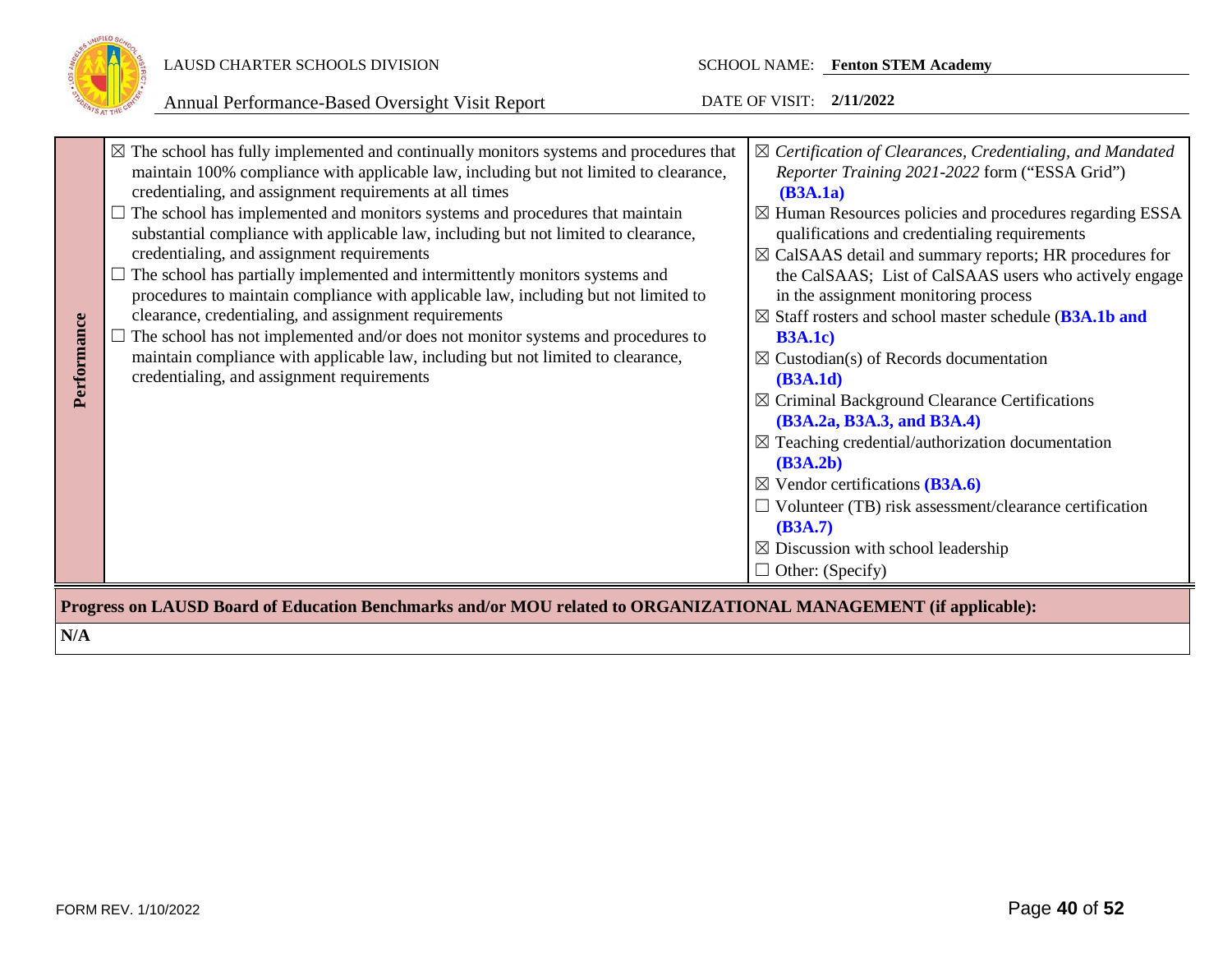| Performance | | |
|---|---|---|
| **Performance** | ☒ The school has fully implemented and continually monitors systems and procedures that maintain 100% compliance with applicable law, including but not limited to clearance, credentialing, and assignment requirements at all times<br>☐ The school has implemented and monitors systems and procedures that maintain substantial compliance with applicable law, including but not limited to clearance, credentialing, and assignment requirements<br>☐ The school has partially implemented and intermittently monitors systems and procedures to maintain compliance with applicable law, including but not limited to clearance, credentialing, and assignment requirements<br>☐ The school has not implemented and/or does not monitor systems and procedures to maintain compliance with applicable law, including but not limited to clearance, credentialing, and assignment requirements | ☒ *Certification of Clearances, Credentialing, and Mandated Reporter Training 2021-2022* form ("ESSA Grid") **(B3A.1a)**<br>☒ Human Resources policies and procedures regarding ESSA qualifications and credentialing requirements<br>☒ CalSAAS detail and summary reports; HR procedures for the CalSAAS; List of CalSAAS users who actively engage in the assignment monitoring process<br>☒ Staff rosters and school master schedule (**B3A.1b and B3A.1c)**<br>☒ Custodian(s) of Records documentation **(B3A.1d)**<br>☒ Criminal Background Clearance Certifications **(B3A.2a, B3A.3, and B3A.4)**<br>☒ Teaching credential/authorization documentation **(B3A.2b)**<br>☒ Vendor certifications **(B3A.6)**<br>☐ Volunteer (TB) risk assessment/clearance certification **(B3A.7)**<br>☒ Discussion with school leadership<br>☐ Other: (Specify) |

**Progress on LAUSD Board of Education Benchmarks and/or MOU related to ORGANIZATIONAL MANAGEMENT (if applicable):**

**N/A**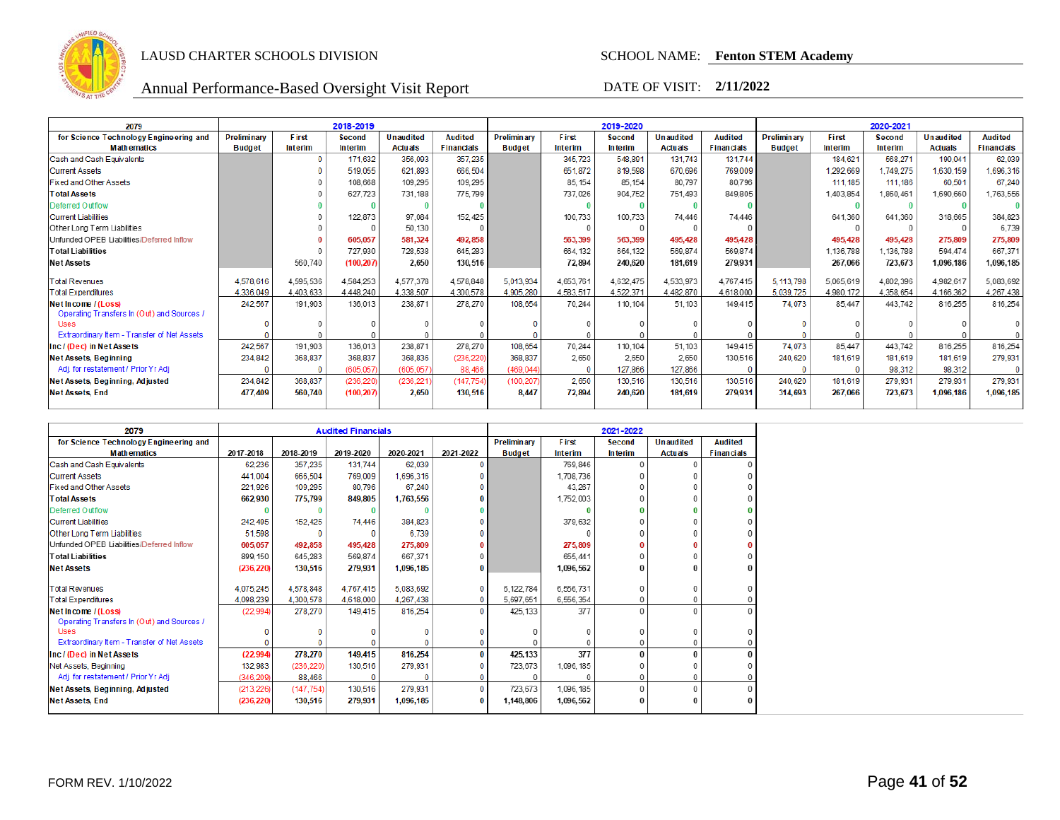LAUSD CHARTER SCHOOLS DIVISION

SCHOOL NAME: **Fenton STEM Academy**

Annual Performance-Based Oversight Visit Report

DATE OF VISIT: **2/11/2022**

| 2079 | 2018-2019 | | | | | 2019-2020 | | | | | 2020-2021 | | | | |
|---|---|---|---|---|---|---|---|---|---|---|---|---|---|---|---|
| for Science Technology Engineering and Mathematics | Preliminary Budget | First Interim | Second Interim | Unaudited Actuals | Audited Financials | Preliminary Budget | First Interim | Second Interim | Unaudited Actuals | Audited Financials | Preliminary Budget | First Interim | Second Interim | Unaudited Actuals | Audited Financials |
| Cash and Cash Equivalents | | 0 | 171,632 | 356,093 | 357,235 | | 345,723 | 548,891 | 131,743 | 131,744 | | 184,621 | 568,271 | 190,041 | 62,039 |
| Current Assets | | 0 | 519,055 | 621,893 | 666,504 | | 651,872 | 819,598 | 670,696 | 769,009 | | 1,292,669 | 1,749,275 | 1,630,159 | 1,696,316 |
| Fixed and Other Assets | | 0 | 108,668 | 109,295 | 109,295 | | 85,154 | 85,154 | 80,797 | 80,796 | | 111,185 | 111,186 | 60,501 | 67,240 |
| **Total Assets** | | 0 | 627,723 | 731,188 | 775,799 | | 737,026 | 904,752 | 751,493 | 849,805 | | 1,403,854 | 1,860,461 | 1,690,660 | 1,763,556 |
| Deferred Outflow | | 0 | 0 | 0 | 0 | | 0 | 0 | 0 | 0 | | 0 | 0 | 0 | 0 |
| Current Liabilities | | 0 | 122,873 | 97,084 | 152,425 | | 100,733 | 100,733 | 74,446 | 74,446 | | 641,360 | 641,360 | 318,665 | 384,823 |
| Other Long Term Liabilities | | 0 | 0 | 50,130 | 0 | | 0 | 0 | 0 | 0 | | 0 | 0 | 0 | 6,739 |
| Unfunded OPEB Liabilities/Deferred Inflow | | 0 | 605,057 | 581,324 | 492,858 | | 563,399 | 563,399 | 495,428 | 495,428 | | 495,428 | 495,428 | 275,809 | 275,809 |
| **Total Liabilities** | | 0 | 727,930 | 728,538 | 645,283 | | 664,132 | 664,132 | 569,874 | 569,874 | | 1,136,788 | 1,136,788 | 594,474 | 667,371 |
| **Net Assets** | | 560,740 | (100,207) | 2,650 | 130,516 | | 72,894 | 240,620 | 181,619 | 279,931 | | 267,066 | 723,673 | 1,096,186 | 1,096,185 |
| Total Revenues | 4,578,616 | 4,595,536 | 4,584,253 | 4,577,378 | 4,578,848 | 5,013,934 | 4,653,761 | 4,632,475 | 4,533,973 | 4,767,415 | 5,113,798 | 5,065,619 | 4,802,396 | 4,982,617 | 5,083,692 |
| Total Expenditures | 4,336,049 | 4,403,633 | 4,448,240 | 4,338,507 | 4,300,578 | 4,905,280 | 4,583,517 | 4,522,371 | 4,482,870 | 4,618,000 | 5,039,725 | 4,980,172 | 4,358,654 | 4,166,362 | 4,267,438 |
| **Net Income / (Loss)** | 242,567 | 191,903 | 136,013 | 238,871 | 278,270 | 108,654 | 70,244 | 110,104 | 51,103 | 149,415 | 74,073 | 85,447 | 443,742 | 816,255 | 816,254 |
| Operating Transfers In (Out) and Sources / Uses | 0 | 0 | 0 | 0 | 0 | 0 | 0 | 0 | 0 | 0 | 0 | 0 | 0 | 0 | 0 |
| Extraordinary Item - Transfer of Net Assets | 0 | 0 | 0 | 0 | 0 | 0 | 0 | 0 | 0 | 0 | 0 | 0 | 0 | 0 | 0 |
| **Inc / (Dec) in Net Assets** | 242,567 | 191,903 | 136,013 | 238,871 | 278,270 | 108,654 | 70,244 | 110,104 | 51,103 | 149,415 | 74,073 | 85,447 | 443,742 | 816,255 | 816,254 |
| **Net Assets, Beginning** | 234,842 | 368,837 | 368,837 | 368,836 | (236,220) | 368,837 | 2,650 | 2,650 | 2,650 | 130,516 | 240,620 | 181,619 | 181,619 | 181,619 | 279,931 |
| Adj. for restatement / Prior Yr Adj | 0 | 0 | (605,057) | (605,057) | 88,466 | (469,044) | 0 | 127,866 | 127,866 | 0 | 0 | 0 | 98,312 | 98,312 | 0 |
| **Net Assets, Beginning, Adjusted** | 234,842 | 368,837 | (236,220) | (236,221) | (147,754) | (100,207) | 2,650 | 130,516 | 130,516 | 130,516 | 240,620 | 181,619 | 279,931 | 279,931 | 279,931 |
| **Net Assets, End** | 477,409 | 560,740 | (100,207) | 2,650 | 130,516 | 8,447 | 72,894 | 240,620 | 181,619 | 279,931 | 314,693 | 267,066 | 723,673 | 1,096,186 | 1,096,185 |

| 2079 | Audited Financials | | | | | 2021-2022 | | | | |
|---|---|---|---|---|---|---|---|---|---|---|
| for Science Technology Engineering and Mathematics | 2017-2018 | 2018-2019 | 2019-2020 | 2020-2021 | 2021-2022 | Preliminary Budget | First Interim | Second Interim | Unaudited Actuals | Audited Financials |
| Cash and Cash Equivalents | 62,236 | 357,235 | 131,744 | 62,039 | 0 | | 760,846 | 0 | 0 | 0 |
| Current Assets | 441,004 | 666,504 | 769,009 | 1,696,316 | 0 | | 1,708,736 | 0 | 0 | 0 |
| Fixed and Other Assets | 221,926 | 109,295 | 80,796 | 67,240 | 0 | | 43,267 | 0 | 0 | 0 |
| **Total Assets** | 662,930 | 775,799 | 849,805 | 1,763,556 | 0 | | 1,752,003 | 0 | 0 | 0 |
| Deferred Outflow | 0 | 0 | 0 | 0 | 0 | | 0 | 0 | 0 | 0 |
| Current Liabilities | 242,495 | 152,425 | 74,446 | 384,823 | 0 | | 379,632 | 0 | 0 | 0 |
| Other Long Term Liabilities | 51,598 | 0 | 0 | 6,739 | 0 | | 0 | 0 | 0 | 0 |
| Unfunded OPEB Liabilities/Deferred Inflow | 605,057 | 492,858 | 495,428 | 275,809 | 0 | | 275,809 | 0 | 0 | 0 |
| **Total Liabilities** | 899,150 | 645,283 | 569,874 | 667,371 | 0 | | 655,441 | 0 | 0 | 0 |
| **Net Assets** | (236,220) | 130,516 | 279,931 | 1,096,185 | 0 | | 1,096,562 | 0 | 0 | 0 |
| Total Revenues | 4,075,245 | 4,578,848 | 4,767,415 | 5,083,692 | 0 | 6,122,784 | 6,556,731 | 0 | 0 | 0 |
| Total Expenditures | 4,098,239 | 4,300,578 | 4,618,000 | 4,267,438 | 0 | 5,697,651 | 6,556,354 | 0 | 0 | 0 |
| **Net Income / (Loss)** | (22,994) | 278,270 | 149,415 | 816,254 | 0 | 425,133 | 377 | 0 | 0 | 0 |
| Operating Transfers In (Out) and Sources / Uses | 0 | 0 | 0 | 0 | 0 | 0 | 0 | 0 | 0 | 0 |
| Extraordinary Item - Transfer of Net Assets | 0 | 0 | 0 | 0 | 0 | 0 | 0 | 0 | 0 | 0 |
| **Inc / (Dec) in Net Assets** | (22,994) | 278,270 | 149,415 | 816,254 | 0 | 425,133 | 377 | 0 | 0 | 0 |
| Net Assets, Beginning | 132,983 | (236,220) | 130,516 | 279,931 | 0 | 723,673 | 1,096,185 | 0 | 0 | 0 |
| Adj. for restatement / Prior Yr Adj | (346,209) | 88,466 | 0 | 0 | 0 | 0 | 0 | 0 | 0 | 0 |
| **Net Assets, Beginning, Adjusted** | (213,226) | (147,754) | 130,516 | 279,931 | 0 | 723,673 | 1,096,185 | 0 | 0 | 0 |
| **Net Assets, End** | (236,220) | 130,516 | 279,931 | 1,096,185 | 0 | 1,148,806 | 1,096,562 | 0 | 0 | 0 |

FORM REV. 1/10/2022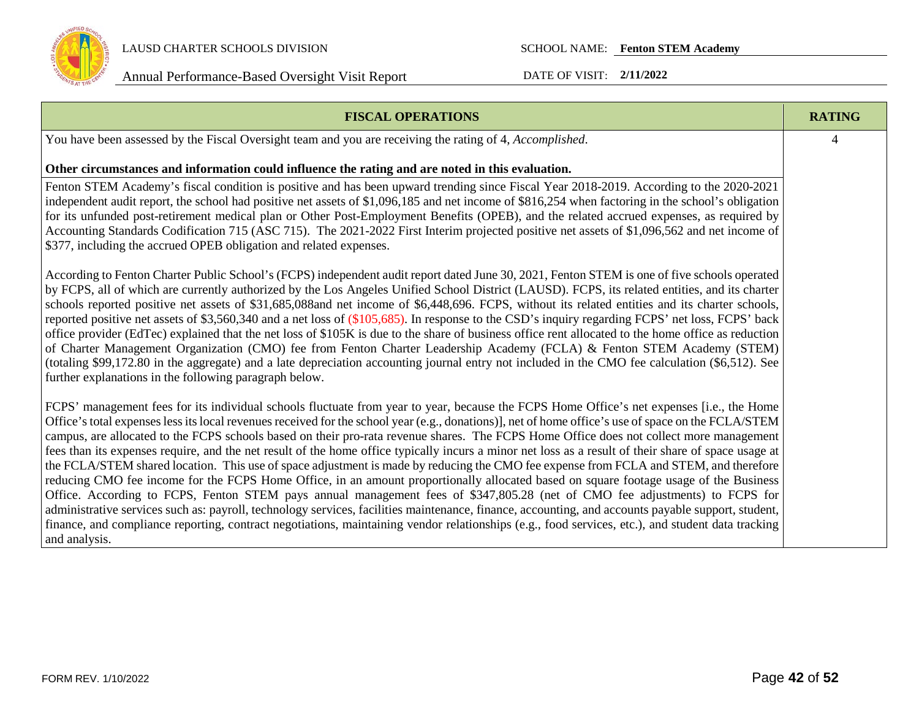| FISCAL OPERATIONS | RATING |
|---|---|
| You have been assessed by the Fiscal Oversight team and you are receiving the rating of 4, *Accomplished*.<br><br>**Other circumstances and information could influence the rating and are noted in this evaluation.** | 4 |
| Fenton STEM Academy's fiscal condition is positive and has been upward trending since Fiscal Year 2018-2019. According to the 2020-2021 independent audit report, the school had positive net assets of $1,096,185 and net income of $816,254 when factoring in the school's obligation for its unfunded post-retirement medical plan or Other Post-Employment Benefits (OPEB), and the related accrued expenses, as required by Accounting Standards Codification 715 (ASC 715). The 2021-2022 First Interim projected positive net assets of $1,096,562 and net income of $377, including the accrued OPEB obligation and related expenses.<br><br>According to Fenton Charter Public School's (FCPS) independent audit report dated June 30, 2021, Fenton STEM is one of five schools operated by FCPS, all of which are currently authorized by the Los Angeles Unified School District (LAUSD). FCPS, its related entities, and its charter schools reported positive net assets of $31,685,088and net income of $6,448,696. FCPS, without its related entities and its charter schools, reported positive net assets of $3,560,340 and a net loss of ($105,685). In response to the CSD's inquiry regarding FCPS' net loss, FCPS' back office provider (EdTec) explained that the net loss of $105K is due to the share of business office rent allocated to the home office as reduction of Charter Management Organization (CMO) fee from Fenton Charter Leadership Academy (FCLA) & Fenton STEM Academy (STEM) (totaling $99,172.80 in the aggregate) and a late depreciation accounting journal entry not included in the CMO fee calculation ($6,512). See further explanations in the following paragraph below.<br><br>FCPS' management fees for its individual schools fluctuate from year to year, because the FCPS Home Office's net expenses [i.e., the Home Office's total expenses less its local revenues received for the school year (e.g., donations)], net of home office's use of space on the FCLA/STEM campus, are allocated to the FCPS schools based on their pro-rata revenue shares. The FCPS Home Office does not collect more management fees than its expenses require, and the net result of the home office typically incurs a minor net loss as a result of their share of space usage at the FCLA/STEM shared location. This use of space adjustment is made by reducing the CMO fee expense from FCLA and STEM, and therefore reducing CMO fee income for the FCPS Home Office, in an amount proportionally allocated based on square footage usage of the Business Office. According to FCPS, Fenton STEM pays annual management fees of $347,805.28 (net of CMO fee adjustments) to FCPS for administrative services such as: payroll, technology services, facilities maintenance, finance, accounting, and accounts payable support, student, finance, and compliance reporting, contract negotiations, maintaining vendor relationships (e.g., food services, etc.), and student data tracking and analysis. | |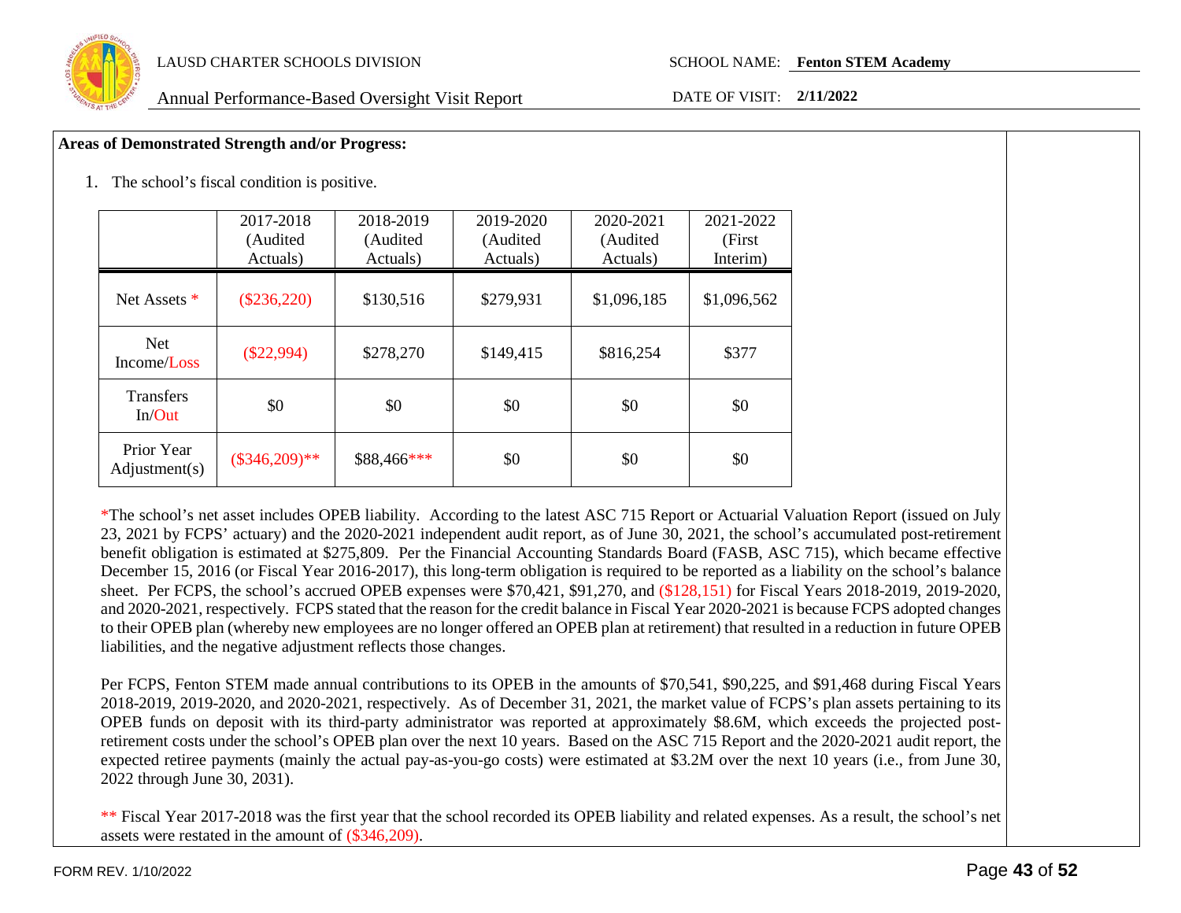**Areas of Demonstrated Strength and/or Progress:**

1. The school's fiscal condition is positive.

| | 2017-2018 (Audited Actuals) | 2018-2019 (Audited Actuals) | 2019-2020 (Audited Actuals) | 2020-2021 (Audited Actuals) | 2021-2022 (First Interim) |
|---|---|---|---|---|---|
| Net Assets * | ($236,220) | $130,516 | $279,931 | $1,096,185 | $1,096,562 |
| Net Income/Loss | ($22,994) | $278,270 | $149,415 | $816,254 | $377 |
| Transfers In/Out | $0 | $0 | $0 | $0 | $0 |
| Prior Year Adjustment(s) | ($346,209)** | $88,466*** | $0 | $0 | $0 |

*The school's net asset includes OPEB liability. According to the latest ASC 715 Report or Actuarial Valuation Report (issued on July 23, 2021 by FCPS' actuary) and the 2020-2021 independent audit report, as of June 30, 2021, the school's accumulated post-retirement benefit obligation is estimated at $275,809. Per the Financial Accounting Standards Board (FASB, ASC 715), which became effective December 15, 2016 (or Fiscal Year 2016-2017), this long-term obligation is required to be reported as a liability on the school's balance sheet. Per FCPS, the school's accrued OPEB expenses were $70,421, $91,270, and ($128,151) for Fiscal Years 2018-2019, 2019-2020, and 2020-2021, respectively. FCPS stated that the reason for the credit balance in Fiscal Year 2020-2021 is because FCPS adopted changes to their OPEB plan (whereby new employees are no longer offered an OPEB plan at retirement) that resulted in a reduction in future OPEB liabilities, and the negative adjustment reflects those changes.

Per FCPS, Fenton STEM made annual contributions to its OPEB in the amounts of $70,541, $90,225, and $91,468 during Fiscal Years 2018-2019, 2019-2020, and 2020-2021, respectively. As of December 31, 2021, the market value of FCPS's plan assets pertaining to its OPEB funds on deposit with its third-party administrator was reported at approximately $8.6M, which exceeds the projected post-retirement costs under the school's OPEB plan over the next 10 years. Based on the ASC 715 Report and the 2020-2021 audit report, the expected retiree payments (mainly the actual pay-as-you-go costs) were estimated at $3.2M over the next 10 years (i.e., from June 30, 2022 through June 30, 2031).

** Fiscal Year 2017-2018 was the first year that the school recorded its OPEB liability and related expenses. As a result, the school's net assets were restated in the amount of ($346,209).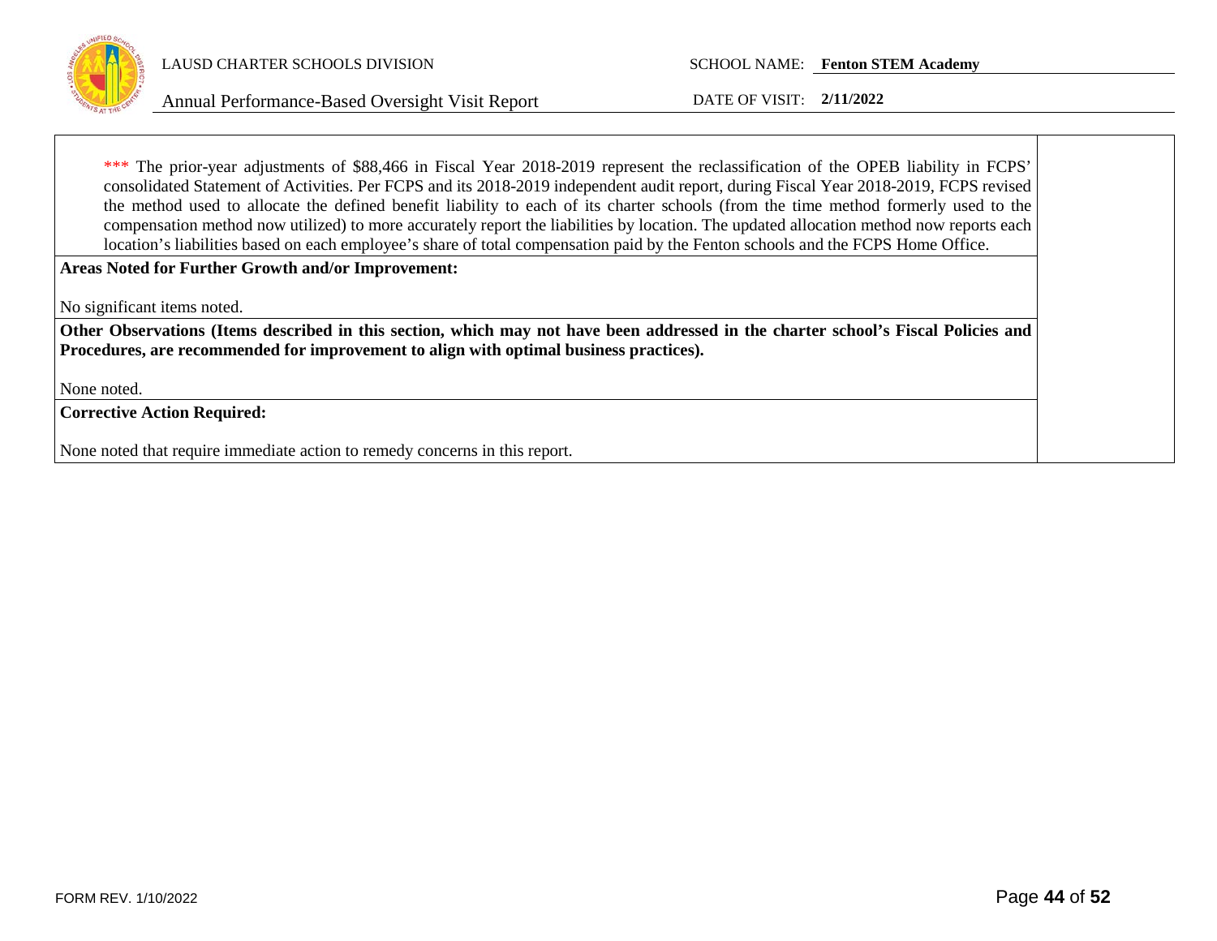*** The prior-year adjustments of $88,466 in Fiscal Year 2018-2019 represent the reclassification of the OPEB liability in FCPS' consolidated Statement of Activities. Per FCPS and its 2018-2019 independent audit report, during Fiscal Year 2018-2019, FCPS revised the method used to allocate the defined benefit liability to each of its charter schools (from the time method formerly used to the compensation method now utilized) to more accurately report the liabilities by location. The updated allocation method now reports each location's liabilities based on each employee's share of total compensation paid by the Fenton schools and the FCPS Home Office.

**Areas Noted for Further Growth and/or Improvement:**

No significant items noted.

**Other Observations (Items described in this section, which may not have been addressed in the charter school's Fiscal Policies and Procedures, are recommended for improvement to align with optimal business practices).**

None noted.

**Corrective Action Required:**

None noted that require immediate action to remedy concerns in this report.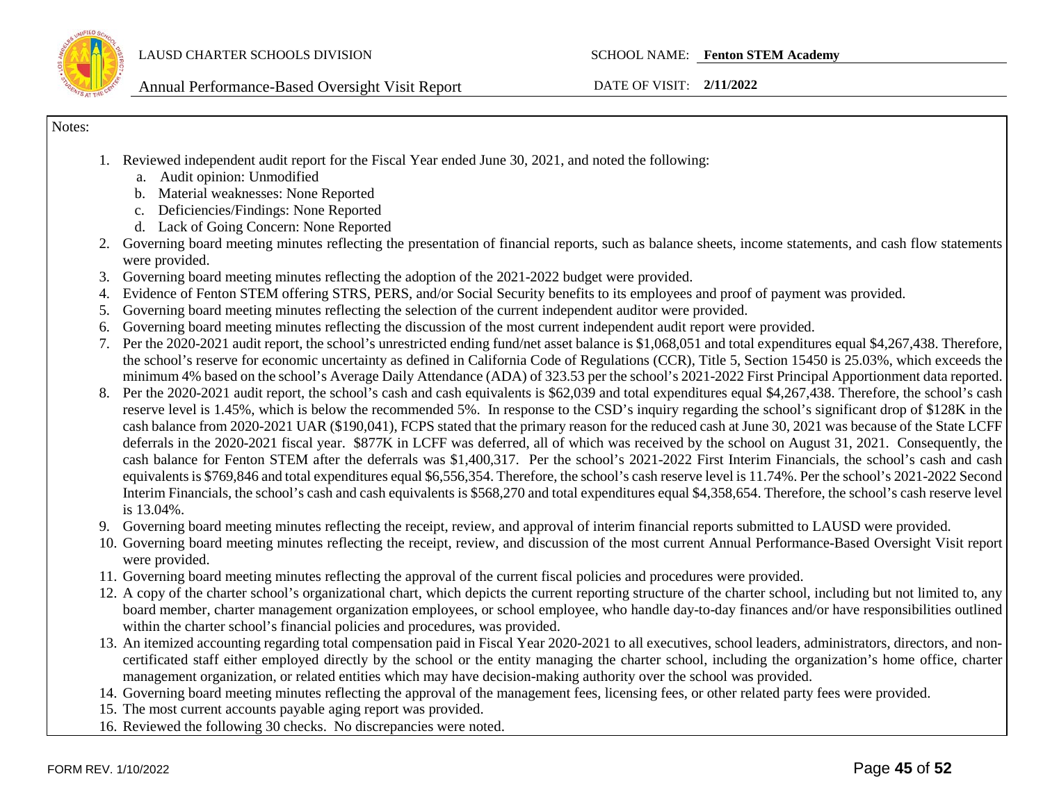Notes:

1. Reviewed independent audit report for the Fiscal Year ended June 30, 2021, and noted the following:
   a. Audit opinion: Unmodified
   b. Material weaknesses: None Reported
   c. Deficiencies/Findings: None Reported
   d. Lack of Going Concern: None Reported
2. Governing board meeting minutes reflecting the presentation of financial reports, such as balance sheets, income statements, and cash flow statements were provided.
3. Governing board meeting minutes reflecting the adoption of the 2021-2022 budget were provided.
4. Evidence of Fenton STEM offering STRS, PERS, and/or Social Security benefits to its employees and proof of payment was provided.
5. Governing board meeting minutes reflecting the selection of the current independent auditor were provided.
6. Governing board meeting minutes reflecting the discussion of the most current independent audit report were provided.
7. Per the 2020-2021 audit report, the school's unrestricted ending fund/net asset balance is $1,068,051 and total expenditures equal $4,267,438. Therefore, the school's reserve for economic uncertainty as defined in California Code of Regulations (CCR), Title 5, Section 15450 is 25.03%, which exceeds the minimum 4% based on the school's Average Daily Attendance (ADA) of 323.53 per the school's 2021-2022 First Principal Apportionment data reported.
8. Per the 2020-2021 audit report, the school's cash and cash equivalents is $62,039 and total expenditures equal $4,267,438. Therefore, the school's cash reserve level is 1.45%, which is below the recommended 5%. In response to the CSD's inquiry regarding the school's significant drop of $128K in the cash balance from 2020-2021 UAR ($190,041), FCPS stated that the primary reason for the reduced cash at June 30, 2021 was because of the State LCFF deferrals in the 2020-2021 fiscal year. $877K in LCFF was deferred, all of which was received by the school on August 31, 2021. Consequently, the cash balance for Fenton STEM after the deferrals was $1,400,317. Per the school's 2021-2022 First Interim Financials, the school's cash and cash equivalents is $769,846 and total expenditures equal $6,556,354. Therefore, the school's cash reserve level is 11.74%. Per the school's 2021-2022 Second Interim Financials, the school's cash and cash equivalents is $568,270 and total expenditures equal $4,358,654. Therefore, the school's cash reserve level is 13.04%.
9. Governing board meeting minutes reflecting the receipt, review, and approval of interim financial reports submitted to LAUSD were provided.
10. Governing board meeting minutes reflecting the receipt, review, and discussion of the most current Annual Performance-Based Oversight Visit report were provided.
11. Governing board meeting minutes reflecting the approval of the current fiscal policies and procedures were provided.
12. A copy of the charter school's organizational chart, which depicts the current reporting structure of the charter school, including but not limited to, any board member, charter management organization employees, or school employee, who handle day-to-day finances and/or have responsibilities outlined within the charter school's financial policies and procedures, was provided.
13. An itemized accounting regarding total compensation paid in Fiscal Year 2020-2021 to all executives, school leaders, administrators, directors, and non-certificated staff either employed directly by the school or the entity managing the charter school, including the organization's home office, charter management organization, or related entities which may have decision-making authority over the school was provided.
14. Governing board meeting minutes reflecting the approval of the management fees, licensing fees, or other related party fees were provided.
15. The most current accounts payable aging report was provided.
16. Reviewed the following 30 checks. No discrepancies were noted.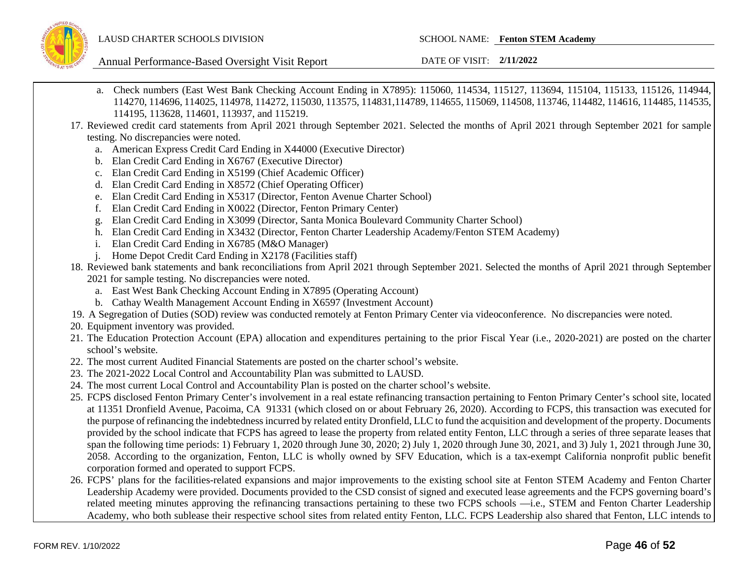a. Check numbers (East West Bank Checking Account Ending in X7895): 115060, 114534, 115127, 113694, 115104, 115133, 115126, 114944, 114270, 114696, 114025, 114978, 114272, 115030, 113575, 114831,114789, 114655, 115069, 114508, 113746, 114482, 114616, 114485, 114535, 114195, 113628, 114601, 113937, and 115219.

17. Reviewed credit card statements from April 2021 through September 2021. Selected the months of April 2021 through September 2021 for sample testing. No discrepancies were noted.
    a. American Express Credit Card Ending in X44000 (Executive Director)
    b. Elan Credit Card Ending in X6767 (Executive Director)
    c. Elan Credit Card Ending in X5199 (Chief Academic Officer)
    d. Elan Credit Card Ending in X8572 (Chief Operating Officer)
    e. Elan Credit Card Ending in X5317 (Director, Fenton Avenue Charter School)
    f. Elan Credit Card Ending in X0022 (Director, Fenton Primary Center)
    g. Elan Credit Card Ending in X3099 (Director, Santa Monica Boulevard Community Charter School)
    h. Elan Credit Card Ending in X3432 (Director, Fenton Charter Leadership Academy/Fenton STEM Academy)
    i. Elan Credit Card Ending in X6785 (M&O Manager)
    j. Home Depot Credit Card Ending in X2178 (Facilities staff)
18. Reviewed bank statements and bank reconciliations from April 2021 through September 2021. Selected the months of April 2021 through September 2021 for sample testing. No discrepancies were noted.
    a. East West Bank Checking Account Ending in X7895 (Operating Account)
    b. Cathay Wealth Management Account Ending in X6597 (Investment Account)
19. A Segregation of Duties (SOD) review was conducted remotely at Fenton Primary Center via videoconference. No discrepancies were noted.
20. Equipment inventory was provided.
21. The Education Protection Account (EPA) allocation and expenditures pertaining to the prior Fiscal Year (i.e., 2020-2021) are posted on the charter school's website.
22. The most current Audited Financial Statements are posted on the charter school's website.
23. The 2021-2022 Local Control and Accountability Plan was submitted to LAUSD.
24. The most current Local Control and Accountability Plan is posted on the charter school's website.
25. FCPS disclosed Fenton Primary Center's involvement in a real estate refinancing transaction pertaining to Fenton Primary Center's school site, located at 11351 Dronfield Avenue, Pacoima, CA 91331 (which closed on or about February 26, 2020). According to FCPS, this transaction was executed for the purpose of refinancing the indebtedness incurred by related entity Dronfield, LLC to fund the acquisition and development of the property. Documents provided by the school indicate that FCPS has agreed to lease the property from related entity Fenton, LLC through a series of three separate leases that span the following time periods: 1) February 1, 2020 through June 30, 2020; 2) July 1, 2020 through June 30, 2021, and 3) July 1, 2021 through June 30, 2058. According to the organization, Fenton, LLC is wholly owned by SFV Education, which is a tax-exempt California nonprofit public benefit corporation formed and operated to support FCPS.
26. FCPS' plans for the facilities-related expansions and major improvements to the existing school site at Fenton STEM Academy and Fenton Charter Leadership Academy were provided. Documents provided to the CSD consist of signed and executed lease agreements and the FCPS governing board's related meeting minutes approving the refinancing transactions pertaining to these two FCPS schools —i.e., STEM and Fenton Charter Leadership Academy, who both sublease their respective school sites from related entity Fenton, LLC. FCPS Leadership also shared that Fenton, LLC intends to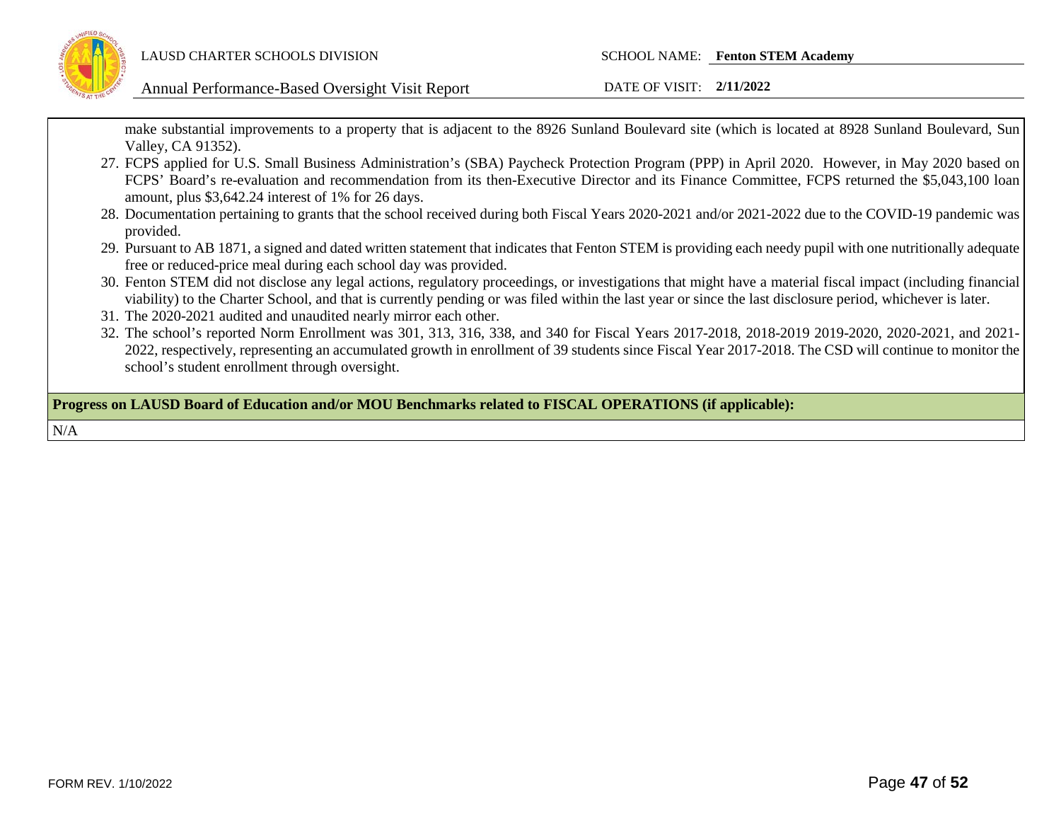make substantial improvements to a property that is adjacent to the 8926 Sunland Boulevard site (which is located at 8928 Sunland Boulevard, Sun Valley, CA 91352).

27. FCPS applied for U.S. Small Business Administration's (SBA) Paycheck Protection Program (PPP) in April 2020. However, in May 2020 based on FCPS' Board's re-evaluation and recommendation from its then-Executive Director and its Finance Committee, FCPS returned the $5,043,100 loan amount, plus $3,642.24 interest of 1% for 26 days.
28. Documentation pertaining to grants that the school received during both Fiscal Years 2020-2021 and/or 2021-2022 due to the COVID-19 pandemic was provided.
29. Pursuant to AB 1871, a signed and dated written statement that indicates that Fenton STEM is providing each needy pupil with one nutritionally adequate free or reduced-price meal during each school day was provided.
30. Fenton STEM did not disclose any legal actions, regulatory proceedings, or investigations that might have a material fiscal impact (including financial viability) to the Charter School, and that is currently pending or was filed within the last year or since the last disclosure period, whichever is later.
31. The 2020-2021 audited and unaudited nearly mirror each other.
32. The school's reported Norm Enrollment was 301, 313, 316, 338, and 340 for Fiscal Years 2017-2018, 2018-2019 2019-2020, 2020-2021, and 2021-2022, respectively, representing an accumulated growth in enrollment of 39 students since Fiscal Year 2017-2018. The CSD will continue to monitor the school's student enrollment through oversight.

**Progress on LAUSD Board of Education and/or MOU Benchmarks related to FISCAL OPERATIONS (if applicable):**

N/A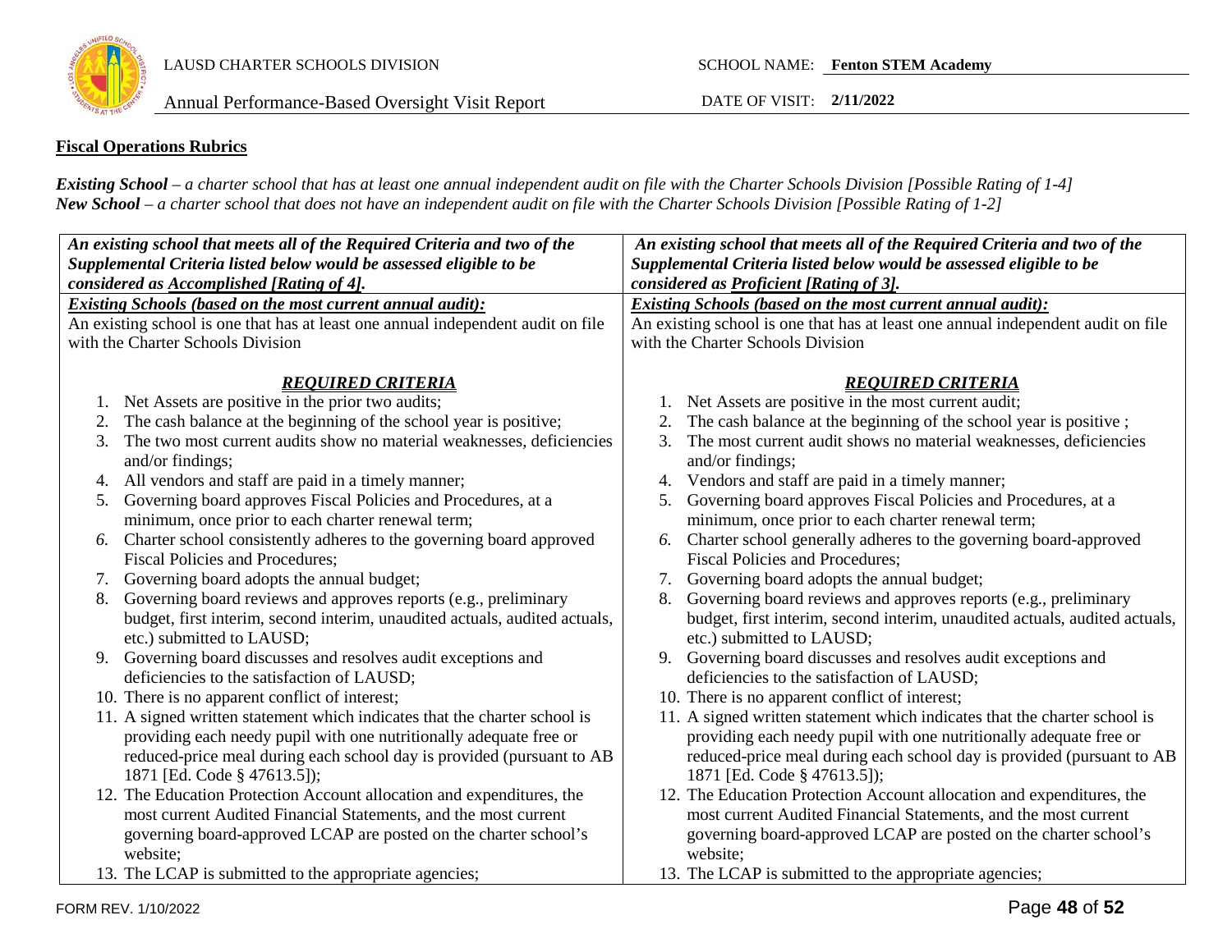**Fiscal Operations Rubrics**

***Existing School** – a charter school that has at least one annual independent audit on file with the Charter Schools Division [Possible Rating of 1-4]*
***New School** – a charter school that does not have an independent audit on file with the Charter Schools Division [Possible Rating of 1-2]*

| ***An existing school that meets all of the Required Criteria and two of the Supplemental Criteria listed below would be assessed eligible to be considered as <u>Accomplished [Rating of 4]</u>.*** | ***An existing school that meets all of the Required Criteria and two of the Supplemental Criteria listed below would be assessed eligible to be considered as <u>Proficient [Rating of 3]</u>.*** |
|---|---|
| ***<u>Existing Schools (based on the most current annual audit):</u>***<br>An existing school is one that has at least one annual independent audit on file with the Charter Schools Division<br><br>***<u>REQUIRED CRITERIA</u>***<br>1. Net Assets are positive in the prior two audits;<br>2. The cash balance at the beginning of the school year is positive;<br>3. The two most current audits show no material weaknesses, deficiencies and/or findings;<br>4. All vendors and staff are paid in a timely manner;<br>5. Governing board approves Fiscal Policies and Procedures, at a minimum, once prior to each charter renewal term;<br>6. Charter school consistently adheres to the governing board approved Fiscal Policies and Procedures;<br>7. Governing board adopts the annual budget;<br>8. Governing board reviews and approves reports (e.g., preliminary budget, first interim, second interim, unaudited actuals, audited actuals, etc.) submitted to LAUSD;<br>9. Governing board discusses and resolves audit exceptions and deficiencies to the satisfaction of LAUSD;<br>10. There is no apparent conflict of interest;<br>11. A signed written statement which indicates that the charter school is providing each needy pupil with one nutritionally adequate free or reduced-price meal during each school day is provided (pursuant to AB 1871 [Ed. Code § 47613.5]);<br>12. The Education Protection Account allocation and expenditures, the most current Audited Financial Statements, and the most current governing board-approved LCAP are posted on the charter school's website;<br>13. The LCAP is submitted to the appropriate agencies; | ***<u>Existing Schools (based on the most current annual audit):</u>***<br>An existing school is one that has at least one annual independent audit on file with the Charter Schools Division<br><br>***<u>REQUIRED CRITERIA</u>***<br>1. Net Assets are positive in the most current audit;<br>2. The cash balance at the beginning of the school year is positive ;<br>3. The most current audit shows no material weaknesses, deficiencies and/or findings;<br>4. Vendors and staff are paid in a timely manner;<br>5. Governing board approves Fiscal Policies and Procedures, at a minimum, once prior to each charter renewal term;<br>6. Charter school generally adheres to the governing board-approved Fiscal Policies and Procedures;<br>7. Governing board adopts the annual budget;<br>8. Governing board reviews and approves reports (e.g., preliminary budget, first interim, second interim, unaudited actuals, audited actuals, etc.) submitted to LAUSD;<br>9. Governing board discusses and resolves audit exceptions and deficiencies to the satisfaction of LAUSD;<br>10. There is no apparent conflict of interest;<br>11. A signed written statement which indicates that the charter school is providing each needy pupil with one nutritionally adequate free or reduced-price meal during each school day is provided (pursuant to AB 1871 [Ed. Code § 47613.5]);<br>12. The Education Protection Account allocation and expenditures, the most current Audited Financial Statements, and the most current governing board-approved LCAP are posted on the charter school's website;<br>13. The LCAP is submitted to the appropriate agencies; |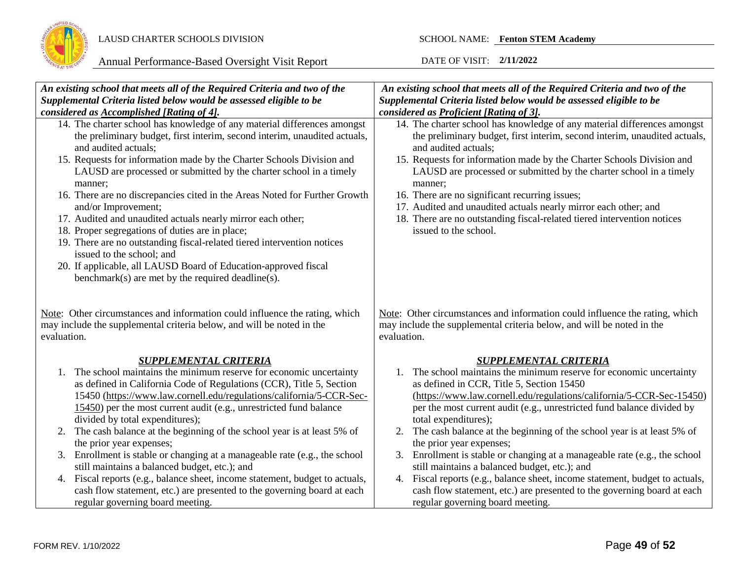| *An existing school that meets all of the Required Criteria and two of the Supplemental Criteria listed below would be assessed eligible to be considered as Accomplished [Rating of 4].* | *An existing school that meets all of the Required Criteria and two of the Supplemental Criteria listed below would be assessed eligible to be considered as Proficient [Rating of 3].* |
|---|---|
| 14. The charter school has knowledge of any material differences amongst the preliminary budget, first interim, second interim, unaudited actuals, and audited actuals;<br>15. Requests for information made by the Charter Schools Division and LAUSD are processed or submitted by the charter school in a timely manner;<br>16. There are no discrepancies cited in the Areas Noted for Further Growth and/or Improvement;<br>17. Audited and unaudited actuals nearly mirror each other;<br>18. Proper segregations of duties are in place;<br>19. There are no outstanding fiscal-related tiered intervention notices issued to the school; and<br>20. If applicable, all LAUSD Board of Education-approved fiscal benchmark(s) are met by the required deadline(s).<br><br>Note: Other circumstances and information could influence the rating, which may include the supplemental criteria below, and will be noted in the evaluation.<br><br>***SUPPLEMENTAL CRITERIA***<br>1. The school maintains the minimum reserve for economic uncertainty as defined in California Code of Regulations (CCR), Title 5, Section 15450 (https://www.law.cornell.edu/regulations/california/5-CCR-Sec-15450) per the most current audit (e.g., unrestricted fund balance divided by total expenditures);<br>2. The cash balance at the beginning of the school year is at least 5% of the prior year expenses;<br>3. Enrollment is stable or changing at a manageable rate (e.g., the school still maintains a balanced budget, etc.); and<br>4. Fiscal reports (e.g., balance sheet, income statement, budget to actuals, cash flow statement, etc.) are presented to the governing board at each regular governing board meeting. | 14. The charter school has knowledge of any material differences amongst the preliminary budget, first interim, second interim, unaudited actuals, and audited actuals;<br>15. Requests for information made by the Charter Schools Division and LAUSD are processed or submitted by the charter school in a timely manner;<br>16. There are no significant recurring issues;<br>17. Audited and unaudited actuals nearly mirror each other; and<br>18. There are no outstanding fiscal-related tiered intervention notices issued to the school.<br><br>Note: Other circumstances and information could influence the rating, which may include the supplemental criteria below, and will be noted in the evaluation.<br><br>***SUPPLEMENTAL CRITERIA***<br>1. The school maintains the minimum reserve for economic uncertainty as defined in CCR, Title 5, Section 15450 (https://www.law.cornell.edu/regulations/california/5-CCR-Sec-15450) per the most current audit (e.g., unrestricted fund balance divided by total expenditures);<br>2. The cash balance at the beginning of the school year is at least 5% of the prior year expenses;<br>3. Enrollment is stable or changing at a manageable rate (e.g., the school still maintains a balanced budget, etc.); and<br>4. Fiscal reports (e.g., balance sheet, income statement, budget to actuals, cash flow statement, etc.) are presented to the governing board at each regular governing board meeting. |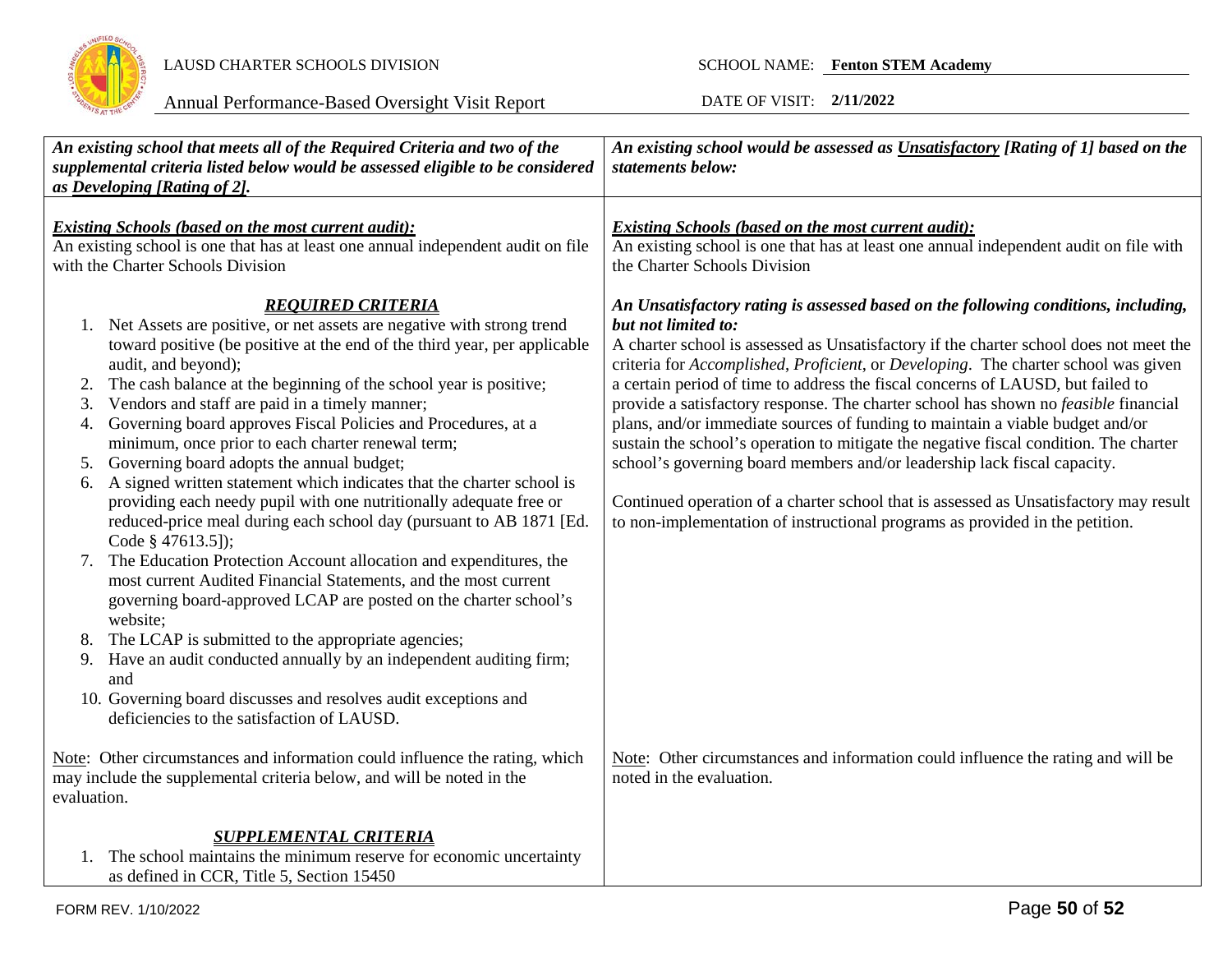| *An existing school that meets all of the Required Criteria and two of the supplemental criteria listed below would be assessed eligible to be considered as Developing [Rating of 2].* | *An existing school would be assessed as Unsatisfactory [Rating of 1] based on the statements below:* |
|---|---|
| ***Existing Schools (based on the most current audit):***<br>An existing school is one that has at least one annual independent audit on file with the Charter Schools Division<br><br>***REQUIRED CRITERIA***<br>1. Net Assets are positive, or net assets are negative with strong trend toward positive (be positive at the end of the third year, per applicable audit, and beyond);<br>2. The cash balance at the beginning of the school year is positive;<br>3. Vendors and staff are paid in a timely manner;<br>4. Governing board approves Fiscal Policies and Procedures, at a minimum, once prior to each charter renewal term;<br>5. Governing board adopts the annual budget;<br>6. A signed written statement which indicates that the charter school is providing each needy pupil with one nutritionally adequate free or reduced-price meal during each school day (pursuant to AB 1871 [Ed. Code § 47613.5]);<br>7. The Education Protection Account allocation and expenditures, the most current Audited Financial Statements, and the most current governing board-approved LCAP are posted on the charter school's website;<br>8. The LCAP is submitted to the appropriate agencies;<br>9. Have an audit conducted annually by an independent auditing firm; and<br>10. Governing board discusses and resolves audit exceptions and deficiencies to the satisfaction of LAUSD.<br><br>Note: Other circumstances and information could influence the rating, which may include the supplemental criteria below, and will be noted in the evaluation.<br><br>***SUPPLEMENTAL CRITERIA***<br>1. The school maintains the minimum reserve for economic uncertainty as defined in CCR, Title 5, Section 15450 | ***Existing Schools (based on the most current audit):***<br>An existing school is one that has at least one annual independent audit on file with the Charter Schools Division<br><br>***An Unsatisfactory rating is assessed based on the following conditions, including, but not limited to:***<br>A charter school is assessed as Unsatisfactory if the charter school does not meet the criteria for *Accomplished*, *Proficient*, or *Developing*. The charter school was given a certain period of time to address the fiscal concerns of LAUSD, but failed to provide a satisfactory response. The charter school has shown no *feasible* financial plans, and/or immediate sources of funding to maintain a viable budget and/or sustain the school's operation to mitigate the negative fiscal condition. The charter school's governing board members and/or leadership lack fiscal capacity.<br><br>Continued operation of a charter school that is assessed as Unsatisfactory may result to non-implementation of instructional programs as provided in the petition.<br><br>Note: Other circumstances and information could influence the rating and will be noted in the evaluation. |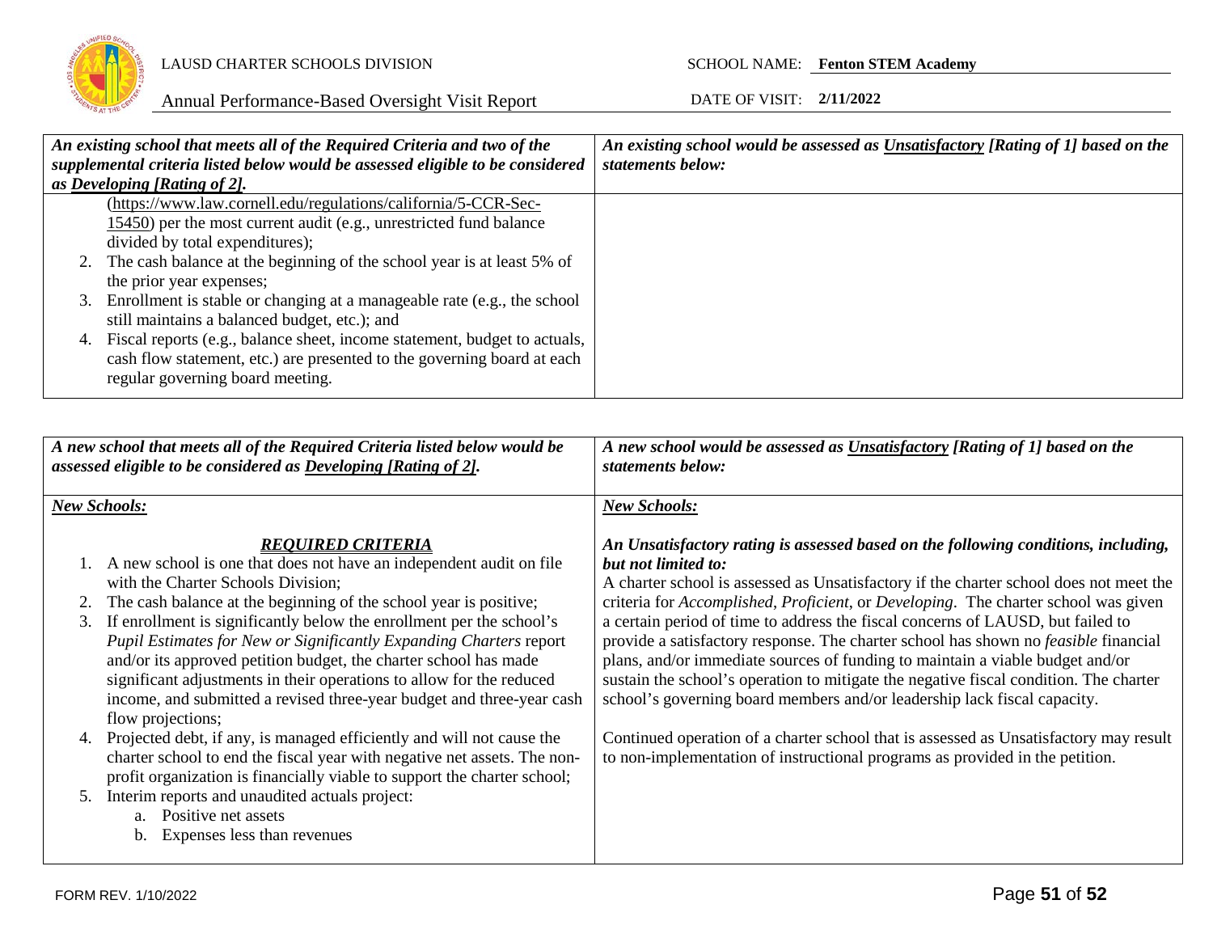| *An existing school that meets all of the Required Criteria and two of the supplemental criteria listed below would be assessed eligible to be considered as Developing [Rating of 2].* | *An existing school would be assessed as Unsatisfactory [Rating of 1] based on the statements below:* |
| --- | --- |
| (https://www.law.cornell.edu/regulations/california/5-CCR-Sec-15450) per the most current audit (e.g., unrestricted fund balance divided by total expenditures);<br>2. The cash balance at the beginning of the school year is at least 5% of the prior year expenses;<br>3. Enrollment is stable or changing at a manageable rate (e.g., the school still maintains a balanced budget, etc.); and<br>4. Fiscal reports (e.g., balance sheet, income statement, budget to actuals, cash flow statement, etc.) are presented to the governing board at each regular governing board meeting. | |

| *A new school that meets all of the Required Criteria listed below would be assessed eligible to be considered as Developing [Rating of 2].* | *A new school would be assessed as Unsatisfactory [Rating of 1] based on the statements below:* |
| --- | --- |
| ***New Schools:***<br><br>***REQUIRED CRITERIA***<br>1. A new school is one that does not have an independent audit on file with the Charter Schools Division;<br>2. The cash balance at the beginning of the school year is positive;<br>3. If enrollment is significantly below the enrollment per the school's *Pupil Estimates for New or Significantly Expanding Charters* report and/or its approved petition budget, the charter school has made significant adjustments in their operations to allow for the reduced income, and submitted a revised three-year budget and three-year cash flow projections;<br>4. Projected debt, if any, is managed efficiently and will not cause the charter school to end the fiscal year with negative net assets. The non-profit organization is financially viable to support the charter school;<br>5. Interim reports and unaudited actuals project:<br>a. Positive net assets<br>b. Expenses less than revenues | ***New Schools:***<br><br>***An Unsatisfactory rating is assessed based on the following conditions, including, but not limited to:***<br>A charter school is assessed as Unsatisfactory if the charter school does not meet the criteria for *Accomplished*, *Proficient*, or *Developing*. The charter school was given a certain period of time to address the fiscal concerns of LAUSD, but failed to provide a satisfactory response. The charter school has shown no *feasible* financial plans, and/or immediate sources of funding to maintain a viable budget and/or sustain the school's operation to mitigate the negative fiscal condition. The charter school's governing board members and/or leadership lack fiscal capacity.<br><br>Continued operation of a charter school that is assessed as Unsatisfactory may result to non-implementation of instructional programs as provided in the petition. |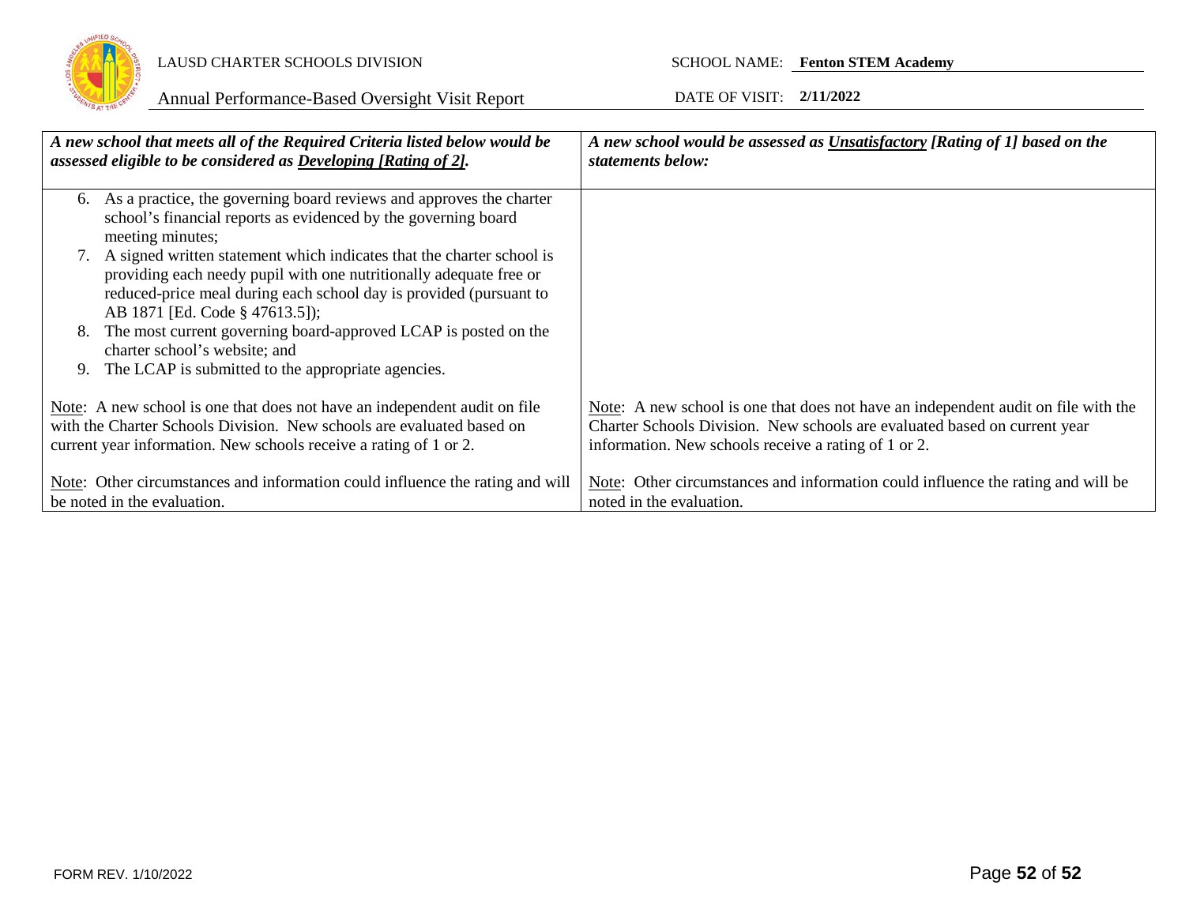| *A new school that meets all of the Required Criteria listed below would be assessed eligible to be considered as* ***Developing [Rating of 2]****.* | *A new school would be assessed as* ***Unsatisfactory*** *[Rating of 1] based on the statements below:* |
|---|---|
| 6. As a practice, the governing board reviews and approves the charter school's financial reports as evidenced by the governing board meeting minutes;<br>7. A signed written statement which indicates that the charter school is providing each needy pupil with one nutritionally adequate free or reduced-price meal during each school day is provided (pursuant to AB 1871 [Ed. Code § 47613.5]);<br>8. The most current governing board-approved LCAP is posted on the charter school's website; and<br>9. The LCAP is submitted to the appropriate agencies.<br><br>Note: A new school is one that does not have an independent audit on file with the Charter Schools Division. New schools are evaluated based on current year information. New schools receive a rating of 1 or 2.<br><br>Note: Other circumstances and information could influence the rating and will be noted in the evaluation. | Note: A new school is one that does not have an independent audit on file with the Charter Schools Division. New schools are evaluated based on current year information. New schools receive a rating of 1 or 2.<br><br>Note: Other circumstances and information could influence the rating and will be noted in the evaluation. |